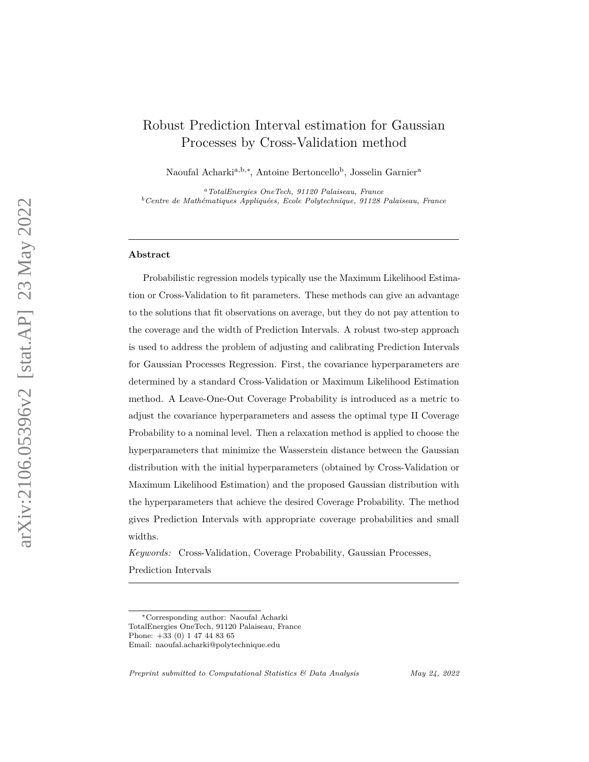# Robust Prediction Interval estimation for Gaussian Processes by Cross-Validation method

Naoufal Acharki[a,b,*], Antoine Bertoncello[b], Josselin Garnier[a]

[a] *TotalEnergies OneTech, 91120 Palaiseau, France*

[b] *Centre de Mathématiques Appliquées, Ecole Polytechnique, 91128 Palaiseau, France*

---

## Abstract

Probabilistic regression models typically use the Maximum Likelihood Estimation or Cross-Validation to fit parameters. These methods can give an advantage to the solutions that fit observations on average, but they do not pay attention to the coverage and the width of Prediction Intervals. A robust two-step approach is used to address the problem of adjusting and calibrating Prediction Intervals for Gaussian Processes Regression. First, the covariance hyperparameters are determined by a standard Cross-Validation or Maximum Likelihood Estimation method. A Leave-One-Out Coverage Probability is introduced as a metric to adjust the covariance hyperparameters and assess the optimal type II Coverage Probability to a nominal level. Then a relaxation method is applied to choose the hyperparameters that minimize the Wasserstein distance between the Gaussian distribution with the initial hyperparameters (obtained by Cross-Validation or Maximum Likelihood Estimation) and the proposed Gaussian distribution with the hyperparameters that achieve the desired Coverage Probability. The method gives Prediction Intervals with appropriate coverage probabilities and small widths.

*Keywords:* Cross-Validation, Coverage Probability, Gaussian Processes, Prediction Intervals

---

*Corresponding author: Naoufal Acharki
TotalEnergies OneTech, 91120 Palaiseau, France
Phone: +33 (0) 1 47 44 83 65
Email: naoufal.acharki@polytechnique.edu

*Preprint submitted to Computational Statistics & Data Analysis* May 24, 2022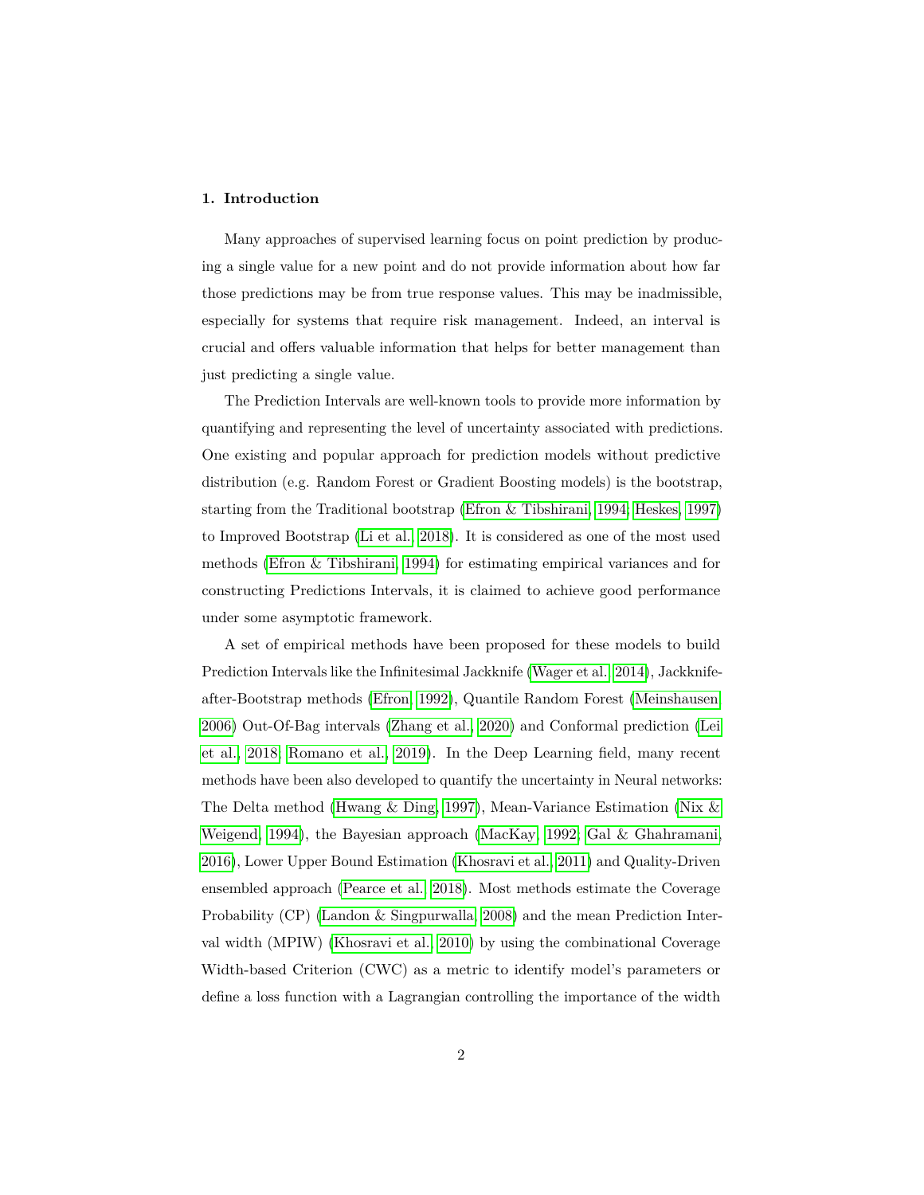## 1. Introduction

Many approaches of supervised learning focus on point prediction by producing a single value for a new point and do not provide information about how far those predictions may be from true response values. This may be inadmissible, especially for systems that require risk management. Indeed, an interval is crucial and offers valuable information that helps for better management than just predicting a single value.

The Prediction Intervals are well-known tools to provide more information by quantifying and representing the level of uncertainty associated with predictions. One existing and popular approach for prediction models without predictive distribution (e.g. Random Forest or Gradient Boosting models) is the bootstrap, starting from the Traditional bootstrap (Efron & Tibshirani, 1994; Heskes, 1997) to Improved Bootstrap (Li et al., 2018). It is considered as one of the most used methods (Efron & Tibshirani, 1994) for estimating empirical variances and for constructing Predictions Intervals, it is claimed to achieve good performance under some asymptotic framework.

A set of empirical methods have been proposed for these models to build Prediction Intervals like the Infinitesimal Jackknife (Wager et al., 2014), Jackknife-after-Bootstrap methods (Efron, 1992), Quantile Random Forest (Meinshausen, 2006) Out-Of-Bag intervals (Zhang et al., 2020) and Conformal prediction (Lei et al., 2018; Romano et al., 2019). In the Deep Learning field, many recent methods have been also developed to quantify the uncertainty in Neural networks: The Delta method (Hwang & Ding, 1997), Mean-Variance Estimation (Nix & Weigend, 1994), the Bayesian approach (MacKay, 1992; Gal & Ghahramani, 2016), Lower Upper Bound Estimation (Khosravi et al., 2011) and Quality-Driven ensembled approach (Pearce et al., 2018). Most methods estimate the Coverage Probability (CP) (Landon & Singpurwalla, 2008) and the mean Prediction Interval width (MPIW) (Khosravi et al., 2010) by using the combinational Coverage Width-based Criterion (CWC) as a metric to identify model's parameters or define a loss function with a Lagrangian controlling the importance of the width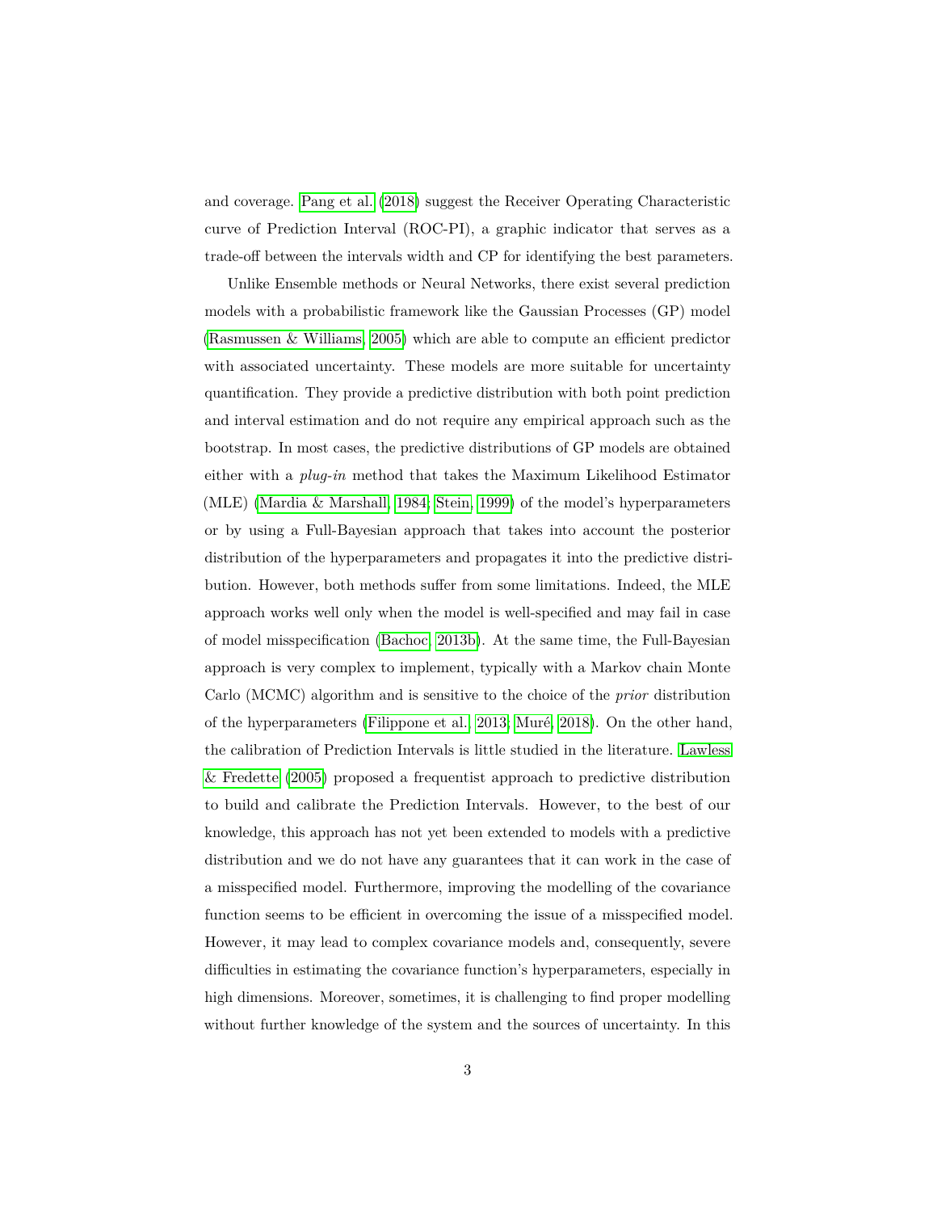and coverage. Pang et al. (2018) suggest the Receiver Operating Characteristic curve of Prediction Interval (ROC-PI), a graphic indicator that serves as a trade-off between the intervals width and CP for identifying the best parameters.

Unlike Ensemble methods or Neural Networks, there exist several prediction models with a probabilistic framework like the Gaussian Processes (GP) model (Rasmussen & Williams, 2005) which are able to compute an efficient predictor with associated uncertainty. These models are more suitable for uncertainty quantification. They provide a predictive distribution with both point prediction and interval estimation and do not require any empirical approach such as the bootstrap. In most cases, the predictive distributions of GP models are obtained either with a *plug-in* method that takes the Maximum Likelihood Estimator (MLE) (Mardia & Marshall, 1984; Stein, 1999) of the model's hyperparameters or by using a Full-Bayesian approach that takes into account the posterior distribution of the hyperparameters and propagates it into the predictive distribution. However, both methods suffer from some limitations. Indeed, the MLE approach works well only when the model is well-specified and may fail in case of model misspecification (Bachoc, 2013b). At the same time, the Full-Bayesian approach is very complex to implement, typically with a Markov chain Monte Carlo (MCMC) algorithm and is sensitive to the choice of the *prior* distribution of the hyperparameters (Filippone et al., 2013; Muré, 2018). On the other hand, the calibration of Prediction Intervals is little studied in the literature. Lawless & Fredette (2005) proposed a frequentist approach to predictive distribution to build and calibrate the Prediction Intervals. However, to the best of our knowledge, this approach has not yet been extended to models with a predictive distribution and we do not have any guarantees that it can work in the case of a misspecified model. Furthermore, improving the modelling of the covariance function seems to be efficient in overcoming the issue of a misspecified model. However, it may lead to complex covariance models and, consequently, severe difficulties in estimating the covariance function's hyperparameters, especially in high dimensions. Moreover, sometimes, it is challenging to find proper modelling without further knowledge of the system and the sources of uncertainty. In this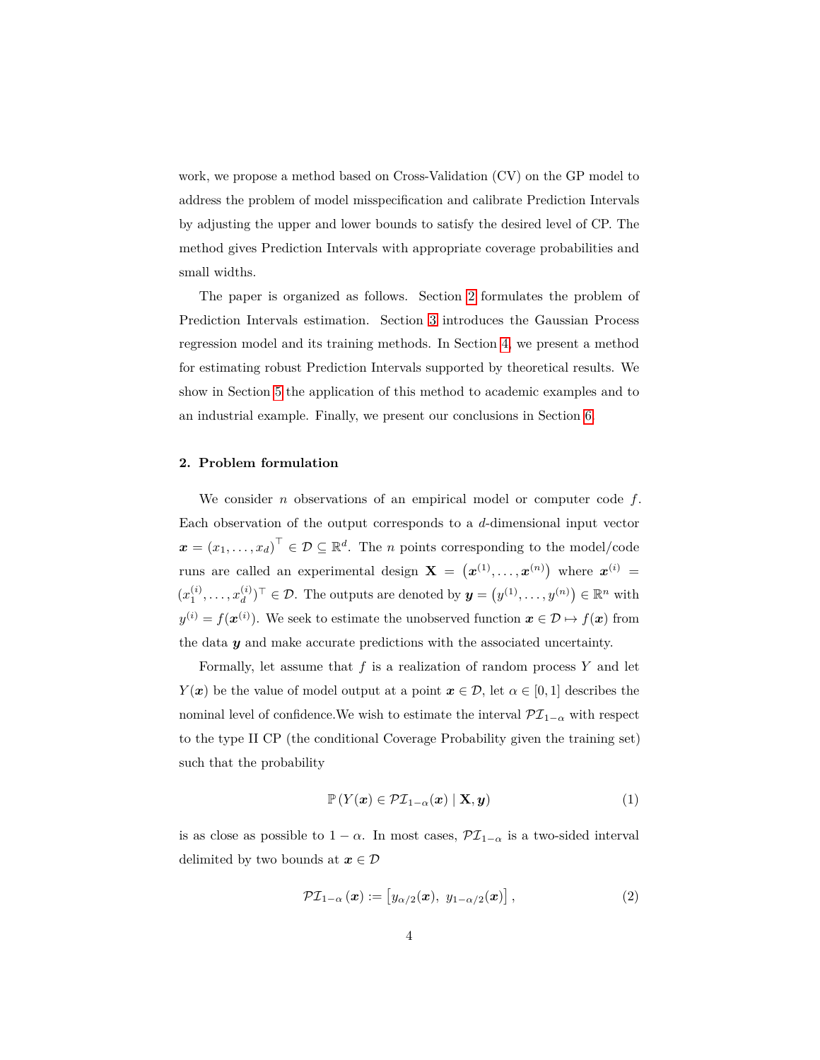work, we propose a method based on Cross-Validation (CV) on the GP model to address the problem of model misspecification and calibrate Prediction Intervals by adjusting the upper and lower bounds to satisfy the desired level of CP. The method gives Prediction Intervals with appropriate coverage probabilities and small widths.

The paper is organized as follows. Section 2 formulates the problem of Prediction Intervals estimation. Section 3 introduces the Gaussian Process regression model and its training methods. In Section 4, we present a method for estimating robust Prediction Intervals supported by theoretical results. We show in Section 5 the application of this method to academic examples and to an industrial example. Finally, we present our conclusions in Section 6.

## 2. Problem formulation

We consider $n$ observations of an empirical model or computer code $f$. Each observation of the output corresponds to a $d$-dimensional input vector $\boldsymbol{x} = (x_1, \ldots, x_d)^\top \in \mathcal{D} \subseteq \mathbb{R}^d$. The $n$ points corresponding to the model/code runs are called an experimental design $\mathbf{X} = \left(\boldsymbol{x}^{(1)}, \ldots, \boldsymbol{x}^{(n)}\right)$ where $\boldsymbol{x}^{(i)} = (x_1^{(i)}, \ldots, x_d^{(i)})^\top \in \mathcal{D}$. The outputs are denoted by $\boldsymbol{y} = \left(y^{(1)}, \ldots, y^{(n)}\right) \in \mathbb{R}^n$ with $y^{(i)} = f(\boldsymbol{x}^{(i)})$. We seek to estimate the unobserved function $\boldsymbol{x} \in \mathcal{D} \mapsto f(\boldsymbol{x})$ from the data $\boldsymbol{y}$ and make accurate predictions with the associated uncertainty.

Formally, let assume that $f$ is a realization of random process $Y$ and let $Y(\boldsymbol{x})$ be the value of model output at a point $\boldsymbol{x} \in \mathcal{D}$, let $\alpha \in [0, 1]$ describes the nominal level of confidence.We wish to estimate the interval $\mathcal{PI}_{1-\alpha}$ with respect to the type II CP (the conditional Coverage Probability given the training set) such that the probability

$$\mathbb{P}\left(Y(\boldsymbol{x}) \in \mathcal{PI}_{1-\alpha}(\boldsymbol{x}) \mid \mathbf{X}, \boldsymbol{y}\right) \tag{1}$$

is as close as possible to $1-\alpha$. In most cases, $\mathcal{PI}_{1-\alpha}$ is a two-sided interval delimited by two bounds at $\boldsymbol{x} \in \mathcal{D}$

$$\mathcal{PI}_{1-\alpha}(\boldsymbol{x}) := \left[y_{\alpha/2}(\boldsymbol{x}),\ y_{1-\alpha/2}(\boldsymbol{x})\right], \tag{2}$$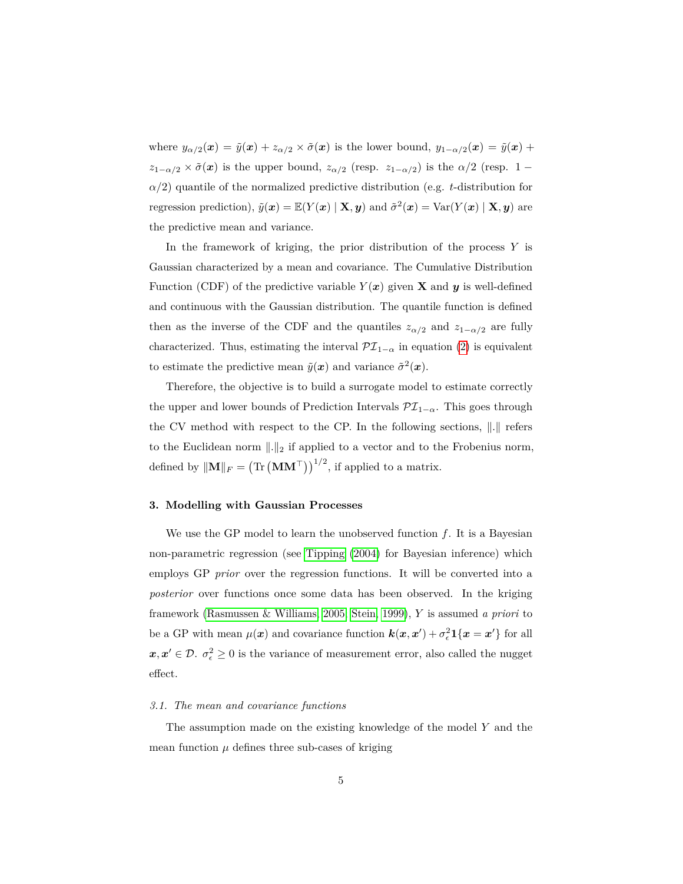where $y_{\alpha/2}(\boldsymbol{x}) = \tilde{y}(\boldsymbol{x}) + z_{\alpha/2} \times \tilde{\sigma}(\boldsymbol{x})$ is the lower bound, $y_{1-\alpha/2}(\boldsymbol{x}) = \tilde{y}(\boldsymbol{x}) + z_{1-\alpha/2} \times \tilde{\sigma}(\boldsymbol{x})$ is the upper bound, $z_{\alpha/2}$ (resp. $z_{1-\alpha/2}$) is the $\alpha/2$ (resp. $1-\alpha/2$) quantile of the normalized predictive distribution (e.g. $t$-distribution for regression prediction), $\tilde{y}(\boldsymbol{x}) = \mathbb{E}(Y(\boldsymbol{x}) \mid \mathbf{X}, \boldsymbol{y})$ and $\tilde{\sigma}^2(\boldsymbol{x}) = \mathrm{Var}(Y(\boldsymbol{x}) \mid \mathbf{X}, \boldsymbol{y})$ are the predictive mean and variance.

In the framework of kriging, the prior distribution of the process $Y$ is Gaussian characterized by a mean and covariance. The Cumulative Distribution Function (CDF) of the predictive variable $Y(\boldsymbol{x})$ given $\mathbf{X}$ and $\boldsymbol{y}$ is well-defined and continuous with the Gaussian distribution. The quantile function is defined then as the inverse of the CDF and the quantiles $z_{\alpha/2}$ and $z_{1-\alpha/2}$ are fully characterized. Thus, estimating the interval $\mathcal{PI}_{1-\alpha}$ in equation (2) is equivalent to estimate the predictive mean $\tilde{y}(\boldsymbol{x})$ and variance $\tilde{\sigma}^2(\boldsymbol{x})$.

Therefore, the objective is to build a surrogate model to estimate correctly the upper and lower bounds of Prediction Intervals $\mathcal{PI}_{1-\alpha}$. This goes through the CV method with respect to the CP. In the following sections, $\|.\|$ refers to the Euclidean norm $\|.\|_2$ if applied to a vector and to the Frobenius norm, defined by $\|\mathbf{M}\|_F = \left(\mathrm{Tr}\left(\mathbf{M}\mathbf{M}^\top\right)\right)^{1/2}$, if applied to a matrix.

## 3. Modelling with Gaussian Processes

We use the GP model to learn the unobserved function $f$. It is a Bayesian non-parametric regression (see Tipping (2004) for Bayesian inference) which employs GP *prior* over the regression functions. It will be converted into a *posterior* over functions once some data has been observed. In the kriging framework (Rasmussen & Williams, 2005; Stein, 1999), $Y$ is assumed *a priori* to be a GP with mean $\mu(\boldsymbol{x})$ and covariance function $\boldsymbol{k}(\boldsymbol{x}, \boldsymbol{x}') + \sigma_\epsilon^2 \mathbf{1}\{\boldsymbol{x} = \boldsymbol{x}'\}$ for all $\boldsymbol{x}, \boldsymbol{x}' \in \mathcal{D}$. $\sigma_\epsilon^2 \geq 0$ is the variance of measurement error, also called the nugget effect.

### *3.1. The mean and covariance functions*

The assumption made on the existing knowledge of the model $Y$ and the mean function $\mu$ defines three sub-cases of kriging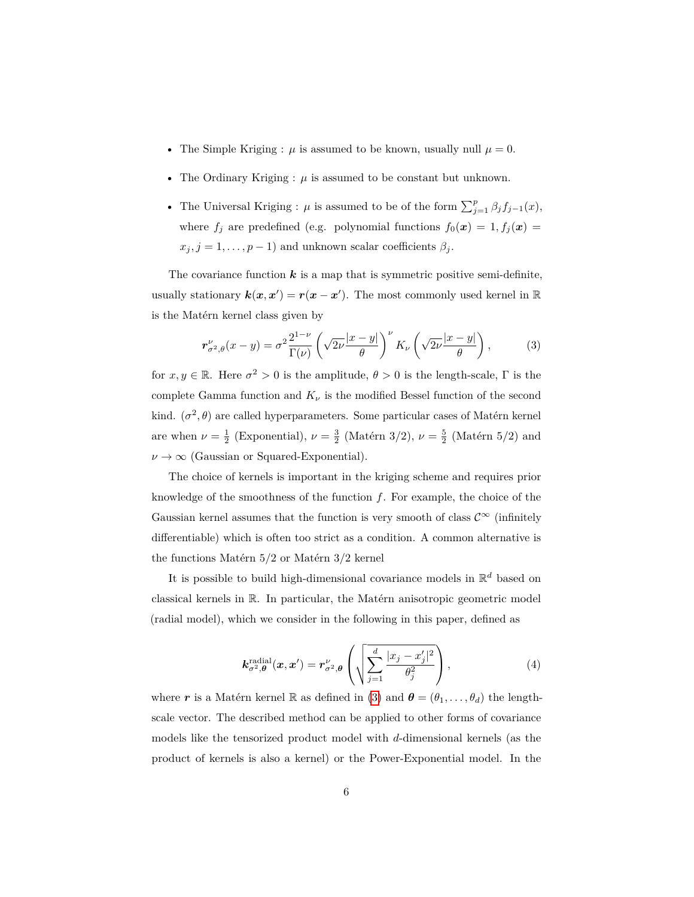- The Simple Kriging : $\mu$ is assumed to be known, usually null $\mu = 0$.
- The Ordinary Kriging : $\mu$ is assumed to be constant but unknown.
- The Universal Kriging : $\mu$ is assumed to be of the form $\sum_{j=1}^{p} \beta_j f_{j-1}(x)$, where $f_j$ are predefined (e.g. polynomial functions $f_0(\boldsymbol{x}) = 1, f_j(\boldsymbol{x}) = x_j, j = 1, \dots, p-1$) and unknown scalar coefficients $\beta_j$.

The covariance function $\boldsymbol{k}$ is a map that is symmetric positive semi-definite, usually stationary $\boldsymbol{k}(\boldsymbol{x}, \boldsymbol{x}') = \boldsymbol{r}(\boldsymbol{x} - \boldsymbol{x}')$. The most commonly used kernel in $\mathbb{R}$ is the Matérn kernel class given by

$$\boldsymbol{r}^{\nu}_{\sigma^2,\theta}(x - y) = \sigma^2 \frac{2^{1-\nu}}{\Gamma(\nu)} \left( \sqrt{2\nu} \frac{|x - y|}{\theta} \right)^{\nu} K_{\nu} \left( \sqrt{2\nu} \frac{|x - y|}{\theta} \right), \tag{3}$$

for $x, y \in \mathbb{R}$. Here $\sigma^2 > 0$ is the amplitude, $\theta > 0$ is the length-scale, $\Gamma$ is the complete Gamma function and $K_\nu$ is the modified Bessel function of the second kind. $(\sigma^2, \theta)$ are called hyperparameters. Some particular cases of Matérn kernel are when $\nu = \frac{1}{2}$ (Exponential), $\nu = \frac{3}{2}$ (Matérn 3/2), $\nu = \frac{5}{2}$ (Matérn 5/2) and $\nu \to \infty$ (Gaussian or Squared-Exponential).

The choice of kernels is important in the kriging scheme and requires prior knowledge of the smoothness of the function $f$. For example, the choice of the Gaussian kernel assumes that the function is very smooth of class $\mathcal{C}^\infty$ (infinitely differentiable) which is often too strict as a condition. A common alternative is the functions Matérn 5/2 or Matérn 3/2 kernel

It is possible to build high-dimensional covariance models in $\mathbb{R}^d$ based on classical kernels in $\mathbb{R}$. In particular, the Matérn anisotropic geometric model (radial model), which we consider in the following in this paper, defined as

$$\boldsymbol{k}^{\text{radial}}_{\sigma^2,\boldsymbol{\theta}}(\boldsymbol{x}, \boldsymbol{x}') = \boldsymbol{r}^{\nu}_{\sigma^2,\boldsymbol{\theta}} \left( \sqrt{\sum_{j=1}^{d} \frac{|x_j - x_j'|^2}{\theta_j^2}} \right), \tag{4}$$

where $\boldsymbol{r}$ is a Matérn kernel $\mathbb{R}$ as defined in (3) and $\boldsymbol{\theta} = (\theta_1, \dots, \theta_d)$ the length-scale vector. The described method can be applied to other forms of covariance models like the tensorized product model with $d$-dimensional kernels (as the product of kernels is also a kernel) or the Power-Exponential model. In the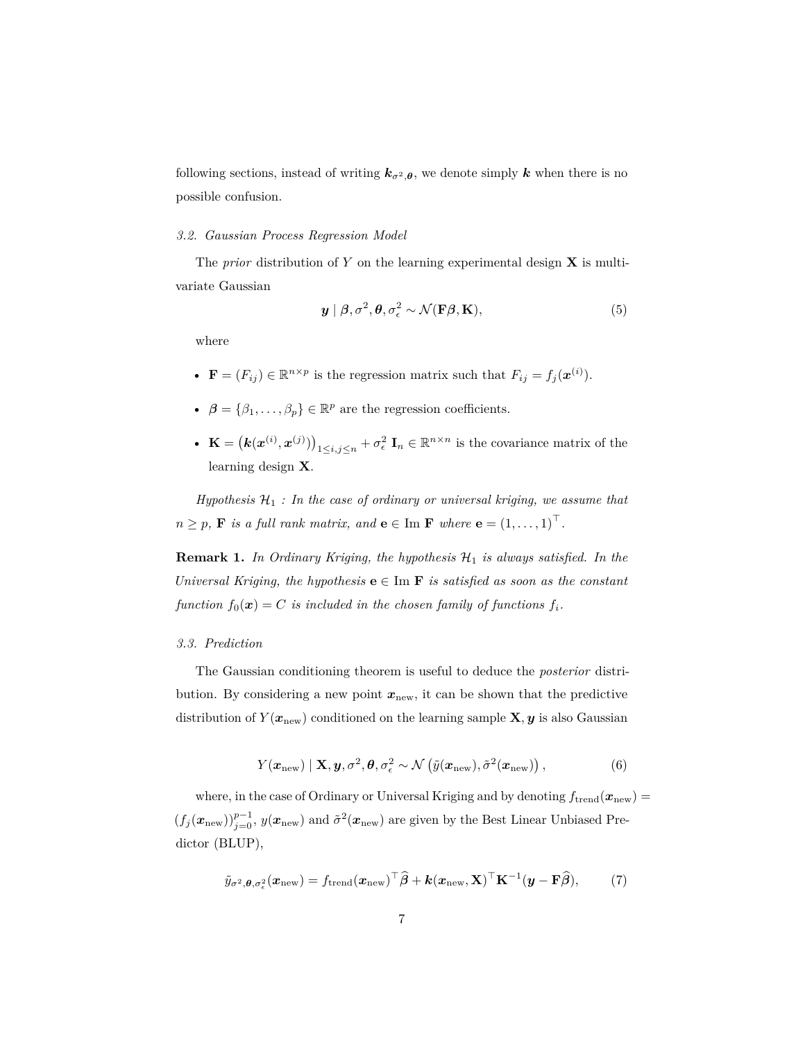following sections, instead of writing $\boldsymbol{k}_{\sigma^2,\boldsymbol{\theta}}$, we denote simply $\boldsymbol{k}$ when there is no possible confusion.

### 3.2. Gaussian Process Regression Model

The *prior* distribution of $Y$ on the learning experimental design $\mathbf{X}$ is multivariate Gaussian

$$\boldsymbol{y} \mid \boldsymbol{\beta}, \sigma^2, \boldsymbol{\theta}, \sigma_\epsilon^2 \sim \mathcal{N}(\mathbf{F}\boldsymbol{\beta}, \mathbf{K}), \tag{5}$$

where

- $\mathbf{F} = (F_{ij}) \in \mathbb{R}^{n \times p}$ is the regression matrix such that $F_{ij} = f_j(\boldsymbol{x}^{(i)})$.
- $\boldsymbol{\beta} = \{\beta_1, \ldots, \beta_p\} \in \mathbb{R}^p$ are the regression coefficients.
- $\mathbf{K} = \left(\boldsymbol{k}(\boldsymbol{x}^{(i)}, \boldsymbol{x}^{(j)})\right)_{1 \leq i,j \leq n} + \sigma_\epsilon^2 \ \mathbf{I}_n \in \mathbb{R}^{n \times n}$ is the covariance matrix of the learning design $\mathbf{X}$.

*Hypothesis $\mathcal{H}_1$ : In the case of ordinary or universal kriging, we assume that $n \geq p$, $\mathbf{F}$ is a full rank matrix, and $\mathbf{e} \in \text{Im } \mathbf{F}$ where $\mathbf{e} = (1, \ldots, 1)^\top$.*

**Remark 1.** *In Ordinary Kriging, the hypothesis $\mathcal{H}_1$ is always satisfied. In the Universal Kriging, the hypothesis $\mathbf{e} \in \text{Im } \mathbf{F}$ is satisfied as soon as the constant function $f_0(\boldsymbol{x}) = C$ is included in the chosen family of functions $f_i$.*

### 3.3. Prediction

The Gaussian conditioning theorem is useful to deduce the *posterior* distribution. By considering a new point $\boldsymbol{x}_{\text{new}}$, it can be shown that the predictive distribution of $Y(\boldsymbol{x}_{\text{new}})$ conditioned on the learning sample $\mathbf{X}, \boldsymbol{y}$ is also Gaussian

$$Y(\boldsymbol{x}_{\text{new}}) \mid \mathbf{X}, \boldsymbol{y}, \sigma^2, \boldsymbol{\theta}, \sigma_\epsilon^2 \sim \mathcal{N}\left(\tilde{y}(\boldsymbol{x}_{\text{new}}), \tilde{\sigma}^2(\boldsymbol{x}_{\text{new}})\right), \tag{6}$$

where, in the case of Ordinary or Universal Kriging and by denoting $f_{\text{trend}}(\boldsymbol{x}_{\text{new}}) = (f_j(\boldsymbol{x}_{\text{new}}))_{j=0}^{p-1}$, $y(\boldsymbol{x}_{\text{new}})$ and $\tilde{\sigma}^2(\boldsymbol{x}_{\text{new}})$ are given by the Best Linear Unbiased Predictor (BLUP),

$$\tilde{y}_{\sigma^2,\boldsymbol{\theta},\sigma_\epsilon^2}(\boldsymbol{x}_{\text{new}}) = f_{\text{trend}}(\boldsymbol{x}_{\text{new}})^\top \widehat{\boldsymbol{\beta}} + \boldsymbol{k}(\boldsymbol{x}_{\text{new}}, \mathbf{X})^\top \mathbf{K}^{-1}(\boldsymbol{y} - \mathbf{F}\widehat{\boldsymbol{\beta}}), \tag{7}$$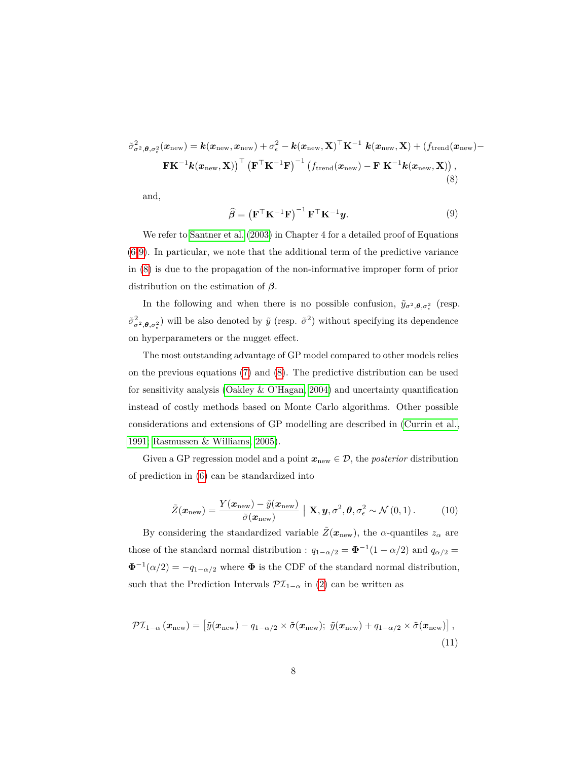$$\tilde{\sigma}^2_{\sigma^2,\boldsymbol{\theta},\sigma^2_\epsilon}(\boldsymbol{x}_{\text{new}}) = \boldsymbol{k}(\boldsymbol{x}_{\text{new}},\boldsymbol{x}_{\text{new}}) + \sigma^2_\epsilon - \boldsymbol{k}(\boldsymbol{x}_{\text{new}},\mathbf{X})^\top \mathbf{K}^{-1}\ \boldsymbol{k}(\boldsymbol{x}_{\text{new}},\mathbf{X}) + \left(f_{\text{trend}}(\boldsymbol{x}_{\text{new}}) - \mathbf{F}\mathbf{K}^{-1}\boldsymbol{k}(\boldsymbol{x}_{\text{new}},\mathbf{X})\right)^\top \left(\mathbf{F}^\top \mathbf{K}^{-1}\mathbf{F}\right)^{-1} \left(f_{\text{trend}}(\boldsymbol{x}_{\text{new}}) - \mathbf{F}\ \mathbf{K}^{-1}\boldsymbol{k}(\boldsymbol{x}_{\text{new}},\mathbf{X})\right), \tag{8}$$

and,

$$\widehat{\boldsymbol{\beta}} = \left(\mathbf{F}^\top \mathbf{K}^{-1}\mathbf{F}\right)^{-1} \mathbf{F}^\top \mathbf{K}^{-1}\boldsymbol{y}. \tag{9}$$

We refer to Santner et al. (2003) in Chapter 4 for a detailed proof of Equations (6-9). In particular, we note that the additional term of the predictive variance in (8) is due to the propagation of the non-informative improper form of prior distribution on the estimation of $\boldsymbol{\beta}$.

In the following and when there is no possible confusion, $\tilde{y}_{\sigma^2,\boldsymbol{\theta},\sigma^2_\epsilon}$ (resp. $\tilde{\sigma}^2_{\sigma^2,\boldsymbol{\theta},\sigma^2_\epsilon}$) will be also denoted by $\tilde{y}$ (resp. $\tilde{\sigma}^2$) without specifying its dependence on hyperparameters or the nugget effect.

The most outstanding advantage of GP model compared to other models relies on the previous equations (7) and (8). The predictive distribution can be used for sensitivity analysis (Oakley & O'Hagan, 2004) and uncertainty quantification instead of costly methods based on Monte Carlo algorithms. Other possible considerations and extensions of GP modelling are described in (Currin et al., 1991; Rasmussen & Williams, 2005).

Given a GP regression model and a point $\boldsymbol{x}_{\text{new}} \in \mathcal{D}$, the *posterior* distribution of prediction in (6) can be standardized into

$$\tilde{Z}(\boldsymbol{x}_{\text{new}}) = \frac{Y(\boldsymbol{x}_{\text{new}}) - \tilde{y}(\boldsymbol{x}_{\text{new}})}{\tilde{\sigma}(\boldsymbol{x}_{\text{new}})} \mid \mathbf{X}, \boldsymbol{y}, \sigma^2, \boldsymbol{\theta}, \sigma^2_\epsilon \sim \mathcal{N}(0,1). \tag{10}$$

By considering the standardized variable $\tilde{Z}(\boldsymbol{x}_{\text{new}})$, the $\alpha$-quantiles $z_\alpha$ are those of the standard normal distribution : $q_{1-\alpha/2} = \boldsymbol{\Phi}^{-1}(1-\alpha/2)$ and $q_{\alpha/2} = \boldsymbol{\Phi}^{-1}(\alpha/2) = -q_{1-\alpha/2}$ where $\boldsymbol{\Phi}$ is the CDF of the standard normal distribution, such that the Prediction Intervals $\mathcal{PI}_{1-\alpha}$ in (2) can be written as

$$\mathcal{PI}_{1-\alpha}(\boldsymbol{x}_{\text{new}}) = \left[\tilde{y}(\boldsymbol{x}_{\text{new}}) - q_{1-\alpha/2} \times \tilde{\sigma}(\boldsymbol{x}_{\text{new}});\ \tilde{y}(\boldsymbol{x}_{\text{new}}) + q_{1-\alpha/2} \times \tilde{\sigma}(\boldsymbol{x}_{\text{new}})\right], \tag{11}$$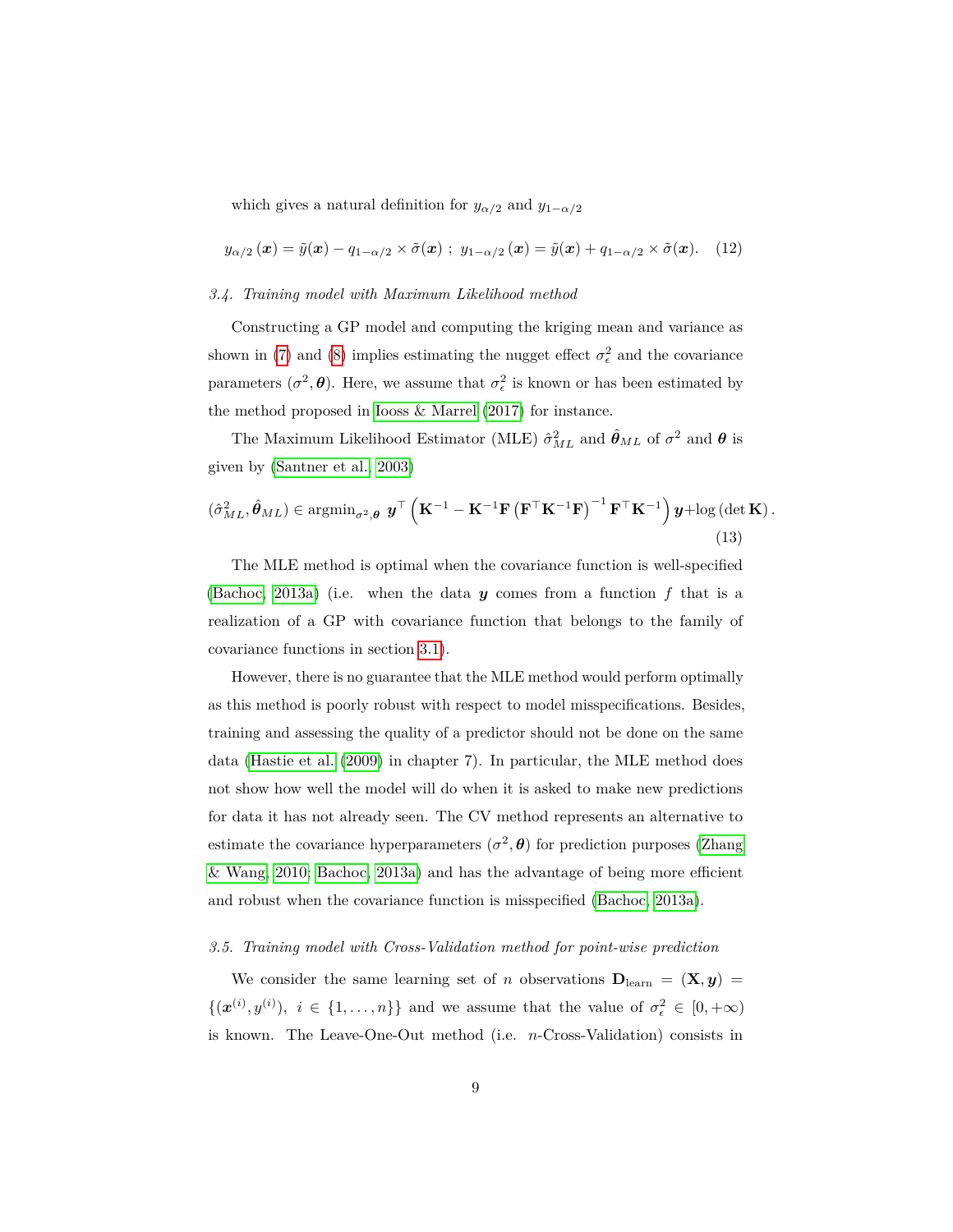which gives a natural definition for $y_{\alpha/2}$ and $y_{1-\alpha/2}$

$$y_{\alpha/2}(\boldsymbol{x}) = \tilde{y}(\boldsymbol{x}) - q_{1-\alpha/2} \times \tilde{\sigma}(\boldsymbol{x}) \ ; \ y_{1-\alpha/2}(\boldsymbol{x}) = \tilde{y}(\boldsymbol{x}) + q_{1-\alpha/2} \times \tilde{\sigma}(\boldsymbol{x}). \quad (12)$$

### *3.4. Training model with Maximum Likelihood method*

Constructing a GP model and computing the kriging mean and variance as shown in (7) and (8) implies estimating the nugget effect $\sigma_\epsilon^2$ and the covariance parameters $(\sigma^2, \boldsymbol{\theta})$. Here, we assume that $\sigma_\epsilon^2$ is known or has been estimated by the method proposed in Iooss & Marrel (2017) for instance.

The Maximum Likelihood Estimator (MLE) $\hat{\sigma}^2_{ML}$ and $\hat{\boldsymbol{\theta}}_{ML}$ of $\sigma^2$ and $\boldsymbol{\theta}$ is given by (Santner et al., 2003)

$$(\hat{\sigma}^2_{ML}, \hat{\boldsymbol{\theta}}_{ML}) \in \operatorname{argmin}_{\sigma^2, \boldsymbol{\theta}} \ \boldsymbol{y}^\top \left( \mathbf{K}^{-1} - \mathbf{K}^{-1}\mathbf{F}\left(\mathbf{F}^\top\mathbf{K}^{-1}\mathbf{F}\right)^{-1}\mathbf{F}^\top\mathbf{K}^{-1} \right)\boldsymbol{y} + \log\left(\det \mathbf{K}\right). \quad (13)$$

The MLE method is optimal when the covariance function is well-specified (Bachoc, 2013a) (i.e. when the data $\boldsymbol{y}$ comes from a function $f$ that is a realization of a GP with covariance function that belongs to the family of covariance functions in section 3.1).

However, there is no guarantee that the MLE method would perform optimally as this method is poorly robust with respect to model misspecifications. Besides, training and assessing the quality of a predictor should not be done on the same data (Hastie et al. (2009) in chapter 7). In particular, the MLE method does not show how well the model will do when it is asked to make new predictions for data it has not already seen. The CV method represents an alternative to estimate the covariance hyperparameters $(\sigma^2, \boldsymbol{\theta})$ for prediction purposes (Zhang & Wang, 2010; Bachoc, 2013a) and has the advantage of being more efficient and robust when the covariance function is misspecified (Bachoc, 2013a).

### *3.5. Training model with Cross-Validation method for point-wise prediction*

We consider the same learning set of $n$ observations $\mathbf{D}_{\text{learn}} = (\mathbf{X}, \boldsymbol{y}) = \{(\boldsymbol{x}^{(i)}, y^{(i)}), \ i \in \{1, \ldots, n\}\}$ and we assume that the value of $\sigma_\epsilon^2 \in [0, +\infty)$ is known. The Leave-One-Out method (i.e. $n$-Cross-Validation) consists in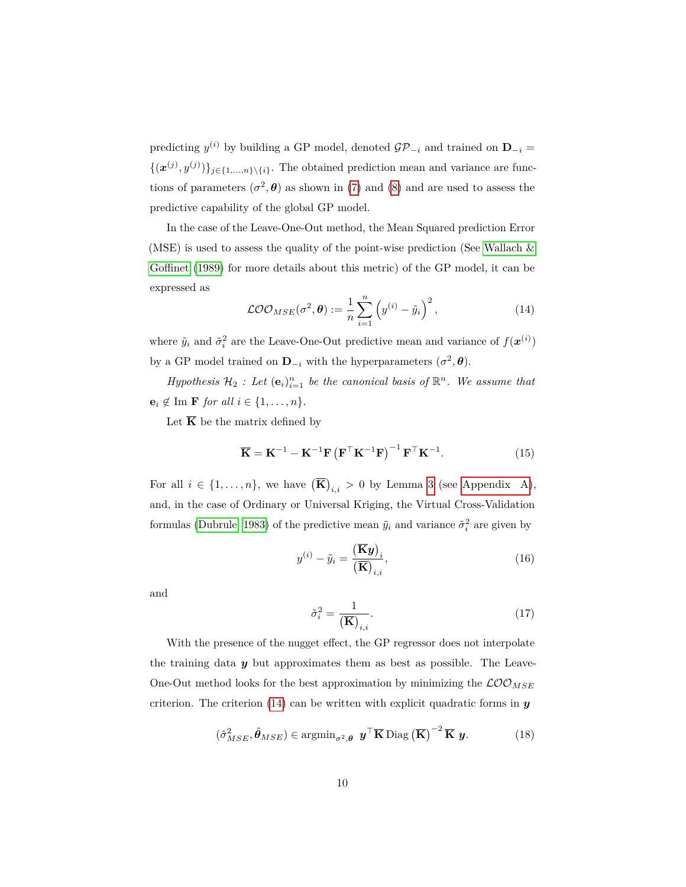predicting $y^{(i)}$ by building a GP model, denoted $\mathcal{GP}_{-i}$ and trained on $\mathbf{D}_{-i} = \{(\boldsymbol{x}^{(j)}, y^{(j)})\}_{j\in\{1,\dots,n\}\setminus\{i\}}$. The obtained prediction mean and variance are functions of parameters $(\sigma^2, \boldsymbol{\theta})$ as shown in (7) and (8) and are used to assess the predictive capability of the global GP model.

In the case of the Leave-One-Out method, the Mean Squared prediction Error (MSE) is used to assess the quality of the point-wise prediction (See Wallach & Goffinet (1989) for more details about this metric) of the GP model, it can be expressed as

$$\mathcal{LOO}_{MSE}(\sigma^2, \boldsymbol{\theta}) := \frac{1}{n} \sum_{i=1}^{n} \left( y^{(i)} - \tilde{y}_i \right)^2, \tag{14}$$

where $\tilde{y}_i$ and $\tilde{\sigma}_i^2$ are the Leave-One-Out predictive mean and variance of $f(\boldsymbol{x}^{(i)})$ by a GP model trained on $\mathbf{D}_{-i}$ with the hyperparameters $(\sigma^2, \boldsymbol{\theta})$.

*Hypothesis* $\mathcal{H}_2$ *: Let* $(\mathbf{e}_i)_{i=1}^n$ *be the canonical basis of* $\mathbb{R}^n$*. We assume that* $\mathbf{e}_i \notin \operatorname{Im} \mathbf{F}$ *for all* $i \in \{1, \dots, n\}$.

Let $\overline{\mathbf{K}}$ be the matrix defined by

$$\overline{\mathbf{K}} = \mathbf{K}^{-1} - \mathbf{K}^{-1}\mathbf{F}\left(\mathbf{F}^\top \mathbf{K}^{-1} \mathbf{F}\right)^{-1} \mathbf{F}^\top \mathbf{K}^{-1}. \tag{15}$$

For all $i \in \{1, \dots, n\}$, we have $\left(\overline{\mathbf{K}}\right)_{i,i} > 0$ by Lemma 3 (see Appendix A), and, in the case of Ordinary or Universal Kriging, the Virtual Cross-Validation formulas (Dubrule 1983) of the predictive mean $\tilde{y}_i$ and variance $\tilde{\sigma}_i^2$ are given by

$$y^{(i)} - \tilde{y}_i = \frac{\left(\overline{\mathbf{K}}\boldsymbol{y}\right)_i}{\left(\overline{\mathbf{K}}\right)_{i,i}}, \tag{16}$$

and

$$\tilde{\sigma}_i^2 = \frac{1}{\left(\overline{\mathbf{K}}\right)_{i,i}}. \tag{17}$$

With the presence of the nugget effect, the GP regressor does not interpolate the training data $\boldsymbol{y}$ but approximates them as best as possible. The Leave-One-Out method looks for the best approximation by minimizing the $\mathcal{LOO}_{MSE}$ criterion. The criterion (14) can be written with explicit quadratic forms in $\boldsymbol{y}$

$$(\hat{\sigma}^2_{MSE}, \hat{\boldsymbol{\theta}}_{MSE}) \in \operatorname{argmin}_{\sigma^2, \boldsymbol{\theta}} \ \boldsymbol{y}^\top \overline{\mathbf{K}} \operatorname{Diag}\left(\overline{\mathbf{K}}\right)^{-2} \overline{\mathbf{K}} \ \boldsymbol{y}. \tag{18}$$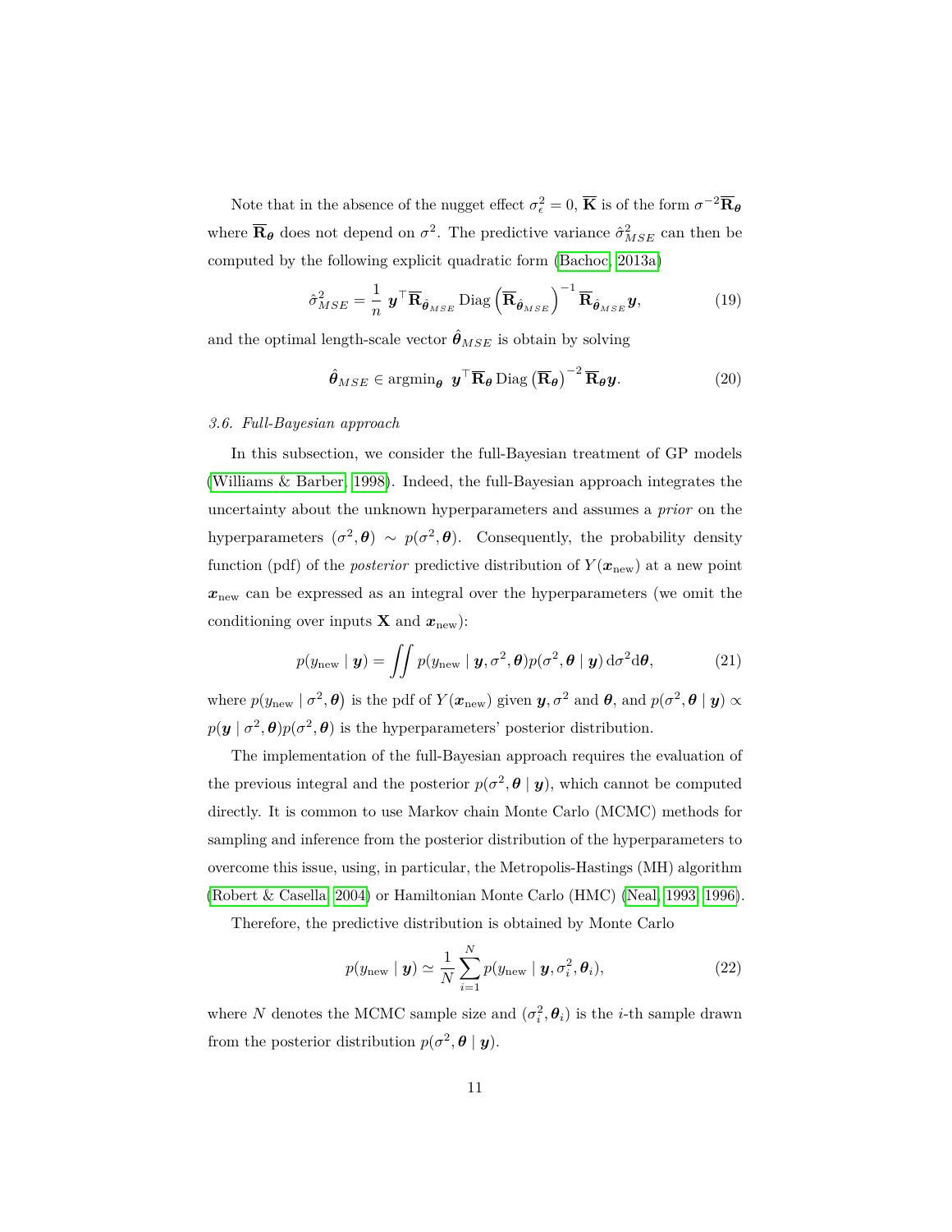Note that in the absence of the nugget effect $\sigma_\epsilon^2 = 0$, $\overline{\mathbf{K}}$ is of the form $\sigma^{-2}\overline{\mathbf{R}}_{\boldsymbol{\theta}}$ where $\overline{\mathbf{R}}_{\boldsymbol{\theta}}$ does not depend on $\sigma^2$. The predictive variance $\hat{\sigma}^2_{MSE}$ can then be computed by the following explicit quadratic form (Bachoc, 2013a)

$$\hat{\sigma}^2_{MSE} = \frac{1}{n}\ \boldsymbol{y}^\top \overline{\mathbf{R}}_{\hat{\boldsymbol{\theta}}_{MSE}} \operatorname{Diag}\left(\overline{\mathbf{R}}_{\hat{\boldsymbol{\theta}}_{MSE}}\right)^{-1} \overline{\mathbf{R}}_{\hat{\boldsymbol{\theta}}_{MSE}} \boldsymbol{y}, \tag{19}$$

and the optimal length-scale vector $\hat{\boldsymbol{\theta}}_{MSE}$ is obtain by solving

$$\hat{\boldsymbol{\theta}}_{MSE} \in \operatorname{argmin}_{\boldsymbol{\theta}}\ \boldsymbol{y}^\top \overline{\mathbf{R}}_{\boldsymbol{\theta}} \operatorname{Diag}\left(\overline{\mathbf{R}}_{\boldsymbol{\theta}}\right)^{-2} \overline{\mathbf{R}}_{\boldsymbol{\theta}} \boldsymbol{y}. \tag{20}$$

### 3.6. Full-Bayesian approach

In this subsection, we consider the full-Bayesian treatment of GP models (Williams & Barber, 1998). Indeed, the full-Bayesian approach integrates the uncertainty about the unknown hyperparameters and assumes a *prior* on the hyperparameters $(\sigma^2, \boldsymbol{\theta}) \sim p(\sigma^2, \boldsymbol{\theta})$. Consequently, the probability density function (pdf) of the *posterior* predictive distribution of $Y(\boldsymbol{x}_{\text{new}})$ at a new point $\boldsymbol{x}_{\text{new}}$ can be expressed as an integral over the hyperparameters (we omit the conditioning over inputs $\mathbf{X}$ and $\boldsymbol{x}_{\text{new}}$):

$$p(y_{\text{new}} \mid \boldsymbol{y}) = \iint p(y_{\text{new}} \mid \boldsymbol{y}, \sigma^2, \boldsymbol{\theta}) p(\sigma^2, \boldsymbol{\theta} \mid \boldsymbol{y})\, \mathrm{d}\sigma^2 \mathrm{d}\boldsymbol{\theta}, \tag{21}$$

where $p(y_{\text{new}} \mid \sigma^2, \boldsymbol{\theta})$ is the pdf of $Y(\boldsymbol{x}_{\text{new}})$ given $\boldsymbol{y}, \sigma^2$ and $\boldsymbol{\theta}$, and $p(\sigma^2, \boldsymbol{\theta} \mid \boldsymbol{y}) \propto p(\boldsymbol{y} \mid \sigma^2, \boldsymbol{\theta}) p(\sigma^2, \boldsymbol{\theta})$ is the hyperparameters' posterior distribution.

The implementation of the full-Bayesian approach requires the evaluation of the previous integral and the posterior $p(\sigma^2, \boldsymbol{\theta} \mid \boldsymbol{y})$, which cannot be computed directly. It is common to use Markov chain Monte Carlo (MCMC) methods for sampling and inference from the posterior distribution of the hyperparameters to overcome this issue, using, in particular, the Metropolis-Hastings (MH) algorithm (Robert & Casella, 2004) or Hamiltonian Monte Carlo (HMC) (Neal, 1993, 1996).

Therefore, the predictive distribution is obtained by Monte Carlo

$$p(y_{\text{new}} \mid \boldsymbol{y}) \simeq \frac{1}{N} \sum_{i=1}^{N} p(y_{\text{new}} \mid \boldsymbol{y}, \sigma_i^2, \boldsymbol{\theta}_i), \tag{22}$$

where $N$ denotes the MCMC sample size and $(\sigma_i^2, \boldsymbol{\theta}_i)$ is the $i$-th sample drawn from the posterior distribution $p(\sigma^2, \boldsymbol{\theta} \mid \boldsymbol{y})$.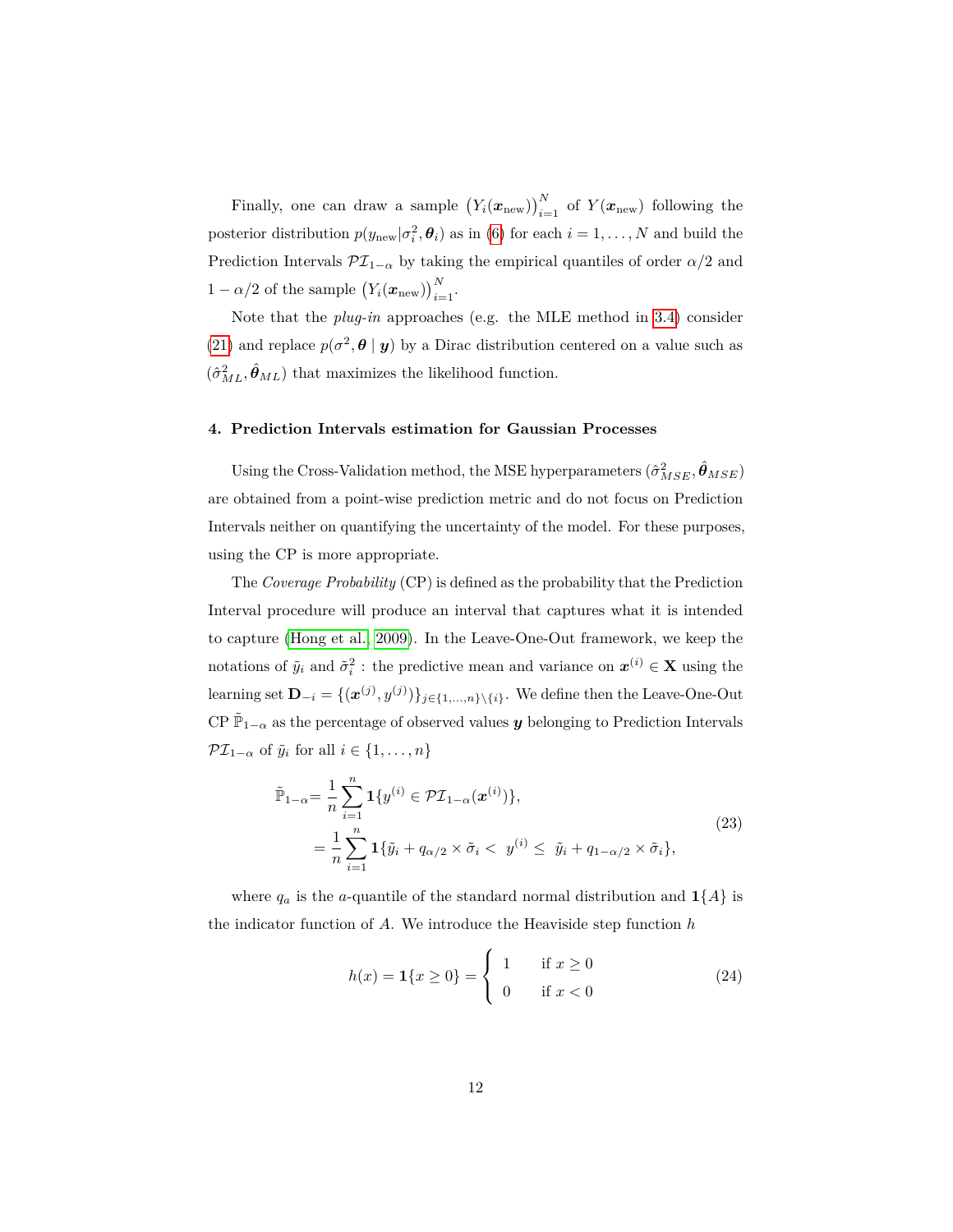Finally, one can draw a sample $\left(Y_i(\boldsymbol{x}_{\text{new}})\right)_{i=1}^{N}$ of $Y(\boldsymbol{x}_{\text{new}})$ following the posterior distribution $p(y_{\text{new}}|\sigma_i^2, \boldsymbol{\theta}_i)$ as in (6) for each $i = 1, \ldots, N$ and build the Prediction Intervals $\mathcal{PI}_{1-\alpha}$ by taking the empirical quantiles of order $\alpha/2$ and $1 - \alpha/2$ of the sample $\left(Y_i(\boldsymbol{x}_{\text{new}})\right)_{i=1}^{N}$.

Note that the *plug-in* approaches (e.g. the MLE method in 3.4) consider (21) and replace $p(\sigma^2, \boldsymbol{\theta} \mid \boldsymbol{y})$ by a Dirac distribution centered on a value such as $(\hat{\sigma}^2_{ML}, \hat{\boldsymbol{\theta}}_{ML})$ that maximizes the likelihood function.

## 4. Prediction Intervals estimation for Gaussian Processes

Using the Cross-Validation method, the MSE hyperparameters $(\hat{\sigma}^2_{MSE}, \hat{\boldsymbol{\theta}}_{MSE})$ are obtained from a point-wise prediction metric and do not focus on Prediction Intervals neither on quantifying the uncertainty of the model. For these purposes, using the CP is more appropriate.

The *Coverage Probability* (CP) is defined as the probability that the Prediction Interval procedure will produce an interval that captures what it is intended to capture (Hong et al. 2009). In the Leave-One-Out framework, we keep the notations of $\tilde{y}_i$ and $\tilde{\sigma}_i^2$ : the predictive mean and variance on $\boldsymbol{x}^{(i)} \in \mathbf{X}$ using the learning set $\mathbf{D}_{-i} = \{(\boldsymbol{x}^{(j)}, y^{(j)})\}_{j \in \{1,\ldots,n\} \setminus \{i\}}$. We define then the Leave-One-Out CP $\tilde{\mathbb{P}}_{1-\alpha}$ as the percentage of observed values $\boldsymbol{y}$ belonging to Prediction Intervals $\mathcal{PI}_{1-\alpha}$ of $\tilde{y}_i$ for all $i \in \{1, \ldots, n\}$

$$
\begin{aligned}
\tilde{\mathbb{P}}_{1-\alpha} &= \frac{1}{n} \sum_{i=1}^{n} \mathbf{1}\{y^{(i)} \in \mathcal{PI}_{1-\alpha}(\boldsymbol{x}^{(i)})\}, \\
&= \frac{1}{n} \sum_{i=1}^{n} \mathbf{1}\{\tilde{y}_i + q_{\alpha/2} \times \tilde{\sigma}_i < \; y^{(i)} \leq \; \tilde{y}_i + q_{1-\alpha/2} \times \tilde{\sigma}_i\},
\end{aligned}
\tag{23}
$$

where $q_a$ is the $a$-quantile of the standard normal distribution and $\mathbf{1}\{A\}$ is the indicator function of $A$. We introduce the Heaviside step function $h$

$$
h(x) = \mathbf{1}\{x \geq 0\} = \begin{cases} 1 & \text{if } x \geq 0 \\ 0 & \text{if } x < 0 \end{cases}
\tag{24}
$$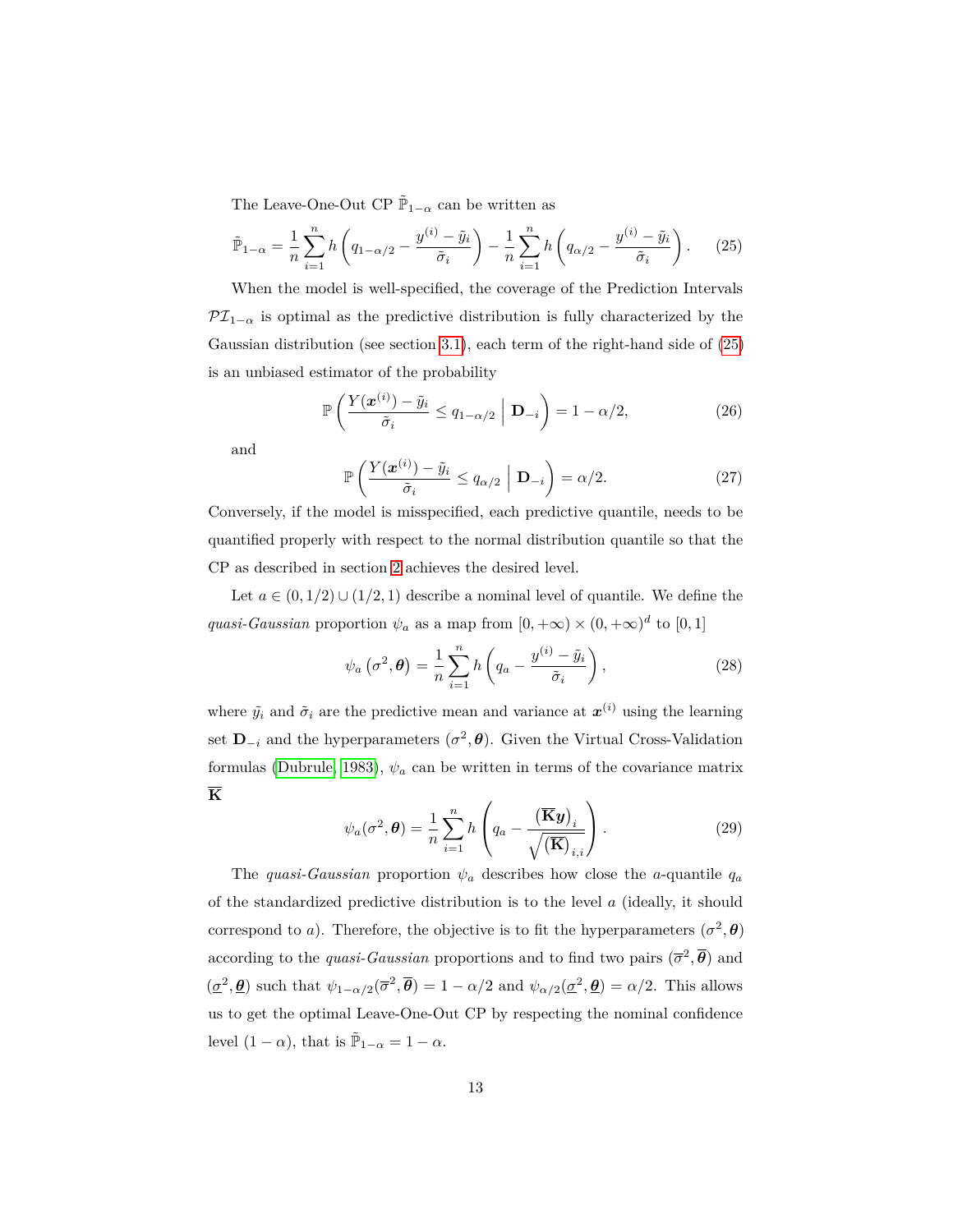The Leave-One-Out CP $\tilde{\mathbb{P}}_{1-\alpha}$ can be written as

$$\tilde{\mathbb{P}}_{1-\alpha} = \frac{1}{n}\sum_{i=1}^{n} h\left(q_{1-\alpha/2} - \frac{y^{(i)} - \tilde{y}_i}{\tilde{\sigma}_i}\right) - \frac{1}{n}\sum_{i=1}^{n} h\left(q_{\alpha/2} - \frac{y^{(i)} - \tilde{y}_i}{\tilde{\sigma}_i}\right). \tag{25}$$

When the model is well-specified, the coverage of the Prediction Intervals $\mathcal{PI}_{1-\alpha}$ is optimal as the predictive distribution is fully characterized by the Gaussian distribution (see section 3.1), each term of the right-hand side of (25) is an unbiased estimator of the probability

$$\mathbb{P}\left(\frac{Y(\boldsymbol{x}^{(i)}) - \tilde{y}_i}{\tilde{\sigma}_i} \leq q_{1-\alpha/2} \;\middle|\; \mathbf{D}_{-i}\right) = 1 - \alpha/2, \tag{26}$$

and

$$\mathbb{P}\left(\frac{Y(\boldsymbol{x}^{(i)}) - \tilde{y}_i}{\tilde{\sigma}_i} \leq q_{\alpha/2} \;\middle|\; \mathbf{D}_{-i}\right) = \alpha/2. \tag{27}$$

Conversely, if the model is misspecified, each predictive quantile, needs to be quantified properly with respect to the normal distribution quantile so that the CP as described in section 2 achieves the desired level.

Let $a \in (0, 1/2) \cup (1/2, 1)$ describe a nominal level of quantile. We define the *quasi-Gaussian* proportion $\psi_a$ as a map from $[0, +\infty) \times (0, +\infty)^d$ to $[0, 1]$

$$\psi_a\left(\sigma^2, \boldsymbol{\theta}\right) = \frac{1}{n}\sum_{i=1}^{n} h\left(q_a - \frac{y^{(i)} - \tilde{y}_i}{\tilde{\sigma}_i}\right), \tag{28}$$

where $\tilde{y}_i$ and $\tilde{\sigma}_i$ are the predictive mean and variance at $\boldsymbol{x}^{(i)}$ using the learning set $\mathbf{D}_{-i}$ and the hyperparameters $(\sigma^2, \boldsymbol{\theta})$. Given the Virtual Cross-Validation formulas (Dubrule, 1983), $\psi_a$ can be written in terms of the covariance matrix $\overline{\mathbf{K}}$

$$\psi_a(\sigma^2, \boldsymbol{\theta}) = \frac{1}{n}\sum_{i=1}^{n} h\left(q_a - \frac{\left(\overline{\mathbf{K}}\boldsymbol{y}\right)_i}{\sqrt{\left(\overline{\mathbf{K}}\right)_{i,i}}}\right). \tag{29}$$

The *quasi-Gaussian* proportion $\psi_a$ describes how close the $a$-quantile $q_a$ of the standardized predictive distribution is to the level $a$ (ideally, it should correspond to $a$). Therefore, the objective is to fit the hyperparameters $(\sigma^2, \boldsymbol{\theta})$ according to the *quasi-Gaussian* proportions and to find two pairs $(\overline{\sigma}^2, \overline{\boldsymbol{\theta}})$ and $(\underline{\sigma}^2, \underline{\boldsymbol{\theta}})$ such that $\psi_{1-\alpha/2}(\overline{\sigma}^2, \overline{\boldsymbol{\theta}}) = 1 - \alpha/2$ and $\psi_{\alpha/2}(\underline{\sigma}^2, \underline{\boldsymbol{\theta}}) = \alpha/2$. This allows us to get the optimal Leave-One-Out CP by respecting the nominal confidence level $(1 - \alpha)$, that is $\tilde{\mathbb{P}}_{1-\alpha} = 1 - \alpha$.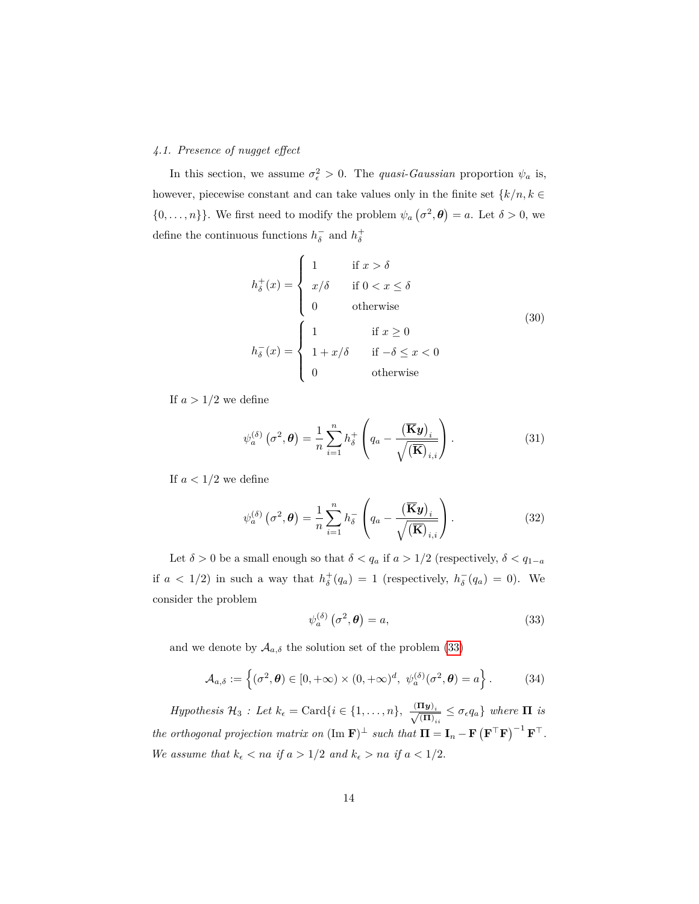### 4.1. Presence of nugget effect

In this section, we assume $\sigma_\epsilon^2 > 0$. The *quasi-Gaussian* proportion $\psi_a$ is, however, piecewise constant and can take values only in the finite set $\{k/n, k \in \{0, \ldots, n\}\}$. We first need to modify the problem $\psi_a\left(\sigma^2, \boldsymbol{\theta}\right) = a$. Let $\delta > 0$, we define the continuous functions $h_\delta^-$ and $h_\delta^+$

$$
\begin{aligned}
h_\delta^+(x) &= \begin{cases} 1 & \text{if } x > \delta \\ x/\delta & \text{if } 0 < x \leq \delta \\ 0 & \text{otherwise} \end{cases} \\
h_\delta^-(x) &= \begin{cases} 1 & \text{if } x \geq 0 \\ 1 + x/\delta & \text{if } -\delta \leq x < 0 \\ 0 & \text{otherwise} \end{cases}
\end{aligned}
\tag{30}
$$

If $a > 1/2$ we define

$$
\psi_a^{(\delta)}\left(\sigma^2, \boldsymbol{\theta}\right) = \frac{1}{n} \sum_{i=1}^{n} h_\delta^+\left(q_a - \frac{\left(\overline{\mathbf{K}}\boldsymbol{y}\right)_i}{\sqrt{\left(\overline{\mathbf{K}}\right)_{i,i}}}\right). \tag{31}
$$

If $a < 1/2$ we define

$$
\psi_a^{(\delta)}\left(\sigma^2, \boldsymbol{\theta}\right) = \frac{1}{n} \sum_{i=1}^{n} h_\delta^-\left(q_a - \frac{\left(\overline{\mathbf{K}}\boldsymbol{y}\right)_i}{\sqrt{\left(\overline{\mathbf{K}}\right)_{i,i}}}\right). \tag{32}
$$

Let $\delta > 0$ be a small enough so that $\delta < q_a$ if $a > 1/2$ (respectively, $\delta < q_{1-a}$ if $a < 1/2$) in such a way that $h_\delta^+(q_a) = 1$ (respectively, $h_\delta^-(q_a) = 0$). We consider the problem

$$
\psi_a^{(\delta)}\left(\sigma^2, \boldsymbol{\theta}\right) = a, \tag{33}
$$

and we denote by $\mathcal{A}_{a,\delta}$ the solution set of the problem (33)

$$
\mathcal{A}_{a,\delta} := \left\{(\sigma^2, \boldsymbol{\theta}) \in [0, +\infty) \times (0, +\infty)^d,\ \psi_a^{(\delta)}(\sigma^2, \boldsymbol{\theta}) = a\right\}. \tag{34}
$$

*Hypothesis $\mathcal{H}_3$ : Let $k_\epsilon = \operatorname{Card}\{i \in \{1, \ldots, n\},\ \frac{(\mathbf{\Pi}\boldsymbol{y})_i}{\sqrt{(\mathbf{\Pi})_{ii}}} \leq \sigma_\epsilon q_a\}$ where $\mathbf{\Pi}$ is the orthogonal projection matrix on $(\operatorname{Im} \mathbf{F})^\perp$ such that $\mathbf{\Pi} = \mathbf{I}_n - \mathbf{F}\left(\mathbf{F}^\top \mathbf{F}\right)^{-1} \mathbf{F}^\top$. We assume that $k_\epsilon < na$ if $a > 1/2$ and $k_\epsilon > na$ if $a < 1/2$.*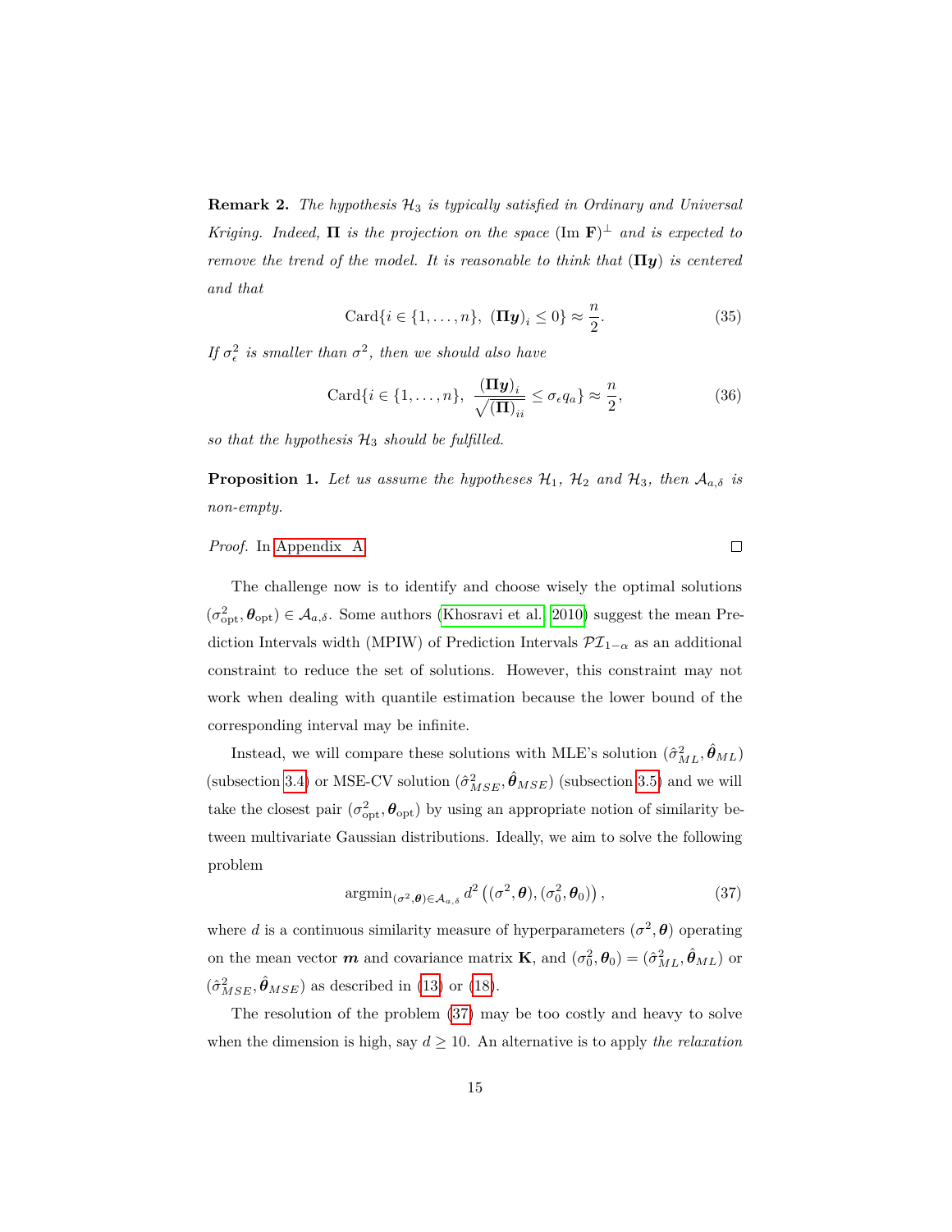**Remark 2.** *The hypothesis $\mathcal{H}_3$ is typically satisfied in Ordinary and Universal Kriging. Indeed, $\mathbf{\Pi}$ is the projection on the space $(\text{Im } \mathbf{F})^{\perp}$ and is expected to remove the trend of the model. It is reasonable to think that $(\mathbf{\Pi y})$ is centered and that*

$$\text{Card}\{i \in \{1, \dots, n\},\ (\mathbf{\Pi y})_i \leq 0\} \approx \frac{n}{2}. \tag{35}$$

*If $\sigma_\epsilon^2$ is smaller than $\sigma^2$, then we should also have*

$$\text{Card}\{i \in \{1, \dots, n\},\ \frac{(\mathbf{\Pi y})_i}{\sqrt{(\mathbf{\Pi})_{ii}}} \leq \sigma_\epsilon q_a\} \approx \frac{n}{2}, \tag{36}$$

*so that the hypothesis $\mathcal{H}_3$ should be fulfilled.*

**Proposition 1.** *Let us assume the hypotheses $\mathcal{H}_1$, $\mathcal{H}_2$ and $\mathcal{H}_3$, then $\mathcal{A}_{a,\delta}$ is non-empty.*

*Proof.* In Appendix A □

The challenge now is to identify and choose wisely the optimal solutions $(\sigma^2_{\text{opt}}, \boldsymbol{\theta}_{\text{opt}}) \in \mathcal{A}_{a,\delta}$. Some authors (Khosravi et al. 2010) suggest the mean Prediction Intervals width (MPIW) of Prediction Intervals $\mathcal{PI}_{1-\alpha}$ as an additional constraint to reduce the set of solutions. However, this constraint may not work when dealing with quantile estimation because the lower bound of the corresponding interval may be infinite.

Instead, we will compare these solutions with MLE's solution $(\hat{\sigma}^2_{ML}, \hat{\boldsymbol{\theta}}_{ML})$ (subsection 3.4) or MSE-CV solution $(\hat{\sigma}^2_{MSE}, \hat{\boldsymbol{\theta}}_{MSE})$ (subsection 3.5) and we will take the closest pair $(\sigma^2_{\text{opt}}, \boldsymbol{\theta}_{\text{opt}})$ by using an appropriate notion of similarity between multivariate Gaussian distributions. Ideally, we aim to solve the following problem

$$\text{argmin}_{(\sigma^2, \boldsymbol{\theta}) \in \mathcal{A}_{a,\delta}}\, d^2\left((\sigma^2, \boldsymbol{\theta}), (\sigma_0^2, \boldsymbol{\theta}_0)\right), \tag{37}$$

where $d$ is a continuous similarity measure of hyperparameters $(\sigma^2, \boldsymbol{\theta})$ operating on the mean vector $\boldsymbol{m}$ and covariance matrix $\mathbf{K}$, and $(\sigma_0^2, \boldsymbol{\theta}_0) = (\hat{\sigma}^2_{ML}, \hat{\boldsymbol{\theta}}_{ML})$ or $(\hat{\sigma}^2_{MSE}, \hat{\boldsymbol{\theta}}_{MSE})$ as described in (13) or (18).

The resolution of the problem (37) may be too costly and heavy to solve when the dimension is high, say $d \geq 10$. An alternative is to apply *the relaxation*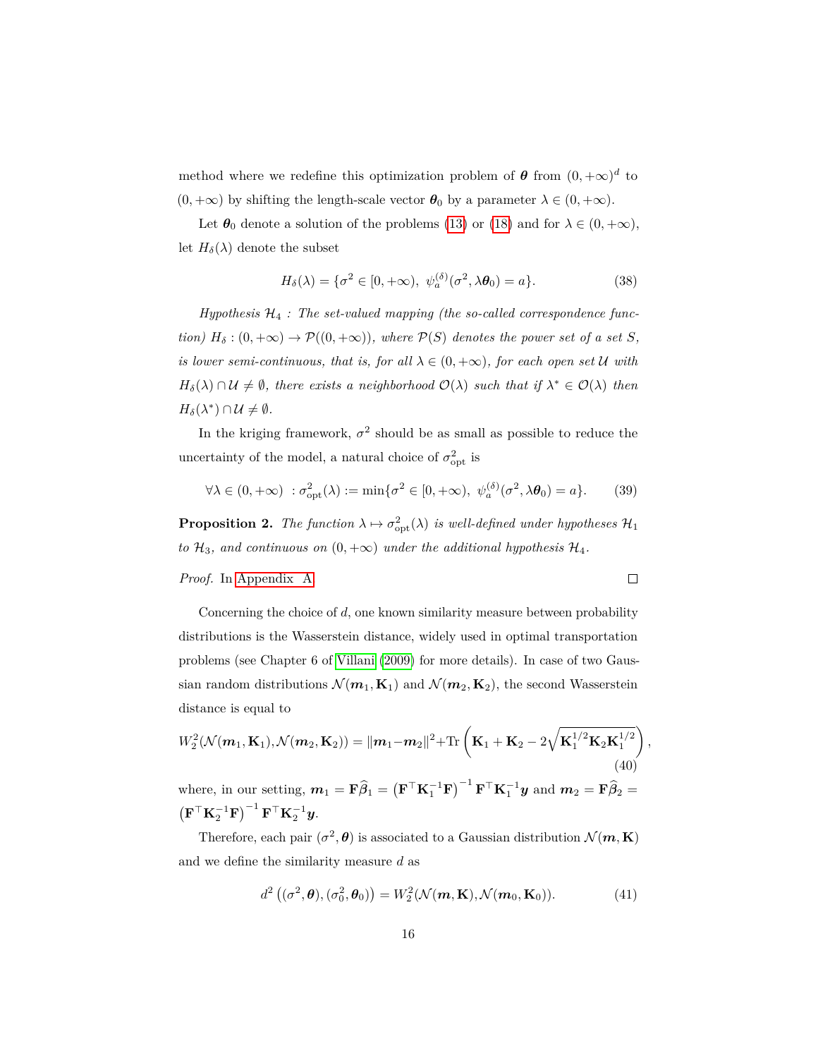method where we redefine this optimization problem of $\boldsymbol{\theta}$ from $(0, +\infty)^d$ to $(0, +\infty)$ by shifting the length-scale vector $\boldsymbol{\theta}_0$ by a parameter $\lambda \in (0, +\infty)$.

Let $\boldsymbol{\theta}_0$ denote a solution of the problems (13) or (18) and for $\lambda \in (0, +\infty)$, let $H_\delta(\lambda)$ denote the subset

$$H_\delta(\lambda) = \{\sigma^2 \in [0, +\infty),\ \psi_a^{(\delta)}(\sigma^2, \lambda\boldsymbol{\theta}_0) = a\}. \tag{38}$$

*Hypothesis $\mathcal{H}_4$ : The set-valued mapping (the so-called correspondence function) $H_\delta : (0, +\infty) \to \mathcal{P}((0, +\infty))$, where $\mathcal{P}(S)$ denotes the power set of a set $S$, is lower semi-continuous, that is, for all $\lambda \in (0, +\infty)$, for each open set $\mathcal{U}$ with $H_\delta(\lambda) \cap \mathcal{U} \neq \emptyset$, there exists a neighborhood $\mathcal{O}(\lambda)$ such that if $\lambda^* \in \mathcal{O}(\lambda)$ then $H_\delta(\lambda^*) \cap \mathcal{U} \neq \emptyset$.*

In the kriging framework, $\sigma^2$ should be as small as possible to reduce the uncertainty of the model, a natural choice of $\sigma^2_{\text{opt}}$ is

$$\forall \lambda \in (0, +\infty)\ \ : \sigma^2_{\text{opt}}(\lambda) := \min\{\sigma^2 \in [0, +\infty),\ \psi_a^{(\delta)}(\sigma^2, \lambda\boldsymbol{\theta}_0) = a\}. \tag{39}$$

**Proposition 2.** *The function $\lambda \mapsto \sigma^2_{\text{opt}}(\lambda)$ is well-defined under hypotheses $\mathcal{H}_1$ to $\mathcal{H}_3$, and continuous on $(0, +\infty)$ under the additional hypothesis $\mathcal{H}_4$.*

*Proof.* In Appendix A □

Concerning the choice of $d$, one known similarity measure between probability distributions is the Wasserstein distance, widely used in optimal transportation problems (see Chapter 6 of Villani (2009) for more details). In case of two Gaussian random distributions $\mathcal{N}(\boldsymbol{m}_1, \mathbf{K}_1)$ and $\mathcal{N}(\boldsymbol{m}_2, \mathbf{K}_2)$, the second Wasserstein distance is equal to

$$W_2^2(\mathcal{N}(\boldsymbol{m}_1, \mathbf{K}_1), \mathcal{N}(\boldsymbol{m}_2, \mathbf{K}_2)) = \|\boldsymbol{m}_1 - \boldsymbol{m}_2\|^2 + \text{Tr}\left(\mathbf{K}_1 + \mathbf{K}_2 - 2\sqrt{\mathbf{K}_1^{1/2}\mathbf{K}_2\mathbf{K}_1^{1/2}}\right), \tag{40}$$

where, in our setting, $\boldsymbol{m}_1 = \mathbf{F}\widehat{\boldsymbol{\beta}}_1 = \left(\mathbf{F}^\top\mathbf{K}_1^{-1}\mathbf{F}\right)^{-1}\mathbf{F}^\top\mathbf{K}_1^{-1}\boldsymbol{y}$ and $\boldsymbol{m}_2 = \mathbf{F}\widehat{\boldsymbol{\beta}}_2 = \left(\mathbf{F}^\top\mathbf{K}_2^{-1}\mathbf{F}\right)^{-1}\mathbf{F}^\top\mathbf{K}_2^{-1}\boldsymbol{y}$.

Therefore, each pair $(\sigma^2, \boldsymbol{\theta})$ is associated to a Gaussian distribution $\mathcal{N}(\boldsymbol{m}, \mathbf{K})$ and we define the similarity measure $d$ as

$$d^2\left((\sigma^2, \boldsymbol{\theta}), (\sigma_0^2, \boldsymbol{\theta}_0)\right) = W_2^2(\mathcal{N}(\boldsymbol{m}, \mathbf{K}), \mathcal{N}(\boldsymbol{m}_0, \mathbf{K}_0)). \tag{41}$$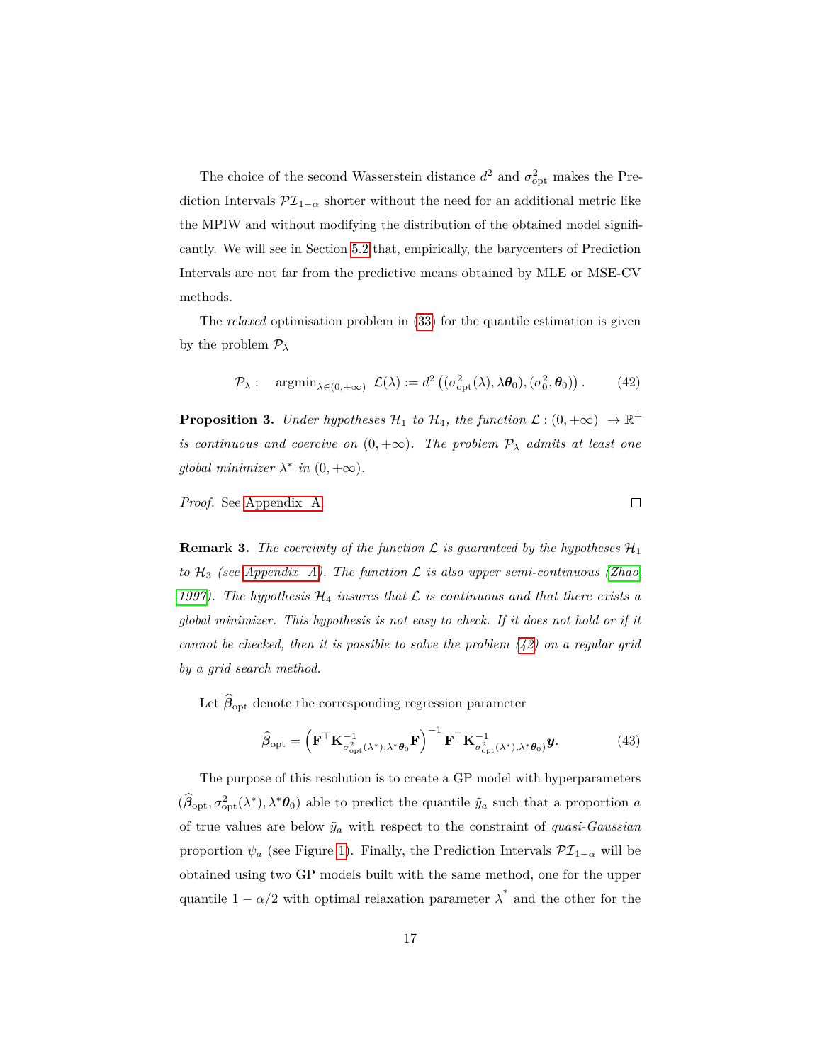The choice of the second Wasserstein distance $d^2$ and $\sigma^2_{\text{opt}}$ makes the Prediction Intervals $\mathcal{PI}_{1-\alpha}$ shorter without the need for an additional metric like the MPIW and without modifying the distribution of the obtained model significantly. We will see in Section 5.2 that, empirically, the barycenters of Prediction Intervals are not far from the predictive means obtained by MLE or MSE-CV methods.

The *relaxed* optimisation problem in (33) for the quantile estimation is given by the problem $\mathcal{P}_\lambda$

$$\mathcal{P}_\lambda : \quad \operatorname{argmin}_{\lambda \in (0,+\infty)} \; \mathcal{L}(\lambda) := d^2\left((\sigma^2_{\text{opt}}(\lambda), \lambda\boldsymbol{\theta}_0), (\sigma^2_0, \boldsymbol{\theta}_0)\right). \tag{42}$$

**Proposition 3.** *Under hypotheses $\mathcal{H}_1$ to $\mathcal{H}_4$, the function $\mathcal{L} : (0, +\infty) \rightarrow \mathbb{R}^+$ is continuous and coercive on $(0, +\infty)$. The problem $\mathcal{P}_\lambda$ admits at least one global minimizer $\lambda^*$ in $(0, +\infty)$.*

*Proof.* See Appendix A. □

**Remark 3.** *The coercivity of the function $\mathcal{L}$ is guaranteed by the hypotheses $\mathcal{H}_1$ to $\mathcal{H}_3$ (see Appendix A). The function $\mathcal{L}$ is also upper semi-continuous (Zhao, 1997). The hypothesis $\mathcal{H}_4$ insures that $\mathcal{L}$ is continuous and that there exists a global minimizer. This hypothesis is not easy to check. If it does not hold or if it cannot be checked, then it is possible to solve the problem (42) on a regular grid by a grid search method.*

Let $\widehat{\boldsymbol{\beta}}_{\text{opt}}$ denote the corresponding regression parameter

$$\widehat{\boldsymbol{\beta}}_{\text{opt}} = \left(\mathbf{F}^\top \mathbf{K}^{-1}_{\sigma^2_{\text{opt}}(\lambda^*), \lambda^*\boldsymbol{\theta}_0} \mathbf{F}\right)^{-1} \mathbf{F}^\top \mathbf{K}^{-1}_{\sigma^2_{\text{opt}}(\lambda^*), \lambda^*\boldsymbol{\theta}_0)} \boldsymbol{y}. \tag{43}$$

The purpose of this resolution is to create a GP model with hyperparameters $(\widehat{\boldsymbol{\beta}}_{\text{opt}}, \sigma^2_{\text{opt}}(\lambda^*), \lambda^*\boldsymbol{\theta}_0)$ able to predict the quantile $\tilde{y}_a$ such that a proportion $a$ of true values are below $\tilde{y}_a$ with respect to the constraint of *quasi-Gaussian* proportion $\psi_a$ (see Figure 1). Finally, the Prediction Intervals $\mathcal{PI}_{1-\alpha}$ will be obtained using two GP models built with the same method, one for the upper quantile $1 - \alpha/2$ with optimal relaxation parameter $\overline{\lambda}^*$ and the other for the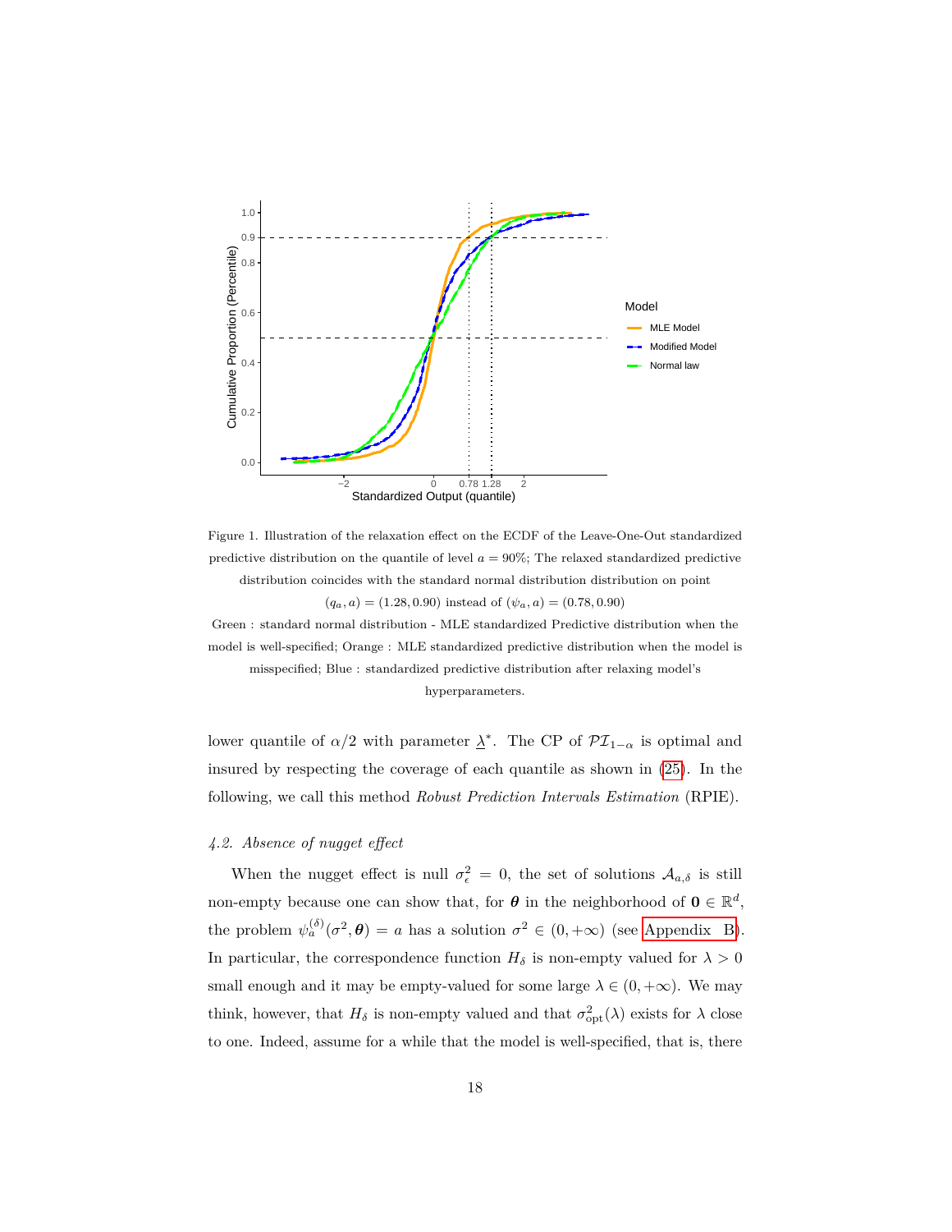Figure 1. Illustration of the relaxation effect on the ECDF of the Leave-One-Out standardized predictive distribution on the quantile of level $a = 90\%$; The relaxed standardized predictive distribution coincides with the standard normal distribution distribution on point $(q_a, a) = (1.28, 0.90)$ instead of $(\psi_a, a) = (0.78, 0.90)$
Green : standard normal distribution - MLE standardized Predictive distribution when the model is well-specified; Orange : MLE standardized predictive distribution when the model is misspecified; Blue : standardized predictive distribution after relaxing model's hyperparameters.

lower quantile of $\alpha/2$ with parameter $\underline{\lambda}^*$. The CP of $\mathcal{PI}_{1-\alpha}$ is optimal and insured by respecting the coverage of each quantile as shown in (25). In the following, we call this method *Robust Prediction Intervals Estimation* (RPIE).

### *4.2. Absence of nugget effect*

When the nugget effect is null $\sigma_\epsilon^2 = 0$, the set of solutions $\mathcal{A}_{a,\delta}$ is still non-empty because one can show that, for $\boldsymbol{\theta}$ in the neighborhood of $\mathbf{0} \in \mathbb{R}^d$, the problem $\psi_a^{(\delta)}(\sigma^2, \boldsymbol{\theta}) = a$ has a solution $\sigma^2 \in (0, +\infty)$ (see Appendix B). In particular, the correspondence function $H_\delta$ is non-empty valued for $\lambda > 0$ small enough and it may be empty-valued for some large $\lambda \in (0, +\infty)$. We may think, however, that $H_\delta$ is non-empty valued and that $\sigma_{\text{opt}}^2(\lambda)$ exists for $\lambda$ close to one. Indeed, assume for a while that the model is well-specified, that is, there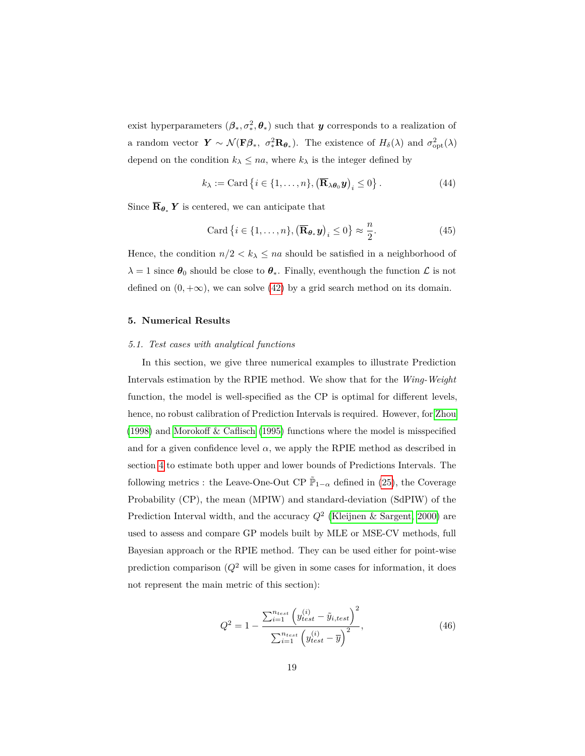exist hyperparameters $(\boldsymbol{\beta}_*, \sigma_*^2, \boldsymbol{\theta}_*)$ such that $\boldsymbol{y}$ corresponds to a realization of a random vector $\boldsymbol{Y} \sim \mathcal{N}(\mathbf{F}\boldsymbol{\beta}_*,\ \sigma_*^2 \mathbf{R}_{\boldsymbol{\theta}_*})$. The existence of $H_\delta(\lambda)$ and $\sigma^2_{\mathrm{opt}}(\lambda)$ depend on the condition $k_\lambda \leq na$, where $k_\lambda$ is the integer defined by

$$k_\lambda := \mathrm{Card}\left\{i \in \{1,\ldots,n\}, \left(\overline{\mathbf{R}}_{\lambda\boldsymbol{\theta}_0}\boldsymbol{y}\right)_i \leq 0\right\}. \tag{44}$$

Since $\overline{\mathbf{R}}_{\boldsymbol{\theta}_*}\boldsymbol{Y}$ is centered, we can anticipate that

$$\mathrm{Card}\left\{i \in \{1,\ldots,n\}, \left(\overline{\mathbf{R}}_{\boldsymbol{\theta}_*}\boldsymbol{y}\right)_i \leq 0\right\} \approx \frac{n}{2}. \tag{45}$$

Hence, the condition $n/2 < k_\lambda \leq na$ should be satisfied in a neighborhood of $\lambda = 1$ since $\boldsymbol{\theta}_0$ should be close to $\boldsymbol{\theta}_*$. Finally, eventhough the function $\mathcal{L}$ is not defined on $(0, +\infty)$, we can solve (42) by a grid search method on its domain.

## 5. Numerical Results

### 5.1. Test cases with analytical functions

In this section, we give three numerical examples to illustrate Prediction Intervals estimation by the RPIE method. We show that for the *Wing-Weight* function, the model is well-specified as the CP is optimal for different levels, hence, no robust calibration of Prediction Intervals is required. However, for Zhou (1998) and Morokoff & Caflisch (1995) functions where the model is misspecified and for a given confidence level $\alpha$, we apply the RPIE method as described in section 4 to estimate both upper and lower bounds of Predictions Intervals. The following metrics : the Leave-One-Out CP $\tilde{\mathbb{P}}_{1-\alpha}$ defined in (25), the Coverage Probability (CP), the mean (MPIW) and standard-deviation (SdPIW) of the Prediction Interval width, and the accuracy $Q^2$ (Kleijnen & Sargent, 2000) are used to assess and compare GP models built by MLE or MSE-CV methods, full Bayesian approach or the RPIE method. They can be used either for point-wise prediction comparison ($Q^2$ will be given in some cases for information, it does not represent the main metric of this section):

$$Q^2 = 1 - \frac{\sum_{i=1}^{n_{test}} \left(y_{test}^{(i)} - \tilde{y}_{i,test}\right)^2}{\sum_{i=1}^{n_{test}} \left(y_{test}^{(i)} - \overline{y}\right)^2}, \tag{46}$$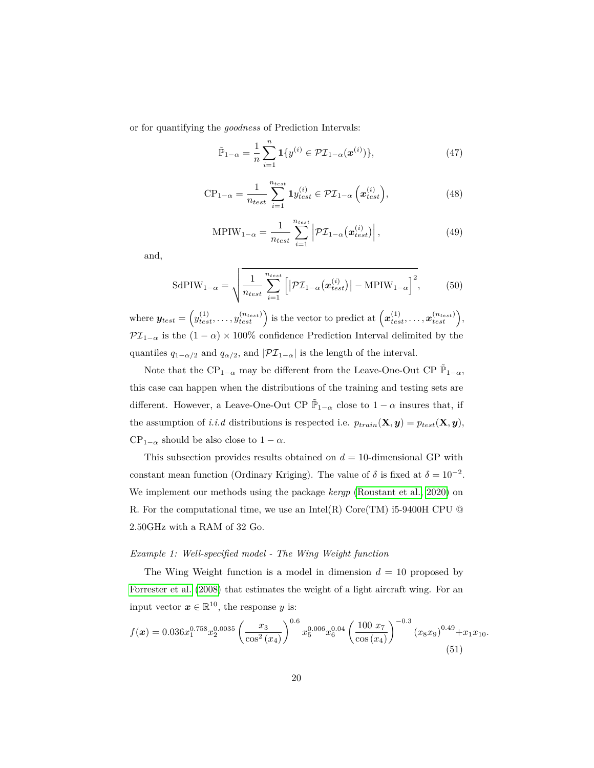or for quantifying the *goodness* of Prediction Intervals:

$$\tilde{\mathbb{P}}_{1-\alpha} = \frac{1}{n} \sum_{i=1}^{n} \mathbf{1}\{y^{(i)} \in \mathcal{PI}_{1-\alpha}(\boldsymbol{x}^{(i)})\}, \tag{47}$$

$$\mathrm{CP}_{1-\alpha} = \frac{1}{n_{test}} \sum_{i=1}^{n_{test}} \mathbf{1} y_{test}^{(i)} \in \mathcal{PI}_{1-\alpha}\left(\boldsymbol{x}_{test}^{(i)}\right), \tag{48}$$

$$\mathrm{MPIW}_{1-\alpha} = \frac{1}{n_{test}} \sum_{i=1}^{n_{test}} \left|\mathcal{PI}_{1-\alpha}\big(\boldsymbol{x}_{test}^{(i)}\big)\right|, \tag{49}$$

and,

$$\mathrm{SdPIW}_{1-\alpha} = \sqrt{\frac{1}{n_{test}} \sum_{i=1}^{n_{test}} \left[\left|\mathcal{PI}_{1-\alpha}\big(\boldsymbol{x}_{test}^{(i)}\big)\right| - \mathrm{MPIW}_{1-\alpha}\right]^2}, \tag{50}$$

where $\boldsymbol{y}_{test} = \left(y_{test}^{(1)}, \ldots, y_{test}^{(n_{test})}\right)$ is the vector to predict at $\left(\boldsymbol{x}_{test}^{(1)}, \ldots, \boldsymbol{x}_{test}^{(n_{test})}\right)$, $\mathcal{PI}_{1-\alpha}$ is the $(1-\alpha) \times 100\%$ confidence Prediction Interval delimited by the quantiles $q_{1-\alpha/2}$ and $q_{\alpha/2}$, and $|\mathcal{PI}_{1-\alpha}|$ is the length of the interval.

Note that the $\mathrm{CP}_{1-\alpha}$ may be different from the Leave-One-Out CP $\tilde{\mathbb{P}}_{1-\alpha}$, this case can happen when the distributions of the training and testing sets are different. However, a Leave-One-Out CP $\tilde{\mathbb{P}}_{1-\alpha}$ close to $1-\alpha$ insures that, if the assumption of *i.i.d* distributions is respected i.e. $p_{train}(\mathbf{X}, \boldsymbol{y}) = p_{test}(\mathbf{X}, \boldsymbol{y})$, $\mathrm{CP}_{1-\alpha}$ should be also close to $1-\alpha$.

This subsection provides results obtained on $d = 10$-dimensional GP with constant mean function (Ordinary Kriging). The value of $\delta$ is fixed at $\delta = 10^{-2}$. We implement our methods using the package *kergp* (Roustant et al., 2020) on R. For the computational time, we use an Intel(R) Core(TM) i5-9400H CPU @ 2.50GHz with a RAM of 32 Go.

*Example 1: Well-specified model - The Wing Weight function*

The Wing Weight function is a model in dimension $d = 10$ proposed by Forrester et al. (2008) that estimates the weight of a light aircraft wing. For an input vector $\boldsymbol{x} \in \mathbb{R}^{10}$, the response $y$ is:

$$f(\boldsymbol{x}) = 0.036 x_1^{0.758} x_2^{0.0035} \left(\frac{x_3}{\cos^2(x_4)}\right)^{0.6} x_5^{0.006} x_6^{0.04} \left(\frac{100\ x_7}{\cos(x_4)}\right)^{-0.3} (x_8 x_9)^{0.49} + x_1 x_{10}. \tag{51}$$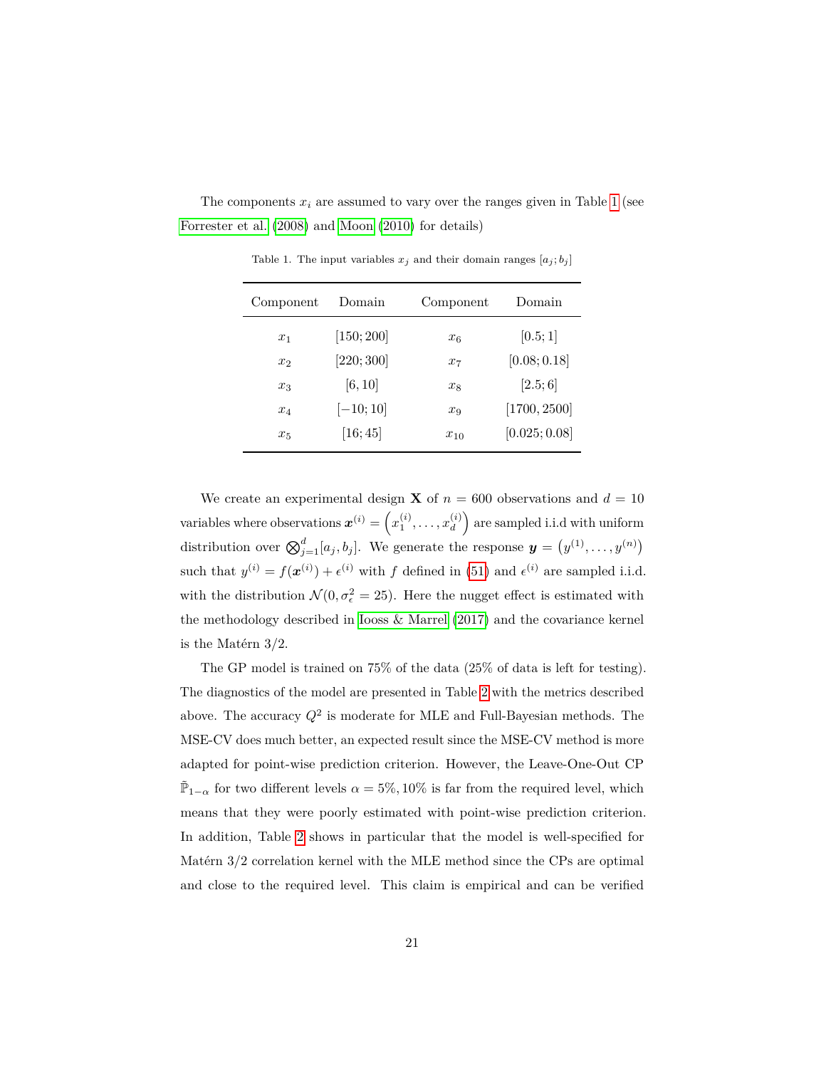The components $x_i$ are assumed to vary over the ranges given in Table 1 (see Forrester et al. (2008) and Moon (2010) for details)

Table 1. The input variables $x_j$ and their domain ranges $[a_j; b_j]$

| Component | Domain | Component | Domain |
|---|---|---|---|
| $x_1$ | $[150; 200]$ | $x_6$ | $[0.5; 1]$ |
| $x_2$ | $[220; 300]$ | $x_7$ | $[0.08; 0.18]$ |
| $x_3$ | $[6, 10]$ | $x_8$ | $[2.5; 6]$ |
| $x_4$ | $[-10; 10]$ | $x_9$ | $[1700, 2500]$ |
| $x_5$ | $[16; 45]$ | $x_{10}$ | $[0.025; 0.08]$ |

We create an experimental design $\mathbf{X}$ of $n = 600$ observations and $d = 10$ variables where observations $\boldsymbol{x}^{(i)} = \left(x_1^{(i)}, \ldots, x_d^{(i)}\right)$ are sampled i.i.d with uniform distribution over $\bigotimes_{j=1}^{d}[a_j, b_j]$. We generate the response $\boldsymbol{y} = \left(y^{(1)}, \ldots, y^{(n)}\right)$ such that $y^{(i)} = f(\boldsymbol{x}^{(i)}) + \epsilon^{(i)}$ with $f$ defined in (51) and $\epsilon^{(i)}$ are sampled i.i.d. with the distribution $\mathcal{N}(0, \sigma_\epsilon^2 = 25)$. Here the nugget effect is estimated with the methodology described in Iooss & Marrel (2017) and the covariance kernel is the Matérn 3/2.

The GP model is trained on 75% of the data (25% of data is left for testing). The diagnostics of the model are presented in Table 2 with the metrics described above. The accuracy $Q^2$ is moderate for MLE and Full-Bayesian methods. The MSE-CV does much better, an expected result since the MSE-CV method is more adapted for point-wise prediction criterion. However, the Leave-One-Out CP $\bar{\mathbb{P}}_{1-\alpha}$ for two different levels $\alpha = 5\%, 10\%$ is far from the required level, which means that they were poorly estimated with point-wise prediction criterion. In addition, Table 2 shows in particular that the model is well-specified for Matérn 3/2 correlation kernel with the MLE method since the CPs are optimal and close to the required level. This claim is empirical and can be verified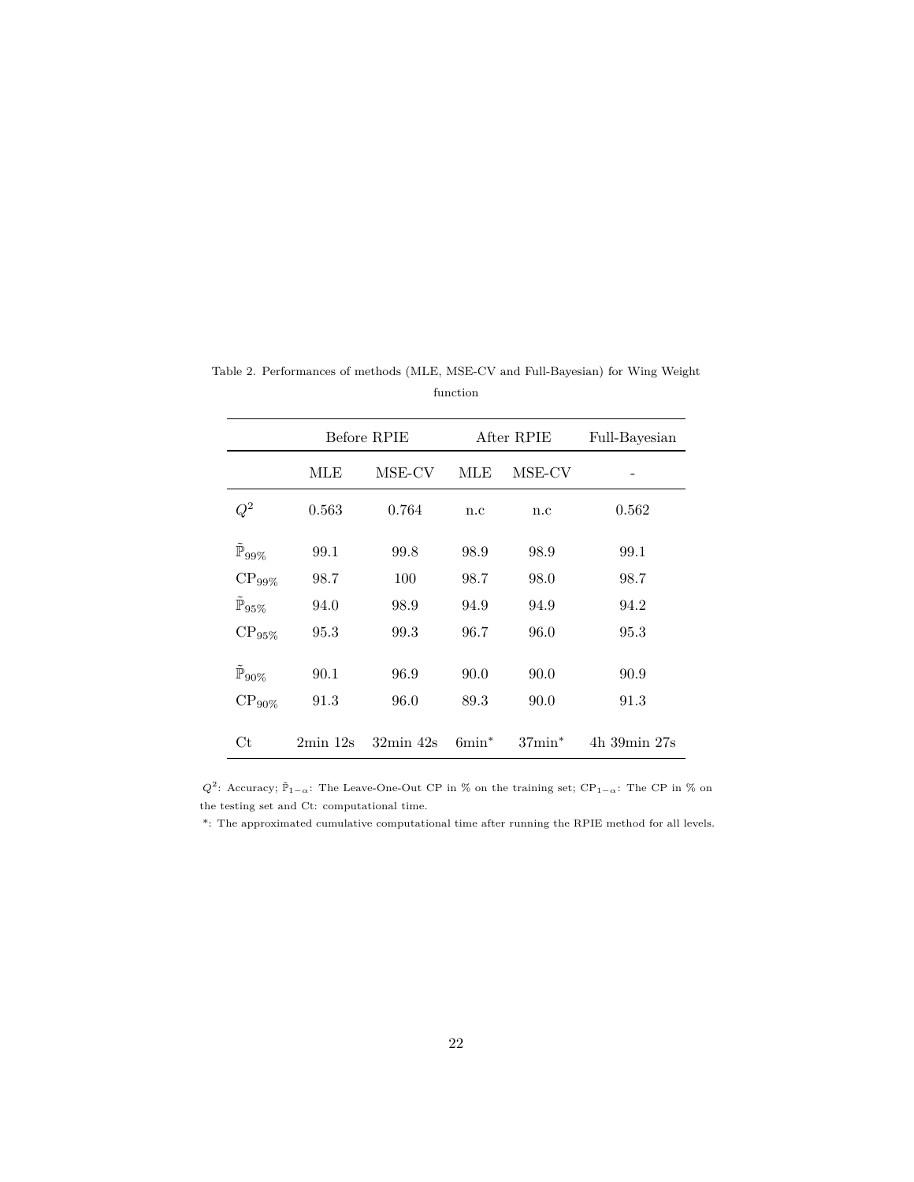Table 2. Performances of methods (MLE, MSE-CV and Full-Bayesian) for Wing Weight function

| | Before RPIE | | After RPIE | | Full-Bayesian |
|---|---|---|---|---|---|
| | MLE | MSE-CV | MLE | MSE-CV | - |
| $Q^2$ | 0.563 | 0.764 | n.c | n.c | 0.562 |
| $\tilde{\mathbb{P}}_{99\%}$ | 99.1 | 99.8 | 98.9 | 98.9 | 99.1 |
| $\mathrm{CP}_{99\%}$ | 98.7 | 100 | 98.7 | 98.0 | 98.7 |
| $\tilde{\mathbb{P}}_{95\%}$ | 94.0 | 98.9 | 94.9 | 94.9 | 94.2 |
| $\mathrm{CP}_{95\%}$ | 95.3 | 99.3 | 96.7 | 96.0 | 95.3 |
| $\tilde{\mathbb{P}}_{90\%}$ | 90.1 | 96.9 | 90.0 | 90.0 | 90.9 |
| $\mathrm{CP}_{90\%}$ | 91.3 | 96.0 | 89.3 | 90.0 | 91.3 |
| Ct | 2min 12s | 32min 42s | 6min* | 37min* | 4h 39min 27s |

$Q^2$: Accuracy; $\tilde{\mathbb{P}}_{1-\alpha}$: The Leave-One-Out CP in % on the training set; $\mathrm{CP}_{1-\alpha}$: The CP in % on the testing set and Ct: computational time.

*: The approximated cumulative computational time after running the RPIE method for all levels.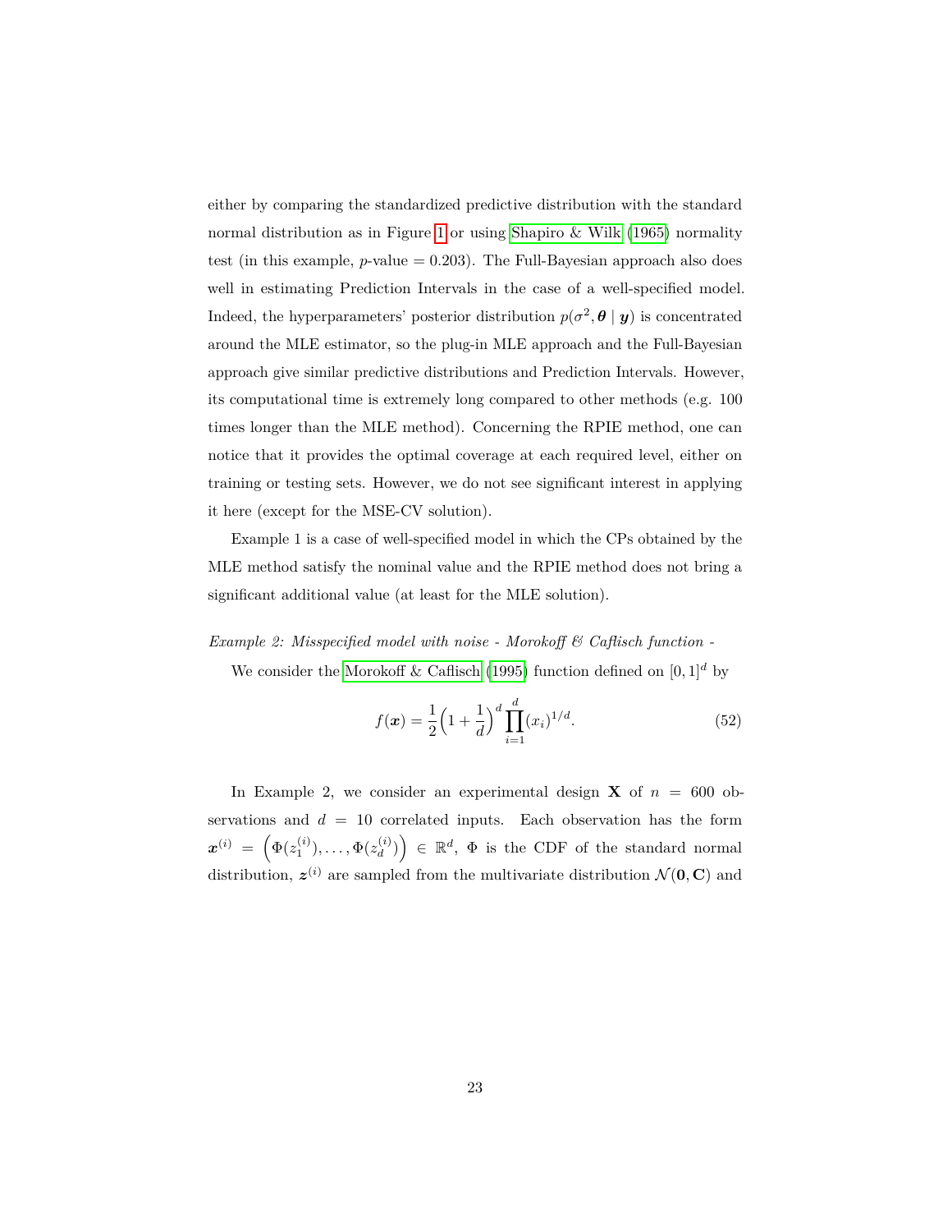either by comparing the standardized predictive distribution with the standard normal distribution as in Figure 1 or using Shapiro & Wilk (1965) normality test (in this example, $p$-value $= 0.203$). The Full-Bayesian approach also does well in estimating Prediction Intervals in the case of a well-specified model. Indeed, the hyperparameters' posterior distribution $p(\sigma^2, \boldsymbol{\theta} \mid \boldsymbol{y})$ is concentrated around the MLE estimator, so the plug-in MLE approach and the Full-Bayesian approach give similar predictive distributions and Prediction Intervals. However, its computational time is extremely long compared to other methods (e.g. 100 times longer than the MLE method). Concerning the RPIE method, one can notice that it provides the optimal coverage at each required level, either on training or testing sets. However, we do not see significant interest in applying it here (except for the MSE-CV solution).

Example 1 is a case of well-specified model in which the CPs obtained by the MLE method satisfy the nominal value and the RPIE method does not bring a significant additional value (at least for the MLE solution).

*Example 2: Misspecified model with noise - Morokoff & Caflisch function -*

We consider the Morokoff & Caflisch (1995) function defined on $[0, 1]^d$ by

$$f(\boldsymbol{x}) = \frac{1}{2}\Big(1 + \frac{1}{d}\Big)^d \prod_{i=1}^{d} (x_i)^{1/d}. \tag{52}$$

In Example 2, we consider an experimental design $\mathbf{X}$ of $n = 600$ observations and $d = 10$ correlated inputs. Each observation has the form $\boldsymbol{x}^{(i)} = \Big(\Phi(z_1^{(i)}), \ldots, \Phi(z_d^{(i)})\Big) \in \mathbb{R}^d$, $\Phi$ is the CDF of the standard normal distribution, $\boldsymbol{z}^{(i)}$ are sampled from the multivariate distribution $\mathcal{N}(\mathbf{0}, \mathbf{C})$ and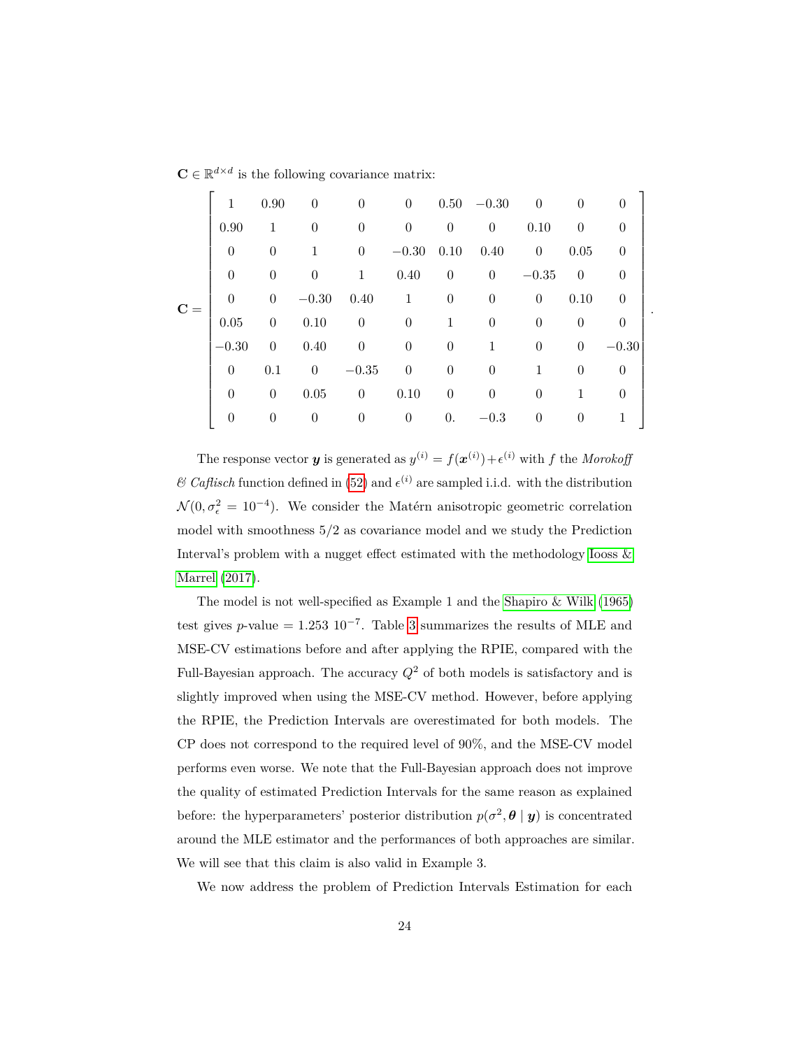$\mathbf{C} \in \mathbb{R}^{d\times d}$ is the following covariance matrix:

$$
\mathbf{C} = \begin{bmatrix}
1 & 0.90 & 0 & 0 & 0 & 0.50 & -0.30 & 0 & 0 & 0 \\
0.90 & 1 & 0 & 0 & 0 & 0 & 0 & 0.10 & 0 & 0 \\
0 & 0 & 1 & 0 & -0.30 & 0.10 & 0.40 & 0 & 0.05 & 0 \\
0 & 0 & 0 & 1 & 0.40 & 0 & 0 & -0.35 & 0 & 0 \\
0 & 0 & -0.30 & 0.40 & 1 & 0 & 0 & 0 & 0.10 & 0 \\
0.05 & 0 & 0.10 & 0 & 0 & 1 & 0 & 0 & 0 & 0 \\
-0.30 & 0 & 0.40 & 0 & 0 & 0 & 1 & 0 & 0 & -0.30 \\
0 & 0.1 & 0 & -0.35 & 0 & 0 & 0 & 1 & 0 & 0 \\
0 & 0 & 0.05 & 0 & 0.10 & 0 & 0 & 0 & 1 & 0 \\
0 & 0 & 0 & 0 & 0 & 0. & -0.3 & 0 & 0 & 1
\end{bmatrix}.
$$

The response vector $\boldsymbol{y}$ is generated as $y^{(i)} = f(\boldsymbol{x}^{(i)}) + \epsilon^{(i)}$ with $f$ the *Morokoff & Caflisch* function defined in (52) and $\epsilon^{(i)}$ are sampled i.i.d. with the distribution $\mathcal{N}(0, \sigma_\epsilon^2 = 10^{-4})$. We consider the Matérn anisotropic geometric correlation model with smoothness 5/2 as covariance model and we study the Prediction Interval's problem with a nugget effect estimated with the methodology Iooss & Marrel (2017).

The model is not well-specified as Example 1 and the Shapiro & Wilk (1965) test gives $p$-value $= 1.253\ 10^{-7}$. Table 3 summarizes the results of MLE and MSE-CV estimations before and after applying the RPIE, compared with the Full-Bayesian approach. The accuracy $Q^2$ of both models is satisfactory and is slightly improved when using the MSE-CV method. However, before applying the RPIE, the Prediction Intervals are overestimated for both models. The CP does not correspond to the required level of 90%, and the MSE-CV model performs even worse. We note that the Full-Bayesian approach does not improve the quality of estimated Prediction Intervals for the same reason as explained before: the hyperparameters' posterior distribution $p(\sigma^2, \boldsymbol{\theta} \mid \boldsymbol{y})$ is concentrated around the MLE estimator and the performances of both approaches are similar. We will see that this claim is also valid in Example 3.

We now address the problem of Prediction Intervals Estimation for each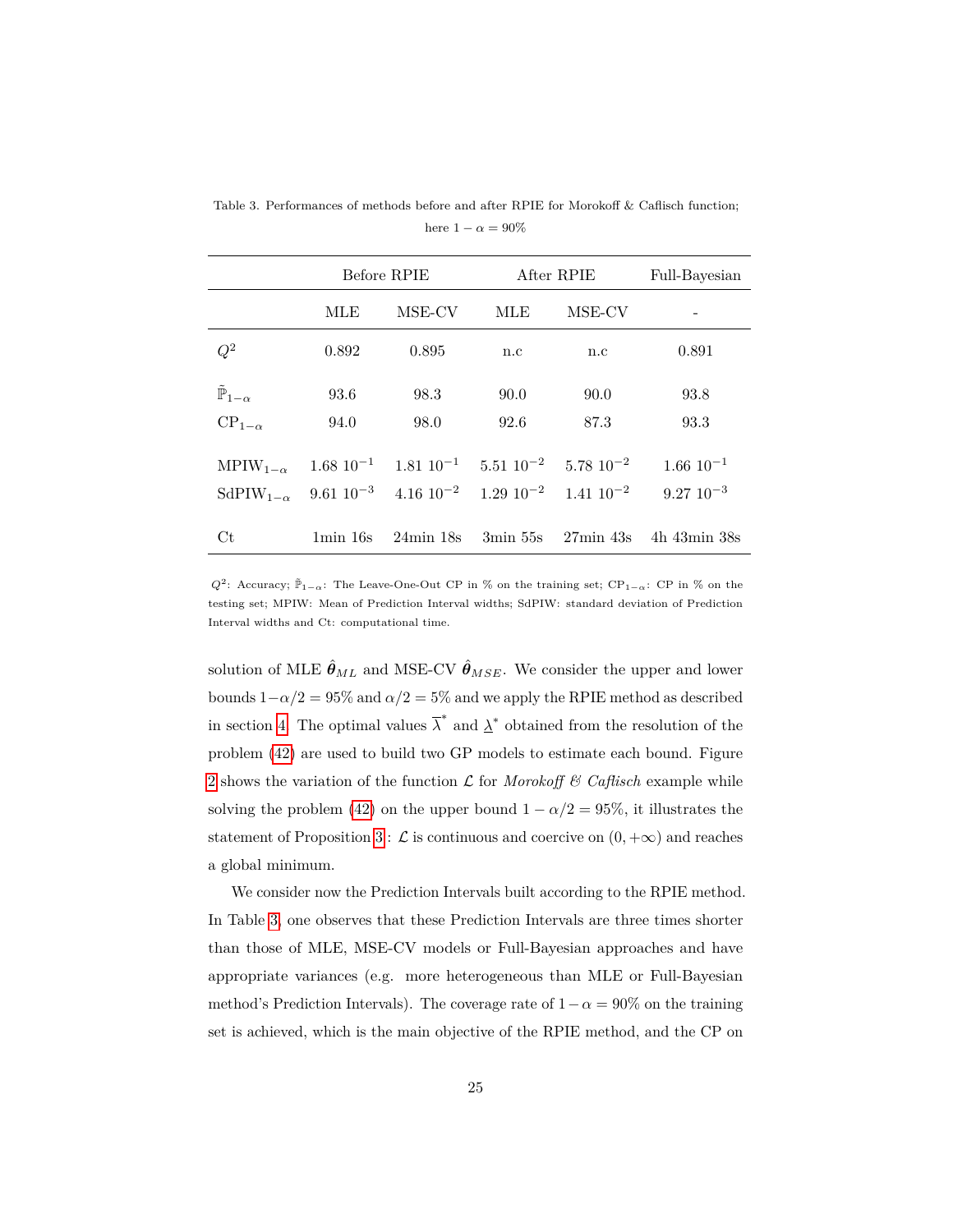Table 3. Performances of methods before and after RPIE for Morokoff & Caflisch function; here $1-\alpha = 90\%$

| | Before RPIE | | After RPIE | | Full-Bayesian |
|---|---|---|---|---|---|
| | MLE | MSE-CV | MLE | MSE-CV | - |
| $Q^2$ | 0.892 | 0.895 | n.c | n.c | 0.891 |
| $\tilde{\mathbb{P}}_{1-\alpha}$ | 93.6 | 98.3 | 90.0 | 90.0 | 93.8 |
| $\mathrm{CP}_{1-\alpha}$ | 94.0 | 98.0 | 92.6 | 87.3 | 93.3 |
| $\mathrm{MPIW}_{1-\alpha}$ | $1.68\ 10^{-1}$ | $1.81\ 10^{-1}$ | $5.51\ 10^{-2}$ | $5.78\ 10^{-2}$ | $1.66\ 10^{-1}$ |
| $\mathrm{SdPIW}_{1-\alpha}$ | $9.61\ 10^{-3}$ | $4.16\ 10^{-2}$ | $1.29\ 10^{-2}$ | $1.41\ 10^{-2}$ | $9.27\ 10^{-3}$ |
| Ct | 1min 16s | 24min 18s | 3min 55s | 27min 43s | 4h 43min 38s |

$Q^2$: Accuracy; $\tilde{\mathbb{P}}_{1-\alpha}$: The Leave-One-Out CP in % on the training set; $\mathrm{CP}_{1-\alpha}$: CP in % on the testing set; MPIW: Mean of Prediction Interval widths; SdPIW: standard deviation of Prediction Interval widths and Ct: computational time.

solution of MLE $\hat{\boldsymbol{\theta}}_{ML}$ and MSE-CV $\hat{\boldsymbol{\theta}}_{MSE}$. We consider the upper and lower bounds $1-\alpha/2 = 95\%$ and $\alpha/2 = 5\%$ and we apply the RPIE method as described in section 4. The optimal values $\overline{\lambda}^*$ and $\underline{\lambda}^*$ obtained from the resolution of the problem (42) are used to build two GP models to estimate each bound. Figure 2 shows the variation of the function $\mathcal{L}$ for *Morokoff & Caflisch* example while solving the problem (42) on the upper bound $1-\alpha/2 = 95\%$, it illustrates the statement of Proposition 3 : $\mathcal{L}$ is continuous and coercive on $(0, +\infty)$ and reaches a global minimum.

We consider now the Prediction Intervals built according to the RPIE method. In Table 3, one observes that these Prediction Intervals are three times shorter than those of MLE, MSE-CV models or Full-Bayesian approaches and have appropriate variances (e.g. more heterogeneous than MLE or Full-Bayesian method's Prediction Intervals). The coverage rate of $1-\alpha = 90\%$ on the training set is achieved, which is the main objective of the RPIE method, and the CP on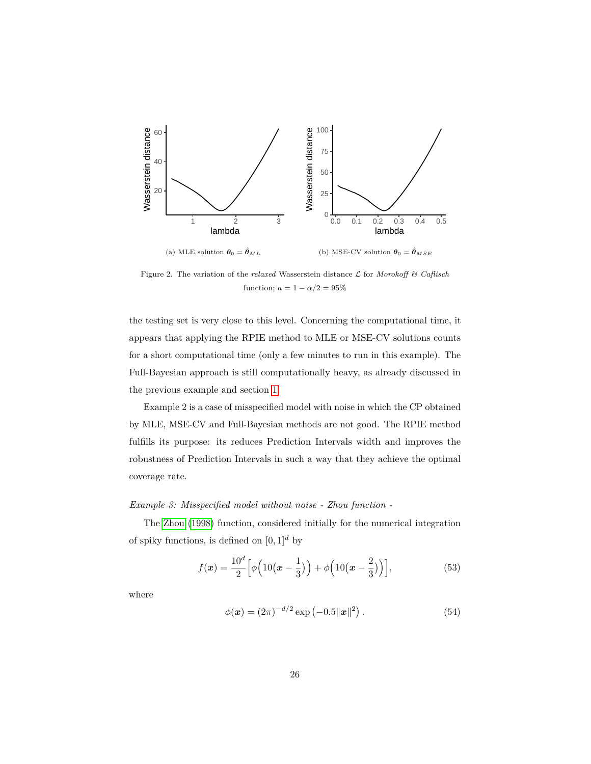(a) MLE solution $\boldsymbol{\theta}_0 = \hat{\boldsymbol{\theta}}_{ML}$

(b) MSE-CV solution $\boldsymbol{\theta}_0 = \hat{\boldsymbol{\theta}}_{MSE}$

Figure 2. The variation of the *relaxed* Wasserstein distance $\mathcal{L}$ for *Morokoff & Caflisch* function; $a = 1 - \alpha/2 = 95\%$

the testing set is very close to this level. Concerning the computational time, it appears that applying the RPIE method to MLE or MSE-CV solutions counts for a short computational time (only a few minutes to run in this example). The Full-Bayesian approach is still computationally heavy, as already discussed in the previous example and section 1.

Example 2 is a case of misspecified model with noise in which the CP obtained by MLE, MSE-CV and Full-Bayesian methods are not good. The RPIE method fulfills its purpose: its reduces Prediction Intervals width and improves the robustness of Prediction Intervals in such a way that they achieve the optimal coverage rate.

*Example 3: Misspecified model without noise - Zhou function -*

The Zhou (1998) function, considered initially for the numerical integration of spiky functions, is defined on $[0,1]^d$ by

$$f(\boldsymbol{x}) = \frac{10^d}{2}\Big[\phi\Big(10\big(\boldsymbol{x} - \frac{1}{3}\big)\Big) + \phi\Big(10\big(\boldsymbol{x} - \frac{2}{3}\big)\Big)\Big], \tag{53}$$

where

$$\phi(\boldsymbol{x}) = (2\pi)^{-d/2} \exp\left(-0.5\|\boldsymbol{x}\|^2\right). \tag{54}$$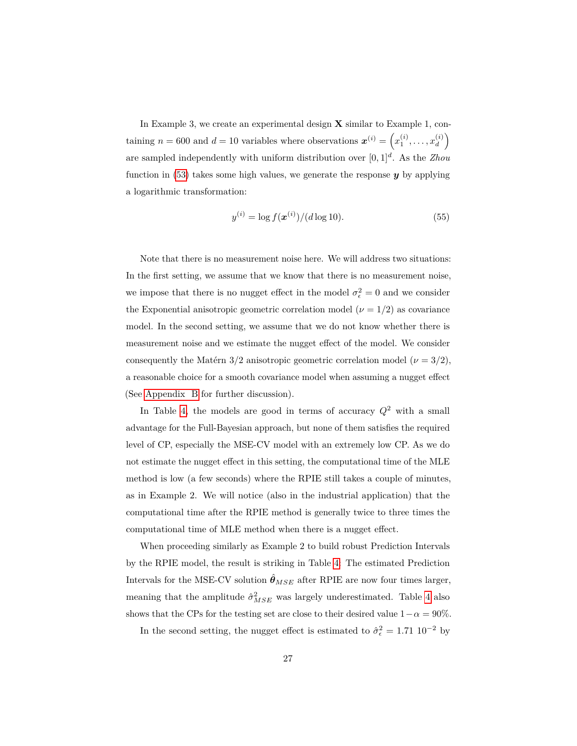In Example 3, we create an experimental design $\mathbf{X}$ similar to Example 1, containing $n = 600$ and $d = 10$ variables where observations $\boldsymbol{x}^{(i)} = \left(x_1^{(i)}, \ldots, x_d^{(i)}\right)$ are sampled independently with uniform distribution over $[0,1]^d$. As the *Zhou* function in (53) takes some high values, we generate the response $\boldsymbol{y}$ by applying a logarithmic transformation:

$$y^{(i)} = \log f(\boldsymbol{x}^{(i)})/(d \log 10). \tag{55}$$

Note that there is no measurement noise here. We will address two situations: In the first setting, we assume that we know that there is no measurement noise, we impose that there is no nugget effect in the model $\sigma_\epsilon^2 = 0$ and we consider the Exponential anisotropic geometric correlation model ($\nu = 1/2$) as covariance model. In the second setting, we assume that we do not know whether there is measurement noise and we estimate the nugget effect of the model. We consider consequently the Matérn 3/2 anisotropic geometric correlation model ($\nu = 3/2$), a reasonable choice for a smooth covariance model when assuming a nugget effect (See Appendix B for further discussion).

In Table 4, the models are good in terms of accuracy $Q^2$ with a small advantage for the Full-Bayesian approach, but none of them satisfies the required level of CP, especially the MSE-CV model with an extremely low CP. As we do not estimate the nugget effect in this setting, the computational time of the MLE method is low (a few seconds) where the RPIE still takes a couple of minutes, as in Example 2. We will notice (also in the industrial application) that the computational time after the RPIE method is generally twice to three times the computational time of MLE method when there is a nugget effect.

When proceeding similarly as Example 2 to build robust Prediction Intervals by the RPIE model, the result is striking in Table 4. The estimated Prediction Intervals for the MSE-CV solution $\hat{\boldsymbol{\theta}}_{MSE}$ after RPIE are now four times larger, meaning that the amplitude $\hat{\sigma}^2_{MSE}$ was largely underestimated. Table 4 also shows that the CPs for the testing set are close to their desired value $1 - \alpha = 90\%$.

In the second setting, the nugget effect is estimated to $\hat{\sigma}_\epsilon^2 = 1.71\ 10^{-2}$ by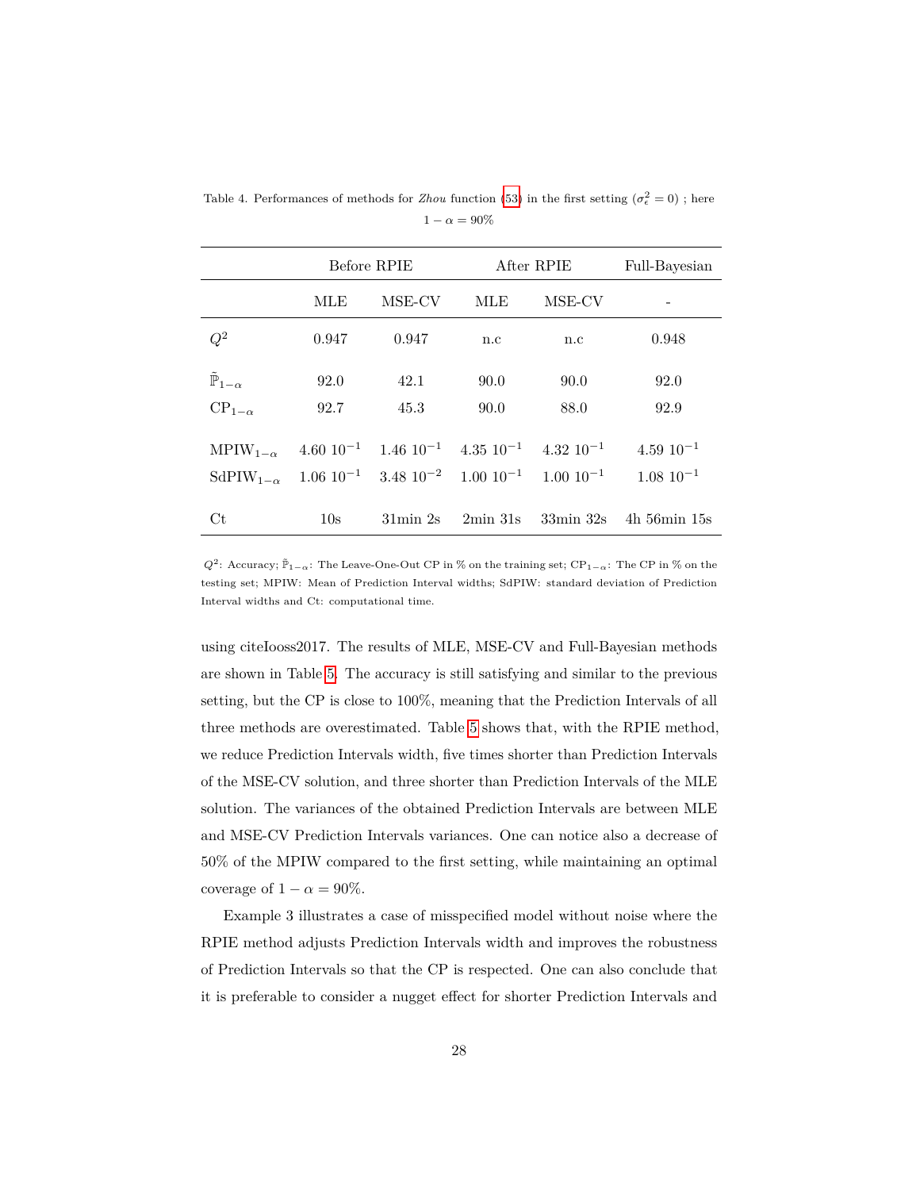Table 4. Performances of methods for *Zhou* function (53) in the first setting ($\sigma_\epsilon^2 = 0$) ; here $1-\alpha = 90\%$

| | Before RPIE | | After RPIE | | Full-Bayesian |
|---|---|---|---|---|---|
| | MLE | MSE-CV | MLE | MSE-CV | - |
| $Q^2$ | 0.947 | 0.947 | n.c | n.c | 0.948 |
| $\tilde{\mathbb{P}}_{1-\alpha}$ | 92.0 | 42.1 | 90.0 | 90.0 | 92.0 |
| $\mathrm{CP}_{1-\alpha}$ | 92.7 | 45.3 | 90.0 | 88.0 | 92.9 |
| $\mathrm{MPIW}_{1-\alpha}$ | $4.60\ 10^{-1}$ | $1.46\ 10^{-1}$ | $4.35\ 10^{-1}$ | $4.32\ 10^{-1}$ | $4.59\ 10^{-1}$ |
| $\mathrm{SdPIW}_{1-\alpha}$ | $1.06\ 10^{-1}$ | $3.48\ 10^{-2}$ | $1.00\ 10^{-1}$ | $1.00\ 10^{-1}$ | $1.08\ 10^{-1}$ |
| Ct | 10s | 31min 2s | 2min 31s | 33min 32s | 4h 56min 15s |

$Q^2$: Accuracy; $\tilde{\mathbb{P}}_{1-\alpha}$: The Leave-One-Out CP in % on the training set; $\mathrm{CP}_{1-\alpha}$: The CP in % on the testing set; MPIW: Mean of Prediction Interval widths; SdPIW: standard deviation of Prediction Interval widths and Ct: computational time.

using citeIooss2017. The results of MLE, MSE-CV and Full-Bayesian methods are shown in Table 5. The accuracy is still satisfying and similar to the previous setting, but the CP is close to 100%, meaning that the Prediction Intervals of all three methods are overestimated. Table 5 shows that, with the RPIE method, we reduce Prediction Intervals width, five times shorter than Prediction Intervals of the MSE-CV solution, and three shorter than Prediction Intervals of the MLE solution. The variances of the obtained Prediction Intervals are between MLE and MSE-CV Prediction Intervals variances. One can notice also a decrease of 50% of the MPIW compared to the first setting, while maintaining an optimal coverage of $1-\alpha = 90\%$.

Example 3 illustrates a case of misspecified model without noise where the RPIE method adjusts Prediction Intervals width and improves the robustness of Prediction Intervals so that the CP is respected. One can also conclude that it is preferable to consider a nugget effect for shorter Prediction Intervals and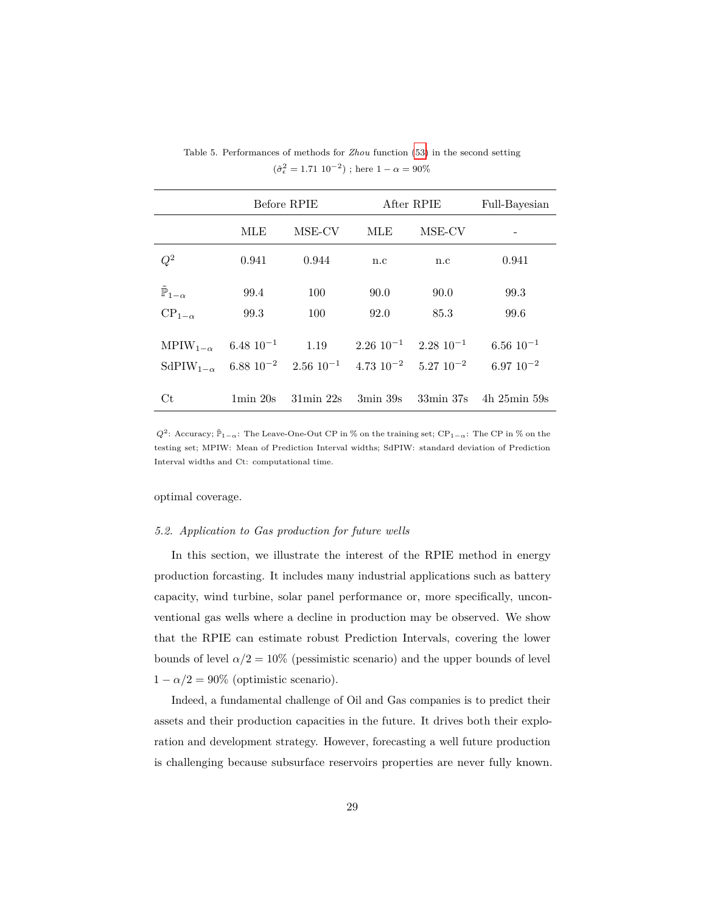Table 5. Performances of methods for *Zhou* function (53) in the second setting ($\hat{\sigma}_\epsilon^2 = 1.71\ 10^{-2}$) ; here $1-\alpha = 90\%$

| | Before RPIE | | After RPIE | | Full-Bayesian |
|---|---|---|---|---|---|
| | MLE | MSE-CV | MLE | MSE-CV | - |
| $Q^2$ | 0.941 | 0.944 | n.c | n.c | 0.941 |
| $\tilde{\mathbb{P}}_{1-\alpha}$ | 99.4 | 100 | 90.0 | 90.0 | 99.3 |
| $\mathrm{CP}_{1-\alpha}$ | 99.3 | 100 | 92.0 | 85.3 | 99.6 |
| $\mathrm{MPIW}_{1-\alpha}$ | $6.48\ 10^{-1}$ | 1.19 | $2.26\ 10^{-1}$ | $2.28\ 10^{-1}$ | $6.56\ 10^{-1}$ |
| $\mathrm{SdPIW}_{1-\alpha}$ | $6.88\ 10^{-2}$ | $2.56\ 10^{-1}$ | $4.73\ 10^{-2}$ | $5.27\ 10^{-2}$ | $6.97\ 10^{-2}$ |
| Ct | 1min 20s | 31min 22s | 3min 39s | 33min 37s | 4h 25min 59s |

$Q^2$: Accuracy; $\tilde{\mathbb{P}}_{1-\alpha}$: The Leave-One-Out CP in % on the training set; $\mathrm{CP}_{1-\alpha}$: The CP in % on the testing set; MPIW: Mean of Prediction Interval widths; SdPIW: standard deviation of Prediction Interval widths and Ct: computational time.

optimal coverage.

### 5.2. Application to Gas production for future wells

In this section, we illustrate the interest of the RPIE method in energy production forcasting. It includes many industrial applications such as battery capacity, wind turbine, solar panel performance or, more specifically, unconventional gas wells where a decline in production may be observed. We show that the RPIE can estimate robust Prediction Intervals, covering the lower bounds of level $\alpha/2 = 10\%$ (pessimistic scenario) and the upper bounds of level $1 - \alpha/2 = 90\%$ (optimistic scenario).

Indeed, a fundamental challenge of Oil and Gas companies is to predict their assets and their production capacities in the future. It drives both their exploration and development strategy. However, forecasting a well future production is challenging because subsurface reservoirs properties are never fully known.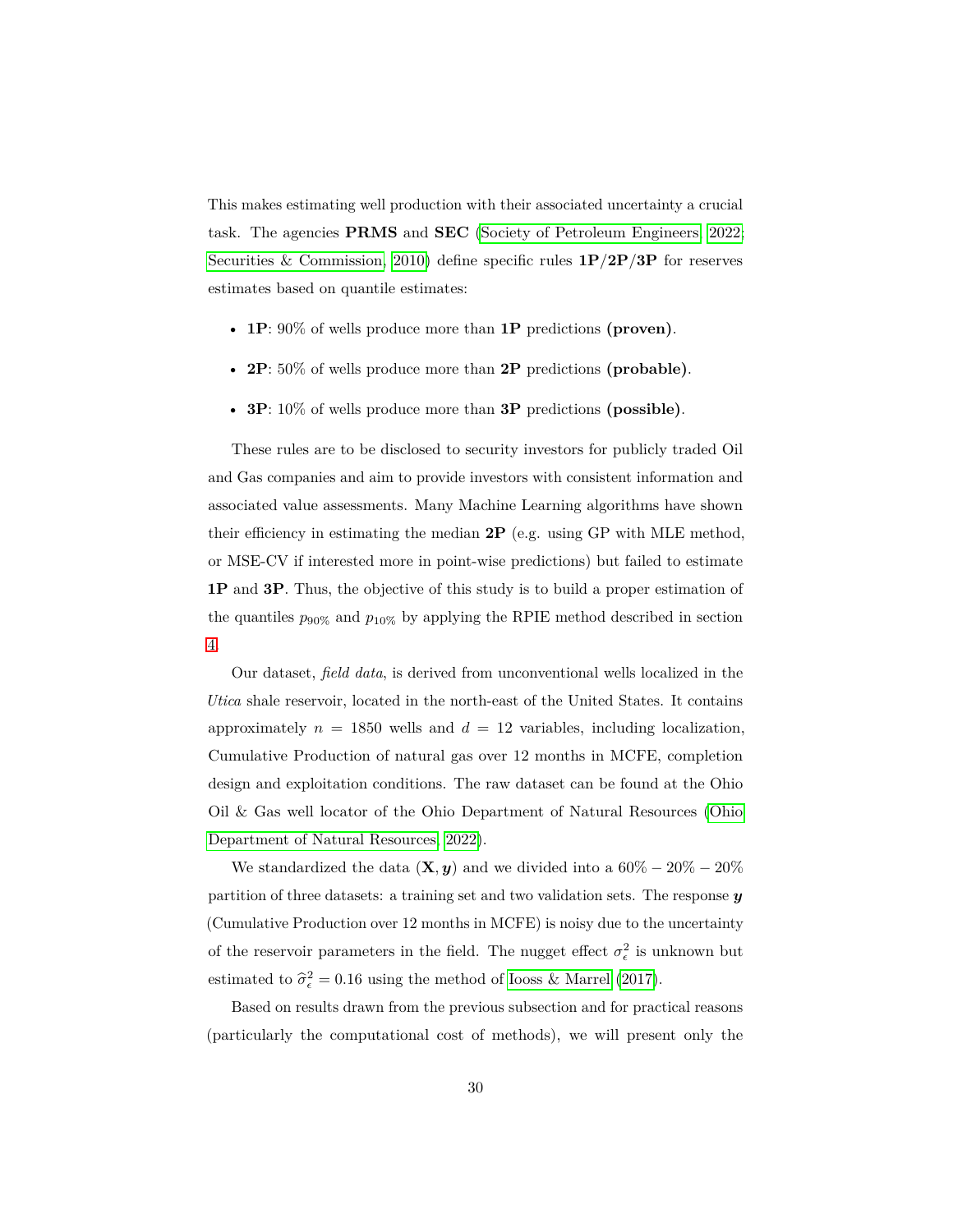This makes estimating well production with their associated uncertainty a crucial task. The agencies **PRMS** and **SEC** (Society of Petroleum Engineers, 2022; Securities & Commission, 2010) define specific rules **1P/2P/3P** for reserves estimates based on quantile estimates:

- **1P**: 90% of wells produce more than **1P** predictions **(proven)**.
- **2P**: 50% of wells produce more than **2P** predictions **(probable)**.
- **3P**: 10% of wells produce more than **3P** predictions **(possible)**.

These rules are to be disclosed to security investors for publicly traded Oil and Gas companies and aim to provide investors with consistent information and associated value assessments. Many Machine Learning algorithms have shown their efficiency in estimating the median **2P** (e.g. using GP with MLE method, or MSE-CV if interested more in point-wise predictions) but failed to estimate **1P** and **3P**. Thus, the objective of this study is to build a proper estimation of the quantiles $p_{90\%}$ and $p_{10\%}$ by applying the RPIE method described in section 4.

Our dataset, *field data*, is derived from unconventional wells localized in the *Utica* shale reservoir, located in the north-east of the United States. It contains approximately $n = 1850$ wells and $d = 12$ variables, including localization, Cumulative Production of natural gas over 12 months in MCFE, completion design and exploitation conditions. The raw dataset can be found at the Ohio Oil & Gas well locator of the Ohio Department of Natural Resources (Ohio Department of Natural Resources, 2022).

We standardized the data $(\mathbf{X}, \boldsymbol{y})$ and we divided into a $60\% - 20\% - 20\%$ partition of three datasets: a training set and two validation sets. The response $\boldsymbol{y}$ (Cumulative Production over 12 months in MCFE) is noisy due to the uncertainty of the reservoir parameters in the field. The nugget effect $\sigma_\epsilon^2$ is unknown but estimated to $\widehat{\sigma}_\epsilon^2 = 0.16$ using the method of Iooss & Marrel (2017).

Based on results drawn from the previous subsection and for practical reasons (particularly the computational cost of methods), we will present only the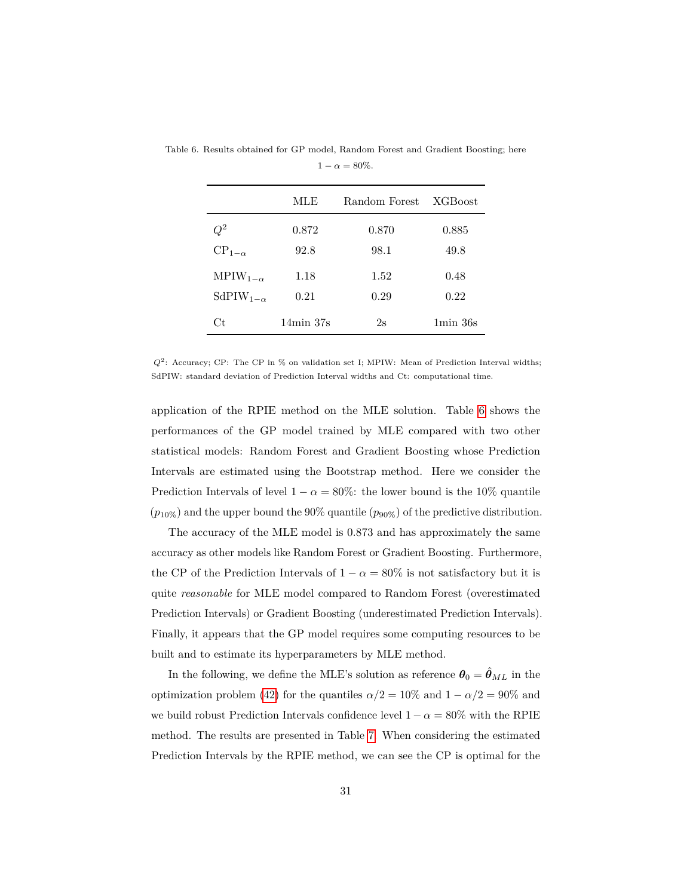Table 6. Results obtained for GP model, Random Forest and Gradient Boosting; here $1 - \alpha = 80\%$.

| | MLE | Random Forest | XGBoost |
|---|---|---|---|
| $Q^2$ | 0.872 | 0.870 | 0.885 |
| $\text{CP}_{1-\alpha}$ | 92.8 | 98.1 | 49.8 |
| $\text{MPIW}_{1-\alpha}$ | 1.18 | 1.52 | 0.48 |
| $\text{SdPIW}_{1-\alpha}$ | 0.21 | 0.29 | 0.22 |
| Ct | 14min 37s | 2s | 1min 36s |

$Q^2$: Accuracy; CP: The CP in % on validation set I; MPIW: Mean of Prediction Interval widths; SdPIW: standard deviation of Prediction Interval widths and Ct: computational time.

application of the RPIE method on the MLE solution. Table 6 shows the performances of the GP model trained by MLE compared with two other statistical models: Random Forest and Gradient Boosting whose Prediction Intervals are estimated using the Bootstrap method. Here we consider the Prediction Intervals of level $1 - \alpha = 80\%$: the lower bound is the 10% quantile ($p_{10\%}$) and the upper bound the 90% quantile ($p_{90\%}$) of the predictive distribution.

The accuracy of the MLE model is 0.873 and has approximately the same accuracy as other models like Random Forest or Gradient Boosting. Furthermore, the CP of the Prediction Intervals of $1 - \alpha = 80\%$ is not satisfactory but it is quite *reasonable* for MLE model compared to Random Forest (overestimated Prediction Intervals) or Gradient Boosting (underestimated Prediction Intervals). Finally, it appears that the GP model requires some computing resources to be built and to estimate its hyperparameters by MLE method.

In the following, we define the MLE's solution as reference $\boldsymbol{\theta}_0 = \hat{\boldsymbol{\theta}}_{ML}$ in the optimization problem (42) for the quantiles $\alpha/2 = 10\%$ and $1 - \alpha/2 = 90\%$ and we build robust Prediction Intervals confidence level $1 - \alpha = 80\%$ with the RPIE method. The results are presented in Table 7. When considering the estimated Prediction Intervals by the RPIE method, we can see the CP is optimal for the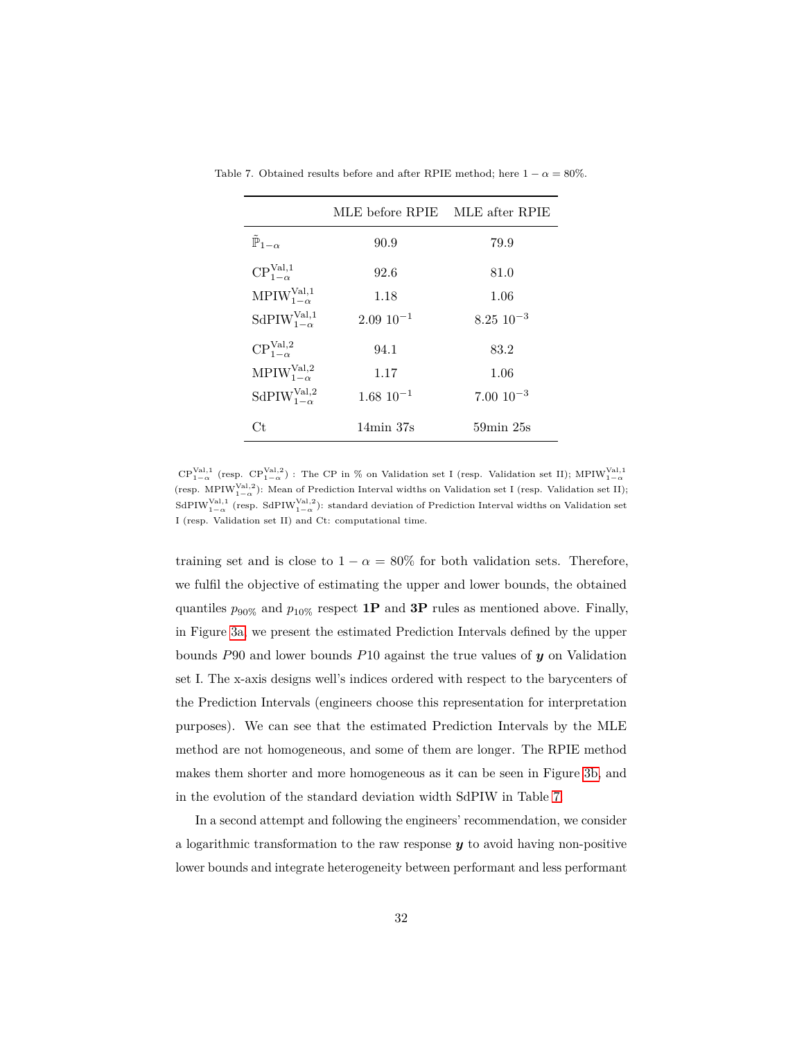Table 7. Obtained results before and after RPIE method; here $1 - \alpha = 80\%$.

| | MLE before RPIE | MLE after RPIE |
|---|---|---|
| $\tilde{\mathbb{P}}_{1-\alpha}$ | 90.9 | 79.9 |
| $\text{CP}_{1-\alpha}^{\text{Val},1}$ | 92.6 | 81.0 |
| $\text{MPIW}_{1-\alpha}^{\text{Val},1}$ | 1.18 | 1.06 |
| $\text{SdPIW}_{1-\alpha}^{\text{Val},1}$ | $2.09\ 10^{-1}$ | $8.25\ 10^{-3}$ |
| $\text{CP}_{1-\alpha}^{\text{Val},2}$ | 94.1 | 83.2 |
| $\text{MPIW}_{1-\alpha}^{\text{Val},2}$ | 1.17 | 1.06 |
| $\text{SdPIW}_{1-\alpha}^{\text{Val},2}$ | $1.68\ 10^{-1}$ | $7.00\ 10^{-3}$ |
| Ct | 14min 37s | 59min 25s |

$\text{CP}_{1-\alpha}^{\text{Val},1}$ (resp. $\text{CP}_{1-\alpha}^{\text{Val},2}$) : The CP in % on Validation set I (resp. Validation set II); $\text{MPIW}_{1-\alpha}^{\text{Val},1}$ (resp. $\text{MPIW}_{1-\alpha}^{\text{Val},2}$): Mean of Prediction Interval widths on Validation set I (resp. Validation set II); $\text{SdPIW}_{1-\alpha}^{\text{Val},1}$ (resp. $\text{SdPIW}_{1-\alpha}^{\text{Val},2}$): standard deviation of Prediction Interval widths on Validation set I (resp. Validation set II) and Ct: computational time.

training set and is close to $1 - \alpha = 80\%$ for both validation sets. Therefore, we fulfil the objective of estimating the upper and lower bounds, the obtained quantiles $p_{90\%}$ and $p_{10\%}$ respect **1P** and **3P** rules as mentioned above. Finally, in Figure 3a, we present the estimated Prediction Intervals defined by the upper bounds $P90$ and lower bounds $P10$ against the true values of $\boldsymbol{y}$ on Validation set I. The x-axis designs well's indices ordered with respect to the barycenters of the Prediction Intervals (engineers choose this representation for interpretation purposes). We can see that the estimated Prediction Intervals by the MLE method are not homogeneous, and some of them are longer. The RPIE method makes them shorter and more homogeneous as it can be seen in Figure 3b, and in the evolution of the standard deviation width SdPIW in Table 7.

In a second attempt and following the engineers' recommendation, we consider a logarithmic transformation to the raw response $\boldsymbol{y}$ to avoid having non-positive lower bounds and integrate heterogeneity between performant and less performant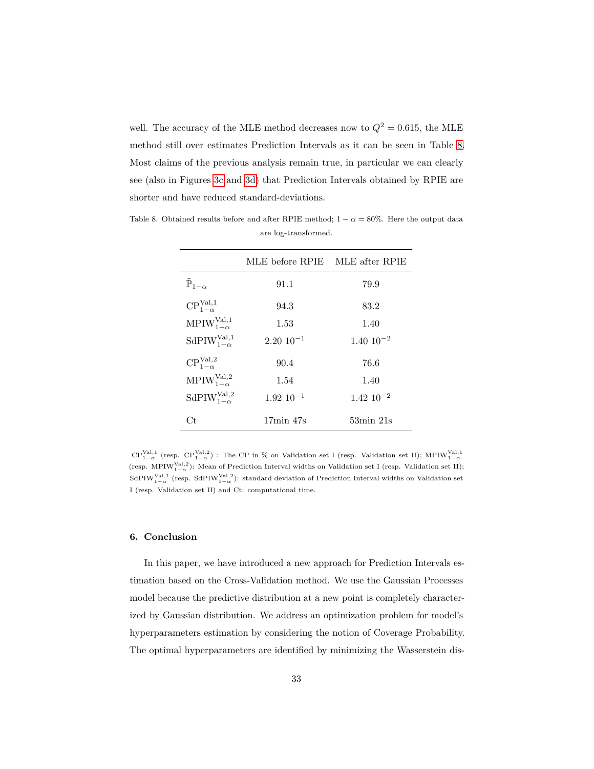well. The accuracy of the MLE method decreases now to $Q^2 = 0.615$, the MLE method still over estimates Prediction Intervals as it can be seen in Table 8. Most claims of the previous analysis remain true, in particular we can clearly see (also in Figures 3c and 3d) that Prediction Intervals obtained by RPIE are shorter and have reduced standard-deviations.

Table 8. Obtained results before and after RPIE method; $1-\alpha = 80\%$. Here the output data are log-transformed.

| | MLE before RPIE | MLE after RPIE |
|---|---|---|
| $\tilde{\mathbb{P}}_{1-\alpha}$ | 91.1 | 79.9 |
| $\mathrm{CP}^{\mathrm{Val},1}_{1-\alpha}$ | 94.3 | 83.2 |
| $\mathrm{MPIW}^{\mathrm{Val},1}_{1-\alpha}$ | 1.53 | 1.40 |
| $\mathrm{SdPIW}^{\mathrm{Val},1}_{1-\alpha}$ | $2.20\ 10^{-1}$ | $1.40\ 10^{-2}$ |
| $\mathrm{CP}^{\mathrm{Val},2}_{1-\alpha}$ | 90.4 | 76.6 |
| $\mathrm{MPIW}^{\mathrm{Val},2}_{1-\alpha}$ | 1.54 | 1.40 |
| $\mathrm{SdPIW}^{\mathrm{Val},2}_{1-\alpha}$ | $1.92\ 10^{-1}$ | $1.42\ 10^{-2}$ |
| Ct | 17min 47s | 53min 21s |

$\mathrm{CP}^{\mathrm{Val},1}_{1-\alpha}$ (resp. $\mathrm{CP}^{\mathrm{Val},2}_{1-\alpha}$) : The CP in % on Validation set I (resp. Validation set II); $\mathrm{MPIW}^{\mathrm{Val},1}_{1-\alpha}$ (resp. $\mathrm{MPIW}^{\mathrm{Val},2}_{1-\alpha}$): Mean of Prediction Interval widths on Validation set I (resp. Validation set II); $\mathrm{SdPIW}^{\mathrm{Val},1}_{1-\alpha}$ (resp. $\mathrm{SdPIW}^{\mathrm{Val},2}_{1-\alpha}$): standard deviation of Prediction Interval widths on Validation set I (resp. Validation set II) and Ct: computational time.

## 6. Conclusion

In this paper, we have introduced a new approach for Prediction Intervals estimation based on the Cross-Validation method. We use the Gaussian Processes model because the predictive distribution at a new point is completely characterized by Gaussian distribution. We address an optimization problem for model's hyperparameters estimation by considering the notion of Coverage Probability. The optimal hyperparameters are identified by minimizing the Wasserstein dis-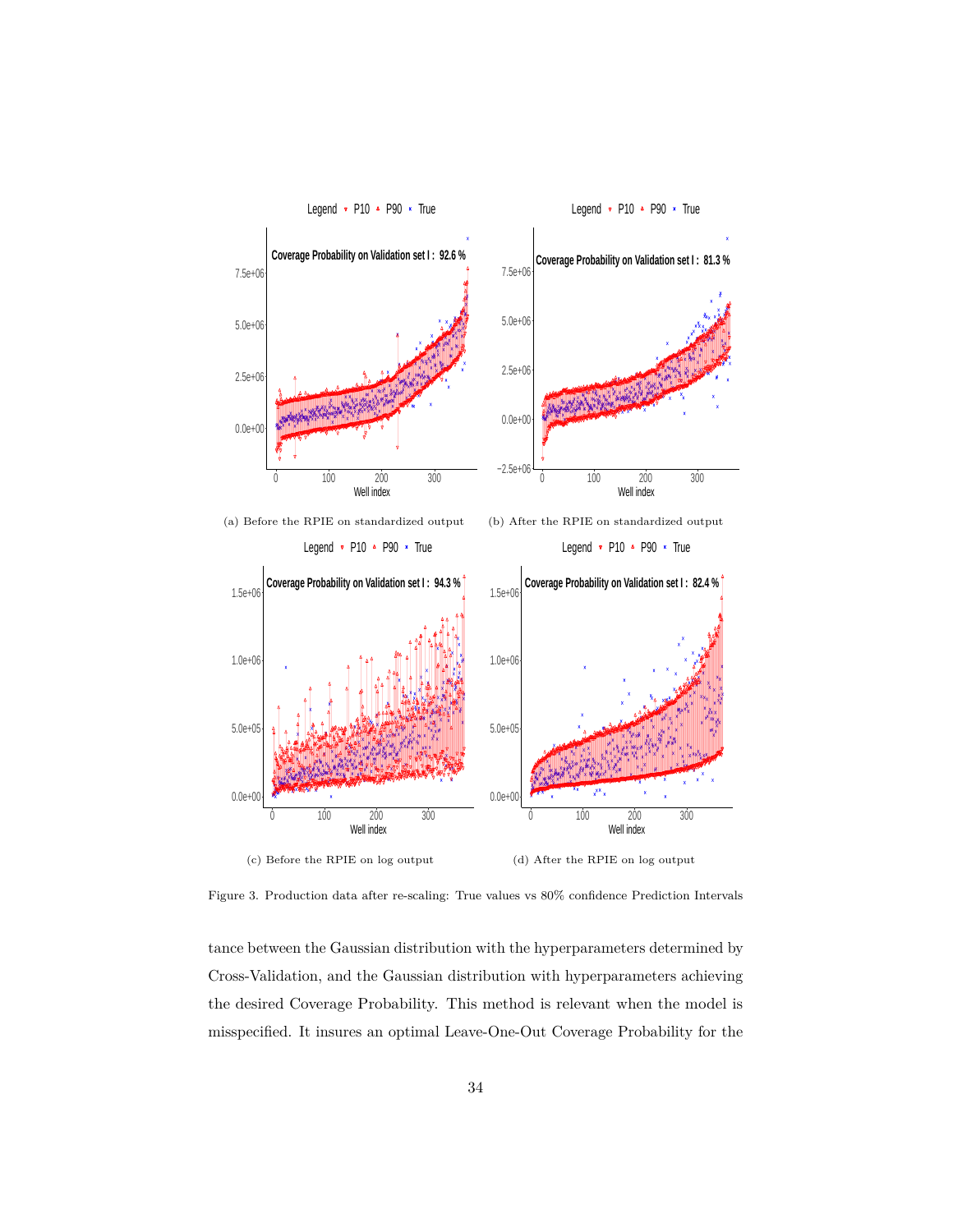(a) Before the RPIE on standardized output

(b) After the RPIE on standardized output

(c) Before the RPIE on log output

(d) After the RPIE on log output

Figure 3. Production data after re-scaling: True values vs 80% confidence Prediction Intervals

tance between the Gaussian distribution with the hyperparameters determined by Cross-Validation, and the Gaussian distribution with hyperparameters achieving the desired Coverage Probability. This method is relevant when the model is misspecified. It insures an optimal Leave-One-Out Coverage Probability for the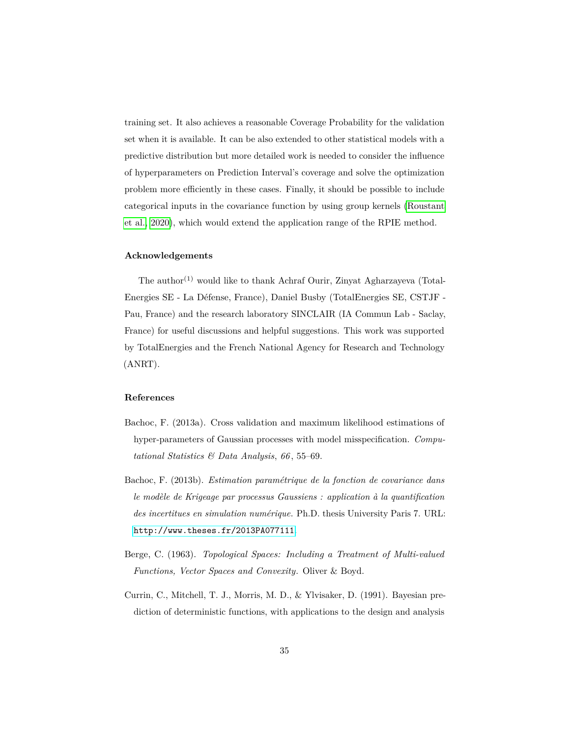training set. It also achieves a reasonable Coverage Probability for the validation set when it is available. It can be also extended to other statistical models with a predictive distribution but more detailed work is needed to consider the influence of hyperparameters on Prediction Interval's coverage and solve the optimization problem more efficiently in these cases. Finally, it should be possible to include categorical inputs in the covariance function by using group kernels (Roustant et al., 2020), which would extend the application range of the RPIE method.

### Acknowledgements

The author[(1)] would like to thank Achraf Ourir, Zinyat Agharzayeva (TotalEnergies SE - La Défense, France), Daniel Busby (TotalEnergies SE, CSTJF - Pau, France) and the research laboratory SINCLAIR (IA Commun Lab - Saclay, France) for useful discussions and helpful suggestions. This work was supported by TotalEnergies and the French National Agency for Research and Technology (ANRT).

### References

Bachoc, F. (2013a). Cross validation and maximum likelihood estimations of hyper-parameters of Gaussian processes with model misspecification. *Computational Statistics & Data Analysis*, *66*, 55–69.

Bachoc, F. (2013b). *Estimation paramétrique de la fonction de covariance dans le modèle de Krigeage par processus Gaussiens : application à la quantification des incertitues en simulation numérique*. Ph.D. thesis University Paris 7. URL: http://www.theses.fr/2013PA077111.

Berge, C. (1963). *Topological Spaces: Including a Treatment of Multi-valued Functions, Vector Spaces and Convexity*. Oliver & Boyd.

Currin, C., Mitchell, T. J., Morris, M. D., & Ylvisaker, D. (1991). Bayesian prediction of deterministic functions, with applications to the design and analysis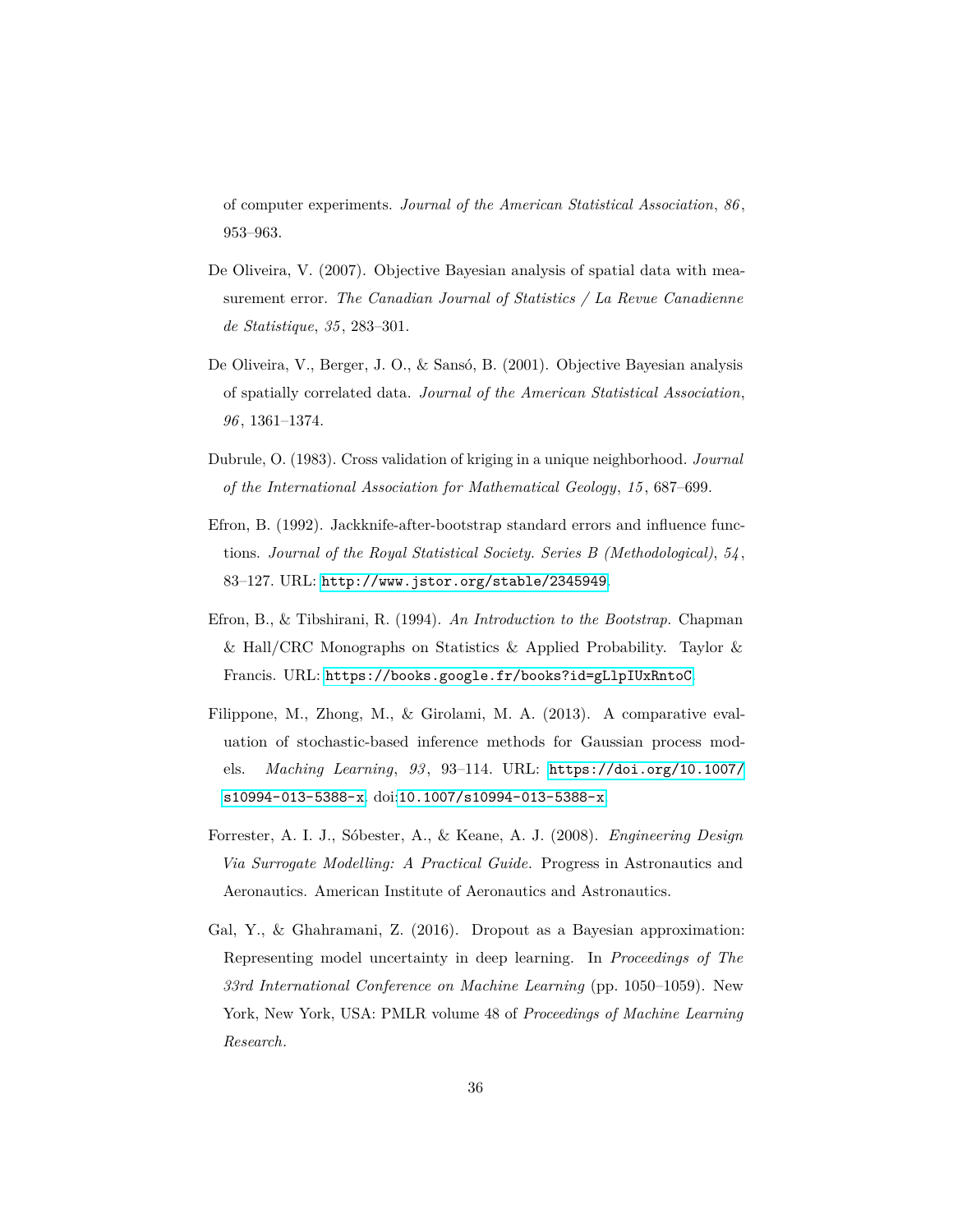of computer experiments. *Journal of the American Statistical Association*, *86*, 953–963.

De Oliveira, V. (2007). Objective Bayesian analysis of spatial data with measurement error. *The Canadian Journal of Statistics / La Revue Canadienne de Statistique*, *35*, 283–301.

De Oliveira, V., Berger, J. O., & Sansó, B. (2001). Objective Bayesian analysis of spatially correlated data. *Journal of the American Statistical Association*, *96*, 1361–1374.

Dubrule, O. (1983). Cross validation of kriging in a unique neighborhood. *Journal of the International Association for Mathematical Geology*, *15*, 687–699.

Efron, B. (1992). Jackknife-after-bootstrap standard errors and influence functions. *Journal of the Royal Statistical Society. Series B (Methodological)*, *54*, 83–127. URL: http://www.jstor.org/stable/2345949.

Efron, B., & Tibshirani, R. (1994). *An Introduction to the Bootstrap*. Chapman & Hall/CRC Monographs on Statistics & Applied Probability. Taylor & Francis. URL: https://books.google.fr/books?id=gLlpIUxRntoC.

Filippone, M., Zhong, M., & Girolami, M. A. (2013). A comparative evaluation of stochastic-based inference methods for Gaussian process models. *Maching Learning*, *93*, 93–114. URL: https://doi.org/10.1007/s10994-013-5388-x. doi:10.1007/s10994-013-5388-x.

Forrester, A. I. J., Sóbester, A., & Keane, A. J. (2008). *Engineering Design Via Surrogate Modelling: A Practical Guide*. Progress in Astronautics and Aeronautics. American Institute of Aeronautics and Astronautics.

Gal, Y., & Ghahramani, Z. (2016). Dropout as a Bayesian approximation: Representing model uncertainty in deep learning. In *Proceedings of The 33rd International Conference on Machine Learning* (pp. 1050–1059). New York, New York, USA: PMLR volume 48 of *Proceedings of Machine Learning Research*.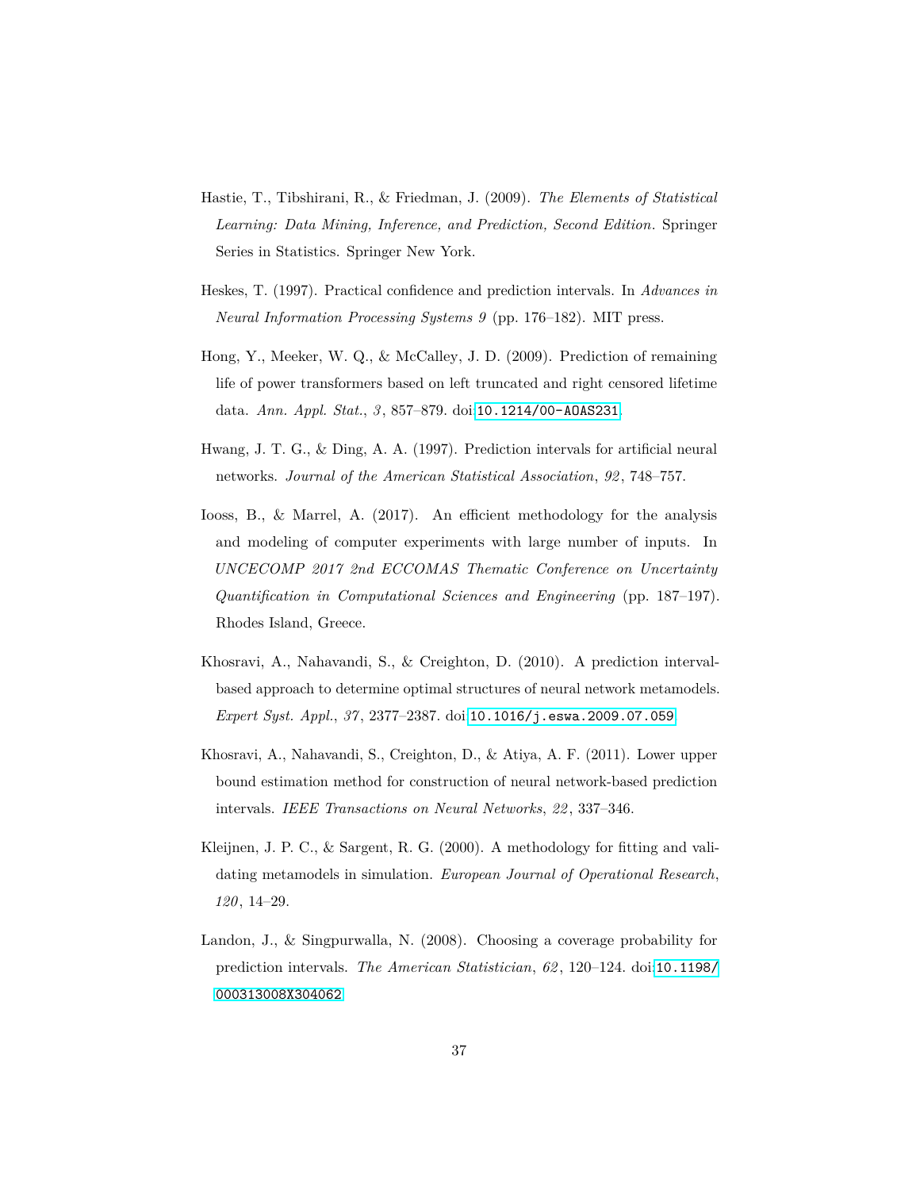Hastie, T., Tibshirani, R., & Friedman, J. (2009). *The Elements of Statistical Learning: Data Mining, Inference, and Prediction, Second Edition*. Springer Series in Statistics. Springer New York.

Heskes, T. (1997). Practical confidence and prediction intervals. In *Advances in Neural Information Processing Systems 9* (pp. 176–182). MIT press.

Hong, Y., Meeker, W. Q., & McCalley, J. D. (2009). Prediction of remaining life of power transformers based on left truncated and right censored lifetime data. *Ann. Appl. Stat.*, *3*, 857–879. doi:10.1214/00-AOAS231.

Hwang, J. T. G., & Ding, A. A. (1997). Prediction intervals for artificial neural networks. *Journal of the American Statistical Association*, *92*, 748–757.

Iooss, B., & Marrel, A. (2017). An efficient methodology for the analysis and modeling of computer experiments with large number of inputs. In *UNCECOMP 2017 2nd ECCOMAS Thematic Conference on Uncertainty Quantification in Computational Sciences and Engineering* (pp. 187–197). Rhodes Island, Greece.

Khosravi, A., Nahavandi, S., & Creighton, D. (2010). A prediction interval-based approach to determine optimal structures of neural network metamodels. *Expert Syst. Appl.*, *37*, 2377–2387. doi:10.1016/j.eswa.2009.07.059.

Khosravi, A., Nahavandi, S., Creighton, D., & Atiya, A. F. (2011). Lower upper bound estimation method for construction of neural network-based prediction intervals. *IEEE Transactions on Neural Networks*, *22*, 337–346.

Kleijnen, J. P. C., & Sargent, R. G. (2000). A methodology for fitting and validating metamodels in simulation. *European Journal of Operational Research*, *120*, 14–29.

Landon, J., & Singpurwalla, N. (2008). Choosing a coverage probability for prediction intervals. *The American Statistician*, *62*, 120–124. doi:10.1198/000313008X304062.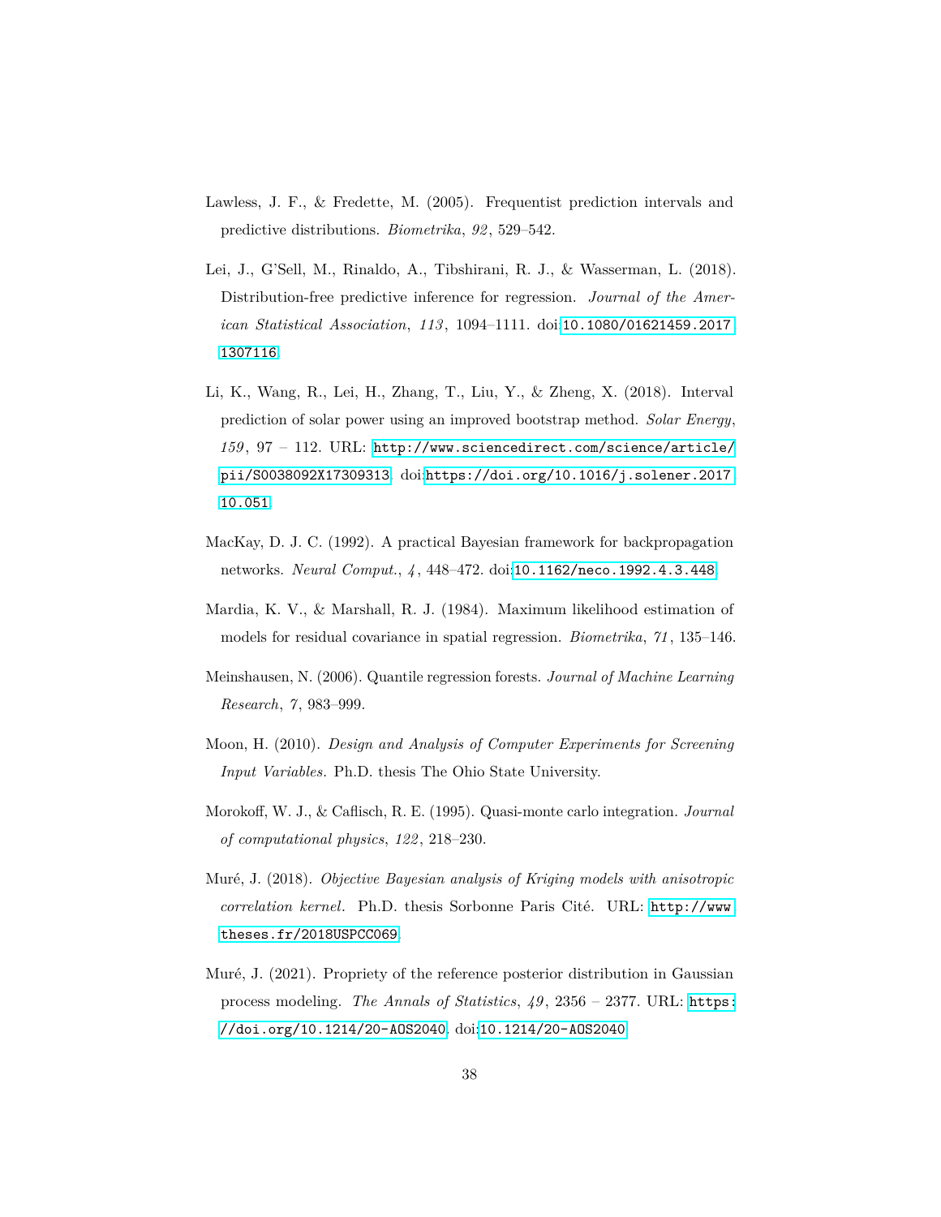Lawless, J. F., & Fredette, M. (2005). Frequentist prediction intervals and predictive distributions. *Biometrika*, *92*, 529–542.

Lei, J., G'Sell, M., Rinaldo, A., Tibshirani, R. J., & Wasserman, L. (2018). Distribution-free predictive inference for regression. *Journal of the American Statistical Association*, *113*, 1094–1111. doi:10.1080/01621459.2017.1307116.

Li, K., Wang, R., Lei, H., Zhang, T., Liu, Y., & Zheng, X. (2018). Interval prediction of solar power using an improved bootstrap method. *Solar Energy*, *159*, 97 – 112. URL: http://www.sciencedirect.com/science/article/pii/S0038092X17309313. doi:https://doi.org/10.1016/j.solener.2017.10.051.

MacKay, D. J. C. (1992). A practical Bayesian framework for backpropagation networks. *Neural Comput.*, *4*, 448–472. doi:10.1162/neco.1992.4.3.448.

Mardia, K. V., & Marshall, R. J. (1984). Maximum likelihood estimation of models for residual covariance in spatial regression. *Biometrika*, *71*, 135–146.

Meinshausen, N. (2006). Quantile regression forests. *Journal of Machine Learning Research*, *7*, 983–999.

Moon, H. (2010). *Design and Analysis of Computer Experiments for Screening Input Variables*. Ph.D. thesis The Ohio State University.

Morokoff, W. J., & Caflisch, R. E. (1995). Quasi-monte carlo integration. *Journal of computational physics*, *122*, 218–230.

Muré, J. (2018). *Objective Bayesian analysis of Kriging models with anisotropic correlation kernel*. Ph.D. thesis Sorbonne Paris Cité. URL: http://www.theses.fr/2018USPCC069.

Muré, J. (2021). Propriety of the reference posterior distribution in Gaussian process modeling. *The Annals of Statistics*, *49*, 2356 – 2377. URL: https://doi.org/10.1214/20-AOS2040. doi:10.1214/20-AOS2040.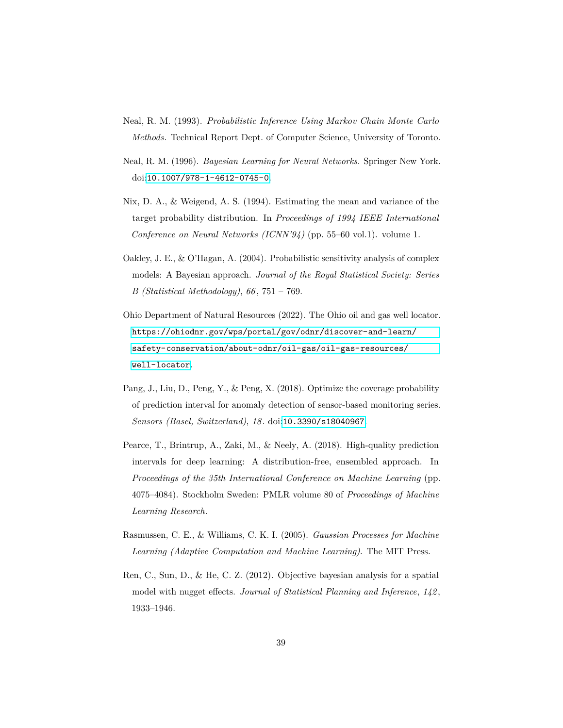Neal, R. M. (1993). *Probabilistic Inference Using Markov Chain Monte Carlo Methods*. Technical Report Dept. of Computer Science, University of Toronto.

Neal, R. M. (1996). *Bayesian Learning for Neural Networks*. Springer New York. doi:10.1007/978-1-4612-0745-0.

Nix, D. A., & Weigend, A. S. (1994). Estimating the mean and variance of the target probability distribution. In *Proceedings of 1994 IEEE International Conference on Neural Networks (ICNN'94)* (pp. 55–60 vol.1). volume 1.

Oakley, J. E., & O'Hagan, A. (2004). Probabilistic sensitivity analysis of complex models: A Bayesian approach. *Journal of the Royal Statistical Society: Series B (Statistical Methodology)*, *66* , 751 – 769.

Ohio Department of Natural Resources (2022). The Ohio oil and gas well locator. https://ohiodnr.gov/wps/portal/gov/odnr/discover-and-learn/safety-conservation/about-odnr/oil-gas/oil-gas-resources/well-locator.

Pang, J., Liu, D., Peng, Y., & Peng, X. (2018). Optimize the coverage probability of prediction interval for anomaly detection of sensor-based monitoring series. *Sensors (Basel, Switzerland)*, *18* . doi:10.3390/s18040967.

Pearce, T., Brintrup, A., Zaki, M., & Neely, A. (2018). High-quality prediction intervals for deep learning: A distribution-free, ensembled approach. In *Proceedings of the 35th International Conference on Machine Learning* (pp. 4075–4084). Stockholm Sweden: PMLR volume 80 of *Proceedings of Machine Learning Research*.

Rasmussen, C. E., & Williams, C. K. I. (2005). *Gaussian Processes for Machine Learning (Adaptive Computation and Machine Learning)*. The MIT Press.

Ren, C., Sun, D., & He, C. Z. (2012). Objective bayesian analysis for a spatial model with nugget effects. *Journal of Statistical Planning and Inference*, *142* , 1933–1946.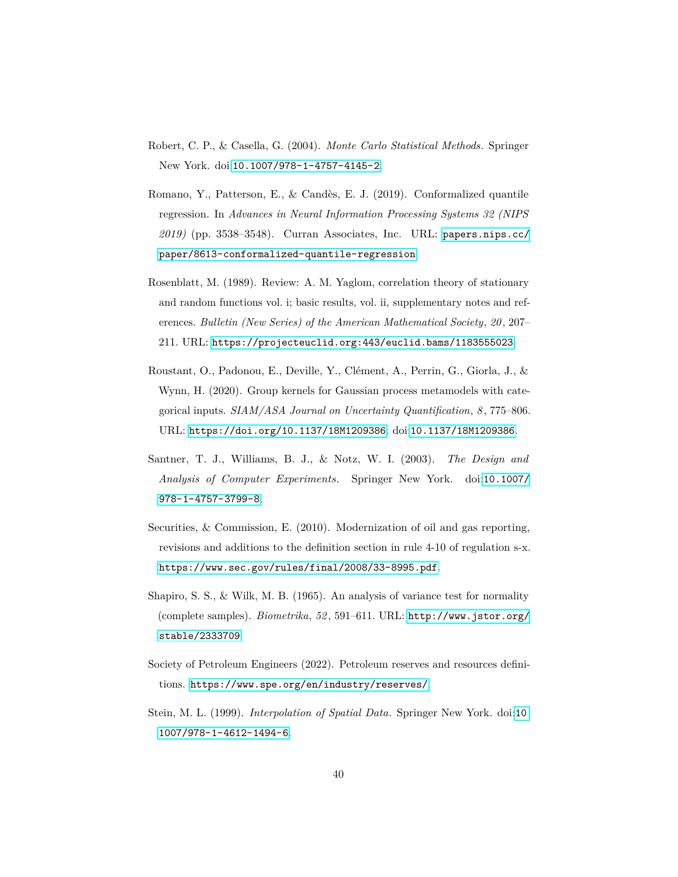Robert, C. P., & Casella, G. (2004). *Monte Carlo Statistical Methods*. Springer New York. doi:10.1007/978-1-4757-4145-2.

Romano, Y., Patterson, E., & Candès, E. J. (2019). Conformalized quantile regression. In *Advances in Neural Information Processing Systems 32 (NIPS 2019)* (pp. 3538–3548). Curran Associates, Inc. URL: papers.nips.cc/paper/8613-conformalized-quantile-regression.

Rosenblatt, M. (1989). Review: A. M. Yaglom, correlation theory of stationary and random functions vol. i; basic results, vol. ii, supplementary notes and references. *Bulletin (New Series) of the American Mathematical Society*, *20*, 207–211. URL: https://projecteuclid.org:443/euclid.bams/1183555023.

Roustant, O., Padonou, E., Deville, Y., Clément, A., Perrin, G., Giorla, J., & Wynn, H. (2020). Group kernels for Gaussian process metamodels with categorical inputs. *SIAM/ASA Journal on Uncertainty Quantification*, *8*, 775–806. URL: https://doi.org/10.1137/18M1209386. doi:10.1137/18M1209386.

Santner, T. J., Williams, B. J., & Notz, W. I. (2003). *The Design and Analysis of Computer Experiments*. Springer New York. doi:10.1007/978-1-4757-3799-8.

Securities, & Commission, E. (2010). Modernization of oil and gas reporting, revisions and additions to the definition section in rule 4-10 of regulation s-x. https://www.sec.gov/rules/final/2008/33-8995.pdf.

Shapiro, S. S., & Wilk, M. B. (1965). An analysis of variance test for normality (complete samples). *Biometrika*, *52*, 591–611. URL: http://www.jstor.org/stable/2333709.

Society of Petroleum Engineers (2022). Petroleum reserves and resources definitions. https://www.spe.org/en/industry/reserves/.

Stein, M. L. (1999). *Interpolation of Spatial Data*. Springer New York. doi:10.1007/978-1-4612-1494-6.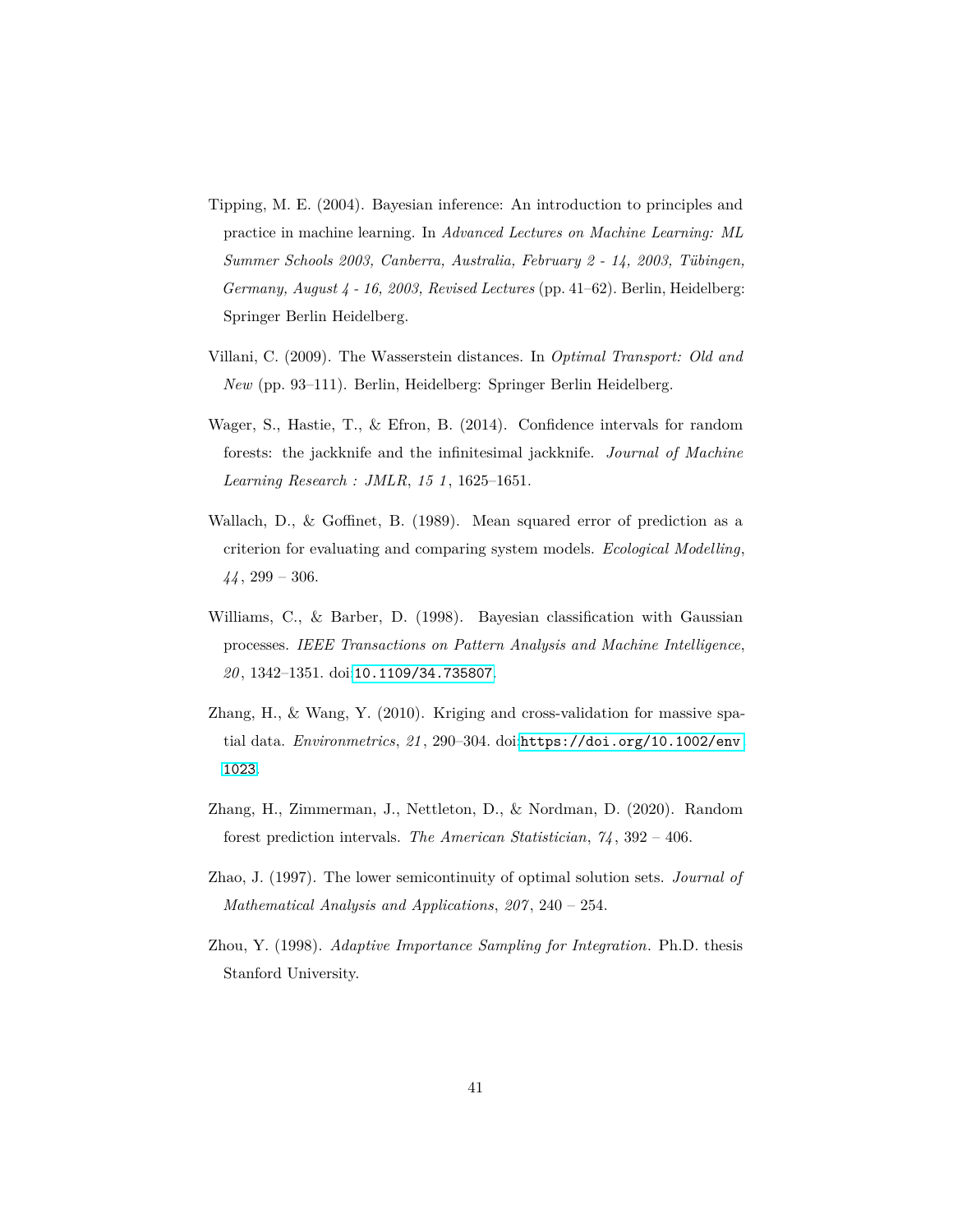Tipping, M. E. (2004). Bayesian inference: An introduction to principles and practice in machine learning. In *Advanced Lectures on Machine Learning: ML Summer Schools 2003, Canberra, Australia, February 2 - 14, 2003, Tübingen, Germany, August 4 - 16, 2003, Revised Lectures* (pp. 41–62). Berlin, Heidelberg: Springer Berlin Heidelberg.

Villani, C. (2009). The Wasserstein distances. In *Optimal Transport: Old and New* (pp. 93–111). Berlin, Heidelberg: Springer Berlin Heidelberg.

Wager, S., Hastie, T., & Efron, B. (2014). Confidence intervals for random forests: the jackknife and the infinitesimal jackknife. *Journal of Machine Learning Research : JMLR*, *15 1*, 1625–1651.

Wallach, D., & Goffinet, B. (1989). Mean squared error of prediction as a criterion for evaluating and comparing system models. *Ecological Modelling*, *44*, 299 – 306.

Williams, C., & Barber, D. (1998). Bayesian classification with Gaussian processes. *IEEE Transactions on Pattern Analysis and Machine Intelligence*, *20*, 1342–1351. doi:10.1109/34.735807.

Zhang, H., & Wang, Y. (2010). Kriging and cross-validation for massive spatial data. *Environmetrics*, *21*, 290–304. doi:https://doi.org/10.1002/env.1023.

Zhang, H., Zimmerman, J., Nettleton, D., & Nordman, D. (2020). Random forest prediction intervals. *The American Statistician*, *74*, 392 – 406.

Zhao, J. (1997). The lower semicontinuity of optimal solution sets. *Journal of Mathematical Analysis and Applications*, *207*, 240 – 254.

Zhou, Y. (1998). *Adaptive Importance Sampling for Integration*. Ph.D. thesis Stanford University.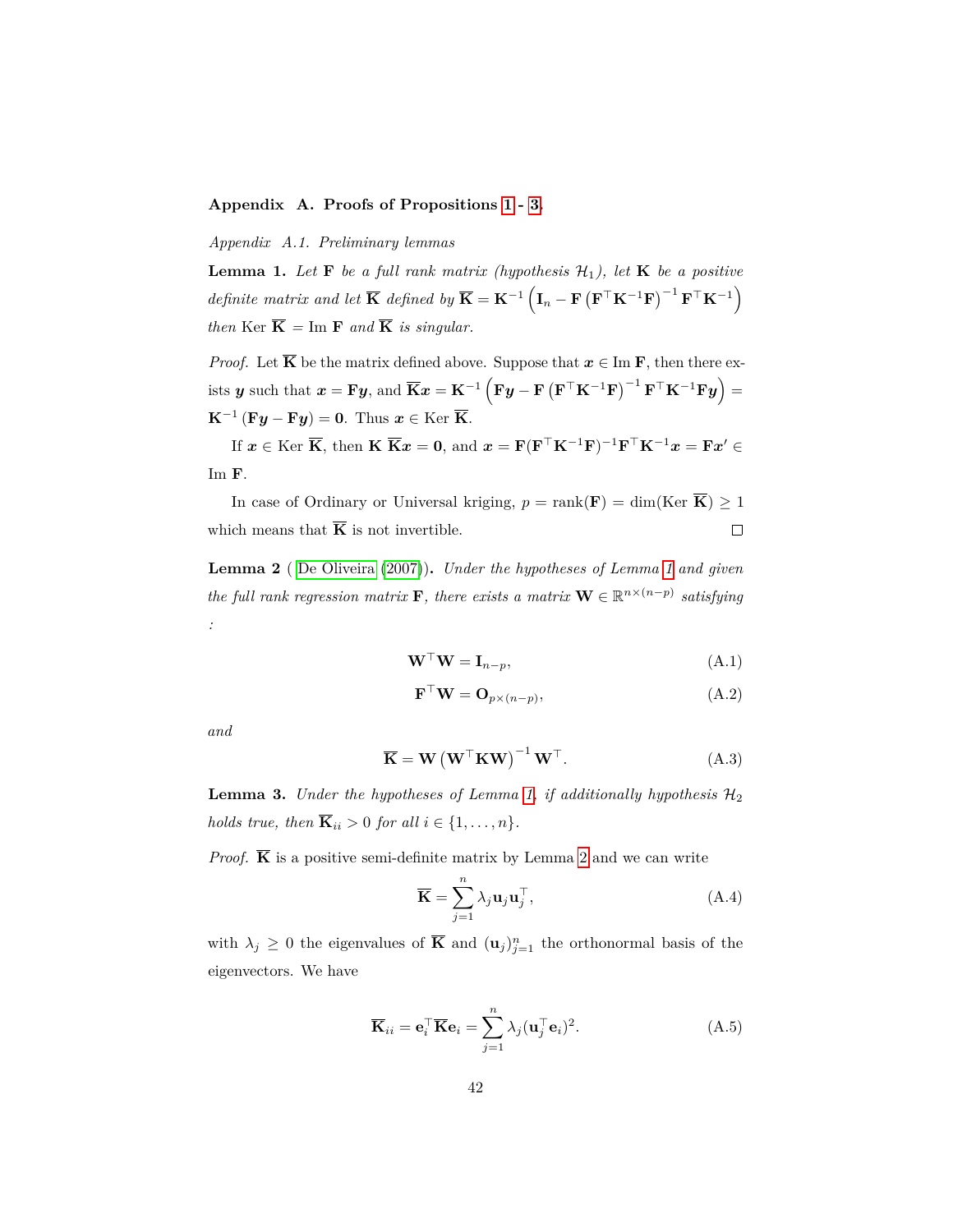## Appendix A. Proofs of Propositions 1 - 3.

### Appendix A.1. Preliminary lemmas

**Lemma 1.** *Let* $\mathbf{F}$ *be a full rank matrix (hypothesis* $\mathcal{H}_1$*), let* $\mathbf{K}$ *be a positive definite matrix and let* $\overline{\mathbf{K}}$ *defined by* $\overline{\mathbf{K}} = \mathbf{K}^{-1}\left(\mathbf{I}_n - \mathbf{F}\left(\mathbf{F}^\top\mathbf{K}^{-1}\mathbf{F}\right)^{-1}\mathbf{F}^\top\mathbf{K}^{-1}\right)$ *then* $\text{Ker } \overline{\mathbf{K}} = \text{Im } \mathbf{F}$ *and* $\overline{\mathbf{K}}$ *is singular.*

*Proof.* Let $\overline{\mathbf{K}}$ be the matrix defined above. Suppose that $\boldsymbol{x} \in \text{Im } \mathbf{F}$, then there exists $\boldsymbol{y}$ such that $\boldsymbol{x} = \mathbf{F}\boldsymbol{y}$, and $\overline{\mathbf{K}}\boldsymbol{x} = \mathbf{K}^{-1}\left(\mathbf{F}\boldsymbol{y} - \mathbf{F}\left(\mathbf{F}^\top\mathbf{K}^{-1}\mathbf{F}\right)^{-1}\mathbf{F}^\top\mathbf{K}^{-1}\mathbf{F}\boldsymbol{y}\right) = \mathbf{K}^{-1}\left(\mathbf{F}\boldsymbol{y} - \mathbf{F}\boldsymbol{y}\right) = \mathbf{0}$. Thus $\boldsymbol{x} \in \text{Ker } \overline{\mathbf{K}}$.

If $\boldsymbol{x} \in \text{Ker } \overline{\mathbf{K}}$, then $\mathbf{K}\,\overline{\mathbf{K}}\boldsymbol{x} = \mathbf{0}$, and $\boldsymbol{x} = \mathbf{F}(\mathbf{F}^\top\mathbf{K}^{-1}\mathbf{F})^{-1}\mathbf{F}^\top\mathbf{K}^{-1}\boldsymbol{x} = \mathbf{F}\boldsymbol{x}' \in \text{Im } \mathbf{F}$.

In case of Ordinary or Universal kriging, $p = \text{rank}(\mathbf{F}) = \dim(\text{Ker } \overline{\mathbf{K}}) \geq 1$ which means that $\overline{\mathbf{K}}$ is not invertible. □

**Lemma 2** ( De Oliveira (2007))**.** *Under the hypotheses of Lemma 1 and given the full rank regression matrix* $\mathbf{F}$*, there exists a matrix* $\mathbf{W} \in \mathbb{R}^{n\times(n-p)}$ *satisfying :*

$$\mathbf{W}^\top\mathbf{W} = \mathbf{I}_{n-p}, \tag{A.1}$$

$$\mathbf{F}^\top\mathbf{W} = \mathbf{O}_{p\times(n-p)}, \tag{A.2}$$

*and*

$$\overline{\mathbf{K}} = \mathbf{W}\left(\mathbf{W}^\top\mathbf{K}\mathbf{W}\right)^{-1}\mathbf{W}^\top. \tag{A.3}$$

**Lemma 3.** *Under the hypotheses of Lemma 1, if additionally hypothesis* $\mathcal{H}_2$ *holds true, then* $\overline{\mathbf{K}}_{ii} > 0$ *for all* $i \in \{1, \ldots, n\}$*.*

*Proof.* $\overline{\mathbf{K}}$ is a positive semi-definite matrix by Lemma 2 and we can write

$$\overline{\mathbf{K}} = \sum_{j=1}^{n} \lambda_j \mathbf{u}_j\mathbf{u}_j^\top, \tag{A.4}$$

with $\lambda_j \geq 0$ the eigenvalues of $\overline{\mathbf{K}}$ and $(\mathbf{u}_j)_{j=1}^n$ the orthonormal basis of the eigenvectors. We have

$$\overline{\mathbf{K}}_{ii} = \mathbf{e}_i^\top\overline{\mathbf{K}}\mathbf{e}_i = \sum_{j=1}^{n} \lambda_j(\mathbf{u}_j^\top\mathbf{e}_i)^2. \tag{A.5}$$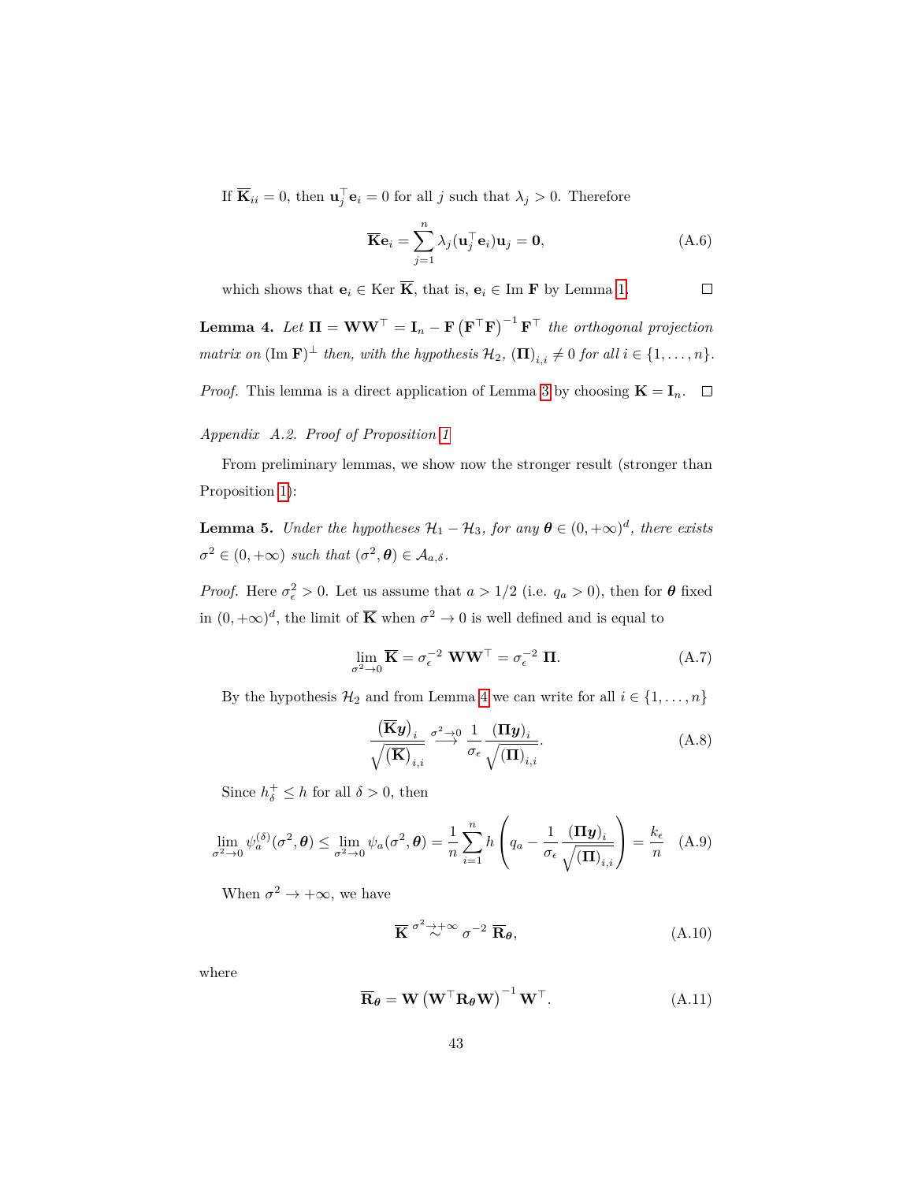If $\overline{\mathbf{K}}_{ii} = 0$, then $\mathbf{u}_j^\top \mathbf{e}_i = 0$ for all $j$ such that $\lambda_j > 0$. Therefore

$$\overline{\mathbf{K}}\mathbf{e}_i = \sum_{j=1}^{n} \lambda_j (\mathbf{u}_j^\top \mathbf{e}_i)\mathbf{u}_j = \mathbf{0}, \tag{A.6}$$

which shows that $\mathbf{e}_i \in \text{Ker } \overline{\mathbf{K}}$, that is, $\mathbf{e}_i \in \text{Im } \mathbf{F}$ by Lemma 1. $\square$

**Lemma 4.** *Let $\mathbf{\Pi} = \mathbf{W}\mathbf{W}^\top = \mathbf{I}_n - \mathbf{F}\left(\mathbf{F}^\top \mathbf{F}\right)^{-1}\mathbf{F}^\top$ the orthogonal projection matrix on $(\text{Im } \mathbf{F})^\perp$ then, with the hypothesis $\mathcal{H}_2$, $(\mathbf{\Pi})_{i,i} \neq 0$ for all $i \in \{1, \ldots, n\}$.*

*Proof.* This lemma is a direct application of Lemma 3 by choosing $\mathbf{K} = \mathbf{I}_n$. $\square$

*Appendix A.2. Proof of Proposition 1*

From preliminary lemmas, we show now the stronger result (stronger than Proposition 1):

**Lemma 5.** *Under the hypotheses $\mathcal{H}_1 - \mathcal{H}_3$, for any $\boldsymbol{\theta} \in (0, +\infty)^d$, there exists $\sigma^2 \in (0, +\infty)$ such that $(\sigma^2, \boldsymbol{\theta}) \in \mathcal{A}_{a,\delta}$.*

*Proof.* Here $\sigma_\epsilon^2 > 0$. Let us assume that $a > 1/2$ (i.e. $q_a > 0$), then for $\boldsymbol{\theta}$ fixed in $(0, +\infty)^d$, the limit of $\overline{\mathbf{K}}$ when $\sigma^2 \to 0$ is well defined and is equal to

$$\lim_{\sigma^2 \to 0} \overline{\mathbf{K}} = \sigma_\epsilon^{-2}\ \mathbf{W}\mathbf{W}^\top = \sigma_\epsilon^{-2}\ \mathbf{\Pi}. \tag{A.7}$$

By the hypothesis $\mathcal{H}_2$ and from Lemma 4 we can write for all $i \in \{1, \ldots, n\}$

$$\frac{\left(\overline{\mathbf{K}}\boldsymbol{y}\right)_i}{\sqrt{\left(\overline{\mathbf{K}}\right)_{i,i}}} \overset{\sigma^2 \to 0}{\longrightarrow} \frac{1}{\sigma_\epsilon} \frac{(\mathbf{\Pi}\boldsymbol{y})_i}{\sqrt{(\mathbf{\Pi})_{i,i}}}. \tag{A.8}$$

Since $h_\delta^+ \leq h$ for all $\delta > 0$, then

$$\lim_{\sigma^2 \to 0} \psi_a^{(\delta)}(\sigma^2, \boldsymbol{\theta}) \leq \lim_{\sigma^2 \to 0} \psi_a(\sigma^2, \boldsymbol{\theta}) = \frac{1}{n}\sum_{i=1}^{n} h\left(q_a - \frac{1}{\sigma_\epsilon}\frac{(\mathbf{\Pi}\boldsymbol{y})_i}{\sqrt{(\mathbf{\Pi})_{i,i}}}\right) = \frac{k_\epsilon}{n} \tag{A.9}$$

When $\sigma^2 \to +\infty$, we have

$$\overline{\mathbf{K}} \overset{\sigma^2 \to +\infty}{\sim} \sigma^{-2}\ \overline{\mathbf{R}}_{\boldsymbol{\theta}}, \tag{A.10}$$

where

$$\overline{\mathbf{R}}_{\boldsymbol{\theta}} = \mathbf{W}\left(\mathbf{W}^\top \mathbf{R}_{\boldsymbol{\theta}} \mathbf{W}\right)^{-1}\mathbf{W}^\top. \tag{A.11}$$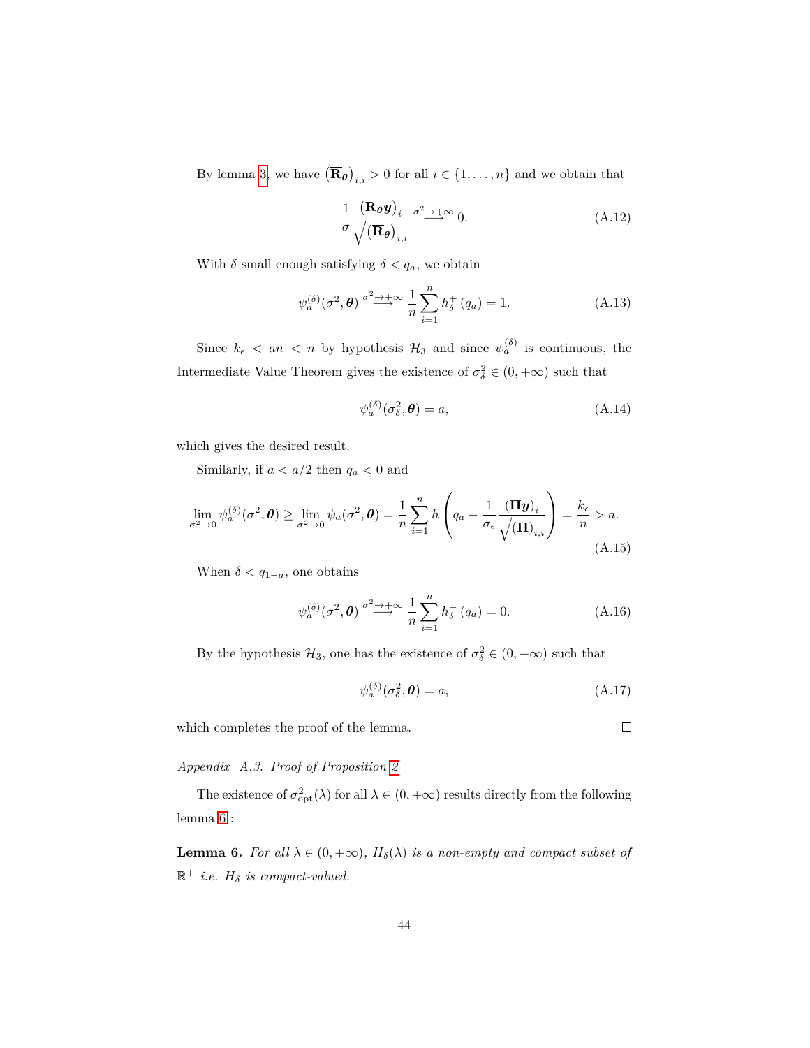By lemma 3, we have $\left(\overline{\mathbf{R}}_{\boldsymbol{\theta}}\right)_{i,i} > 0$ for all $i \in \{1, \ldots, n\}$ and we obtain that

$$\frac{1}{\sigma} \frac{\left(\overline{\mathbf{R}}_{\boldsymbol{\theta}} \boldsymbol{y}\right)_i}{\sqrt{\left(\overline{\mathbf{R}}_{\boldsymbol{\theta}}\right)_{i,i}}} \overset{\sigma^2 \to +\infty}{\longrightarrow} 0. \tag{A.12}$$

With $\delta$ small enough satisfying $\delta < q_a$, we obtain

$$\psi_a^{(\delta)}(\sigma^2, \boldsymbol{\theta}) \overset{\sigma^2 \to +\infty}{\longrightarrow} \frac{1}{n} \sum_{i=1}^{n} h_\delta^+ (q_a) = 1. \tag{A.13}$$

Since $k_\epsilon < an < n$ by hypothesis $\mathcal{H}_3$ and since $\psi_a^{(\delta)}$ is continuous, the Intermediate Value Theorem gives the existence of $\sigma_\delta^2 \in (0, +\infty)$ such that

$$\psi_a^{(\delta)}(\sigma_\delta^2, \boldsymbol{\theta}) = a, \tag{A.14}$$

which gives the desired result.

Similarly, if $a < a/2$ then $q_a < 0$ and

$$\lim_{\sigma^2 \to 0} \psi_a^{(\delta)}(\sigma^2, \boldsymbol{\theta}) \geq \lim_{\sigma^2 \to 0} \psi_a(\sigma^2, \boldsymbol{\theta}) = \frac{1}{n} \sum_{i=1}^{n} h\left(q_a - \frac{1}{\sigma_\epsilon} \frac{(\boldsymbol{\Pi} \boldsymbol{y})_i}{\sqrt{(\boldsymbol{\Pi})_{i,i}}}\right) = \frac{k_\epsilon}{n} > a. \tag{A.15}$$

When $\delta < q_{1-a}$, one obtains

$$\psi_a^{(\delta)}(\sigma^2, \boldsymbol{\theta}) \overset{\sigma^2 \to +\infty}{\longrightarrow} \frac{1}{n} \sum_{i=1}^{n} h_\delta^- (q_a) = 0. \tag{A.16}$$

By the hypothesis $\mathcal{H}_3$, one has the existence of $\sigma_\delta^2 \in (0, +\infty)$ such that

$$\psi_a^{(\delta)}(\sigma_\delta^2, \boldsymbol{\theta}) = a, \tag{A.17}$$

which completes the proof of the lemma. □

*Appendix A.3. Proof of Proposition 2*

The existence of $\sigma_{\mathrm{opt}}^2(\lambda)$ for all $\lambda \in (0, +\infty)$ results directly from the following lemma 6 :

**Lemma 6.** *For all $\lambda \in (0, +\infty)$, $H_\delta(\lambda)$ is a non-empty and compact subset of $\mathbb{R}^+$ i.e. $H_\delta$ is compact-valued.*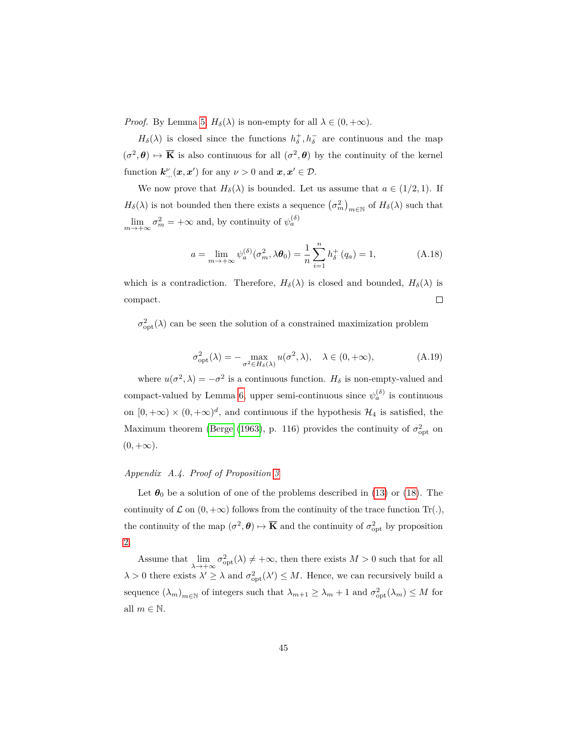*Proof.* By Lemma 5, $H_\delta(\lambda)$ is non-empty for all $\lambda \in (0, +\infty)$.

$H_\delta(\lambda)$ is closed since the functions $h_\delta^+, h_\delta^-$ are continuous and the map $(\sigma^2, \boldsymbol{\theta}) \mapsto \overline{\mathbf{K}}$ is also continuous for all $(\sigma^2, \boldsymbol{\theta})$ by the continuity of the kernel function $\boldsymbol{k}^\nu_{\cdot,\cdot}(\boldsymbol{x}, \boldsymbol{x}')$ for any $\nu > 0$ and $\boldsymbol{x}, \boldsymbol{x}' \in \mathcal{D}$.

We now prove that $H_\delta(\lambda)$ is bounded. Let us assume that $a \in (1/2, 1)$. If $H_\delta(\lambda)$ is not bounded then there exists a sequence $\left(\sigma_m^2\right)_{m\in\mathbb{N}}$ of $H_\delta(\lambda)$ such that $\lim\limits_{m\to+\infty} \sigma_m^2 = +\infty$ and, by continuity of $\psi_a^{(\delta)}$

$$a = \lim_{m\to+\infty} \psi_a^{(\delta)}(\sigma_m^2, \lambda\boldsymbol{\theta}_0) = \frac{1}{n}\sum_{i=1}^{n} h_\delta^+\left(q_a\right) = 1, \tag{A.18}$$

which is a contradiction. Therefore, $H_\delta(\lambda)$ is closed and bounded, $H_\delta(\lambda)$ is compact. □

$\sigma^2_{\text{opt}}(\lambda)$ can be seen the solution of a constrained maximization problem

$$\sigma^2_{\text{opt}}(\lambda) = -\max_{\sigma^2\in H_\delta(\lambda)} u(\sigma^2, \lambda), \quad \lambda \in (0, +\infty), \tag{A.19}$$

where $u(\sigma^2, \lambda) = -\sigma^2$ is a continuous function. $H_\delta$ is non-empty-valued and compact-valued by Lemma 6, upper semi-continuous since $\psi_a^{(\delta)}$ is continuous on $[0, +\infty) \times (0, +\infty)^d$, and continuous if the hypothesis $\mathcal{H}_4$ is satisfied, the Maximum theorem (Berge (1963), p. 116) provides the continuity of $\sigma^2_{\text{opt}}$ on $(0, +\infty)$.

*Appendix A.4. Proof of Proposition 3*

Let $\boldsymbol{\theta}_0$ be a solution of one of the problems described in (13) or (18). The continuity of $\mathcal{L}$ on $(0, +\infty)$ follows from the continuity of the trace function $\text{Tr}(.)$, the continuity of the map $(\sigma^2, \boldsymbol{\theta}) \mapsto \overline{\mathbf{K}}$ and the continuity of $\sigma^2_{\text{opt}}$ by proposition 2.

Assume that $\lim\limits_{\lambda\to+\infty} \sigma^2_{\text{opt}}(\lambda) \neq +\infty$, then there exists $M > 0$ such that for all $\lambda > 0$ there exists $\lambda' \geq \lambda$ and $\sigma^2_{\text{opt}}(\lambda') \leq M$. Hence, we can recursively build a sequence $(\lambda_m)_{m\in\mathbb{N}}$ of integers such that $\lambda_{m+1} \geq \lambda_m + 1$ and $\sigma^2_{\text{opt}}(\lambda_m) \leq M$ for all $m \in \mathbb{N}$.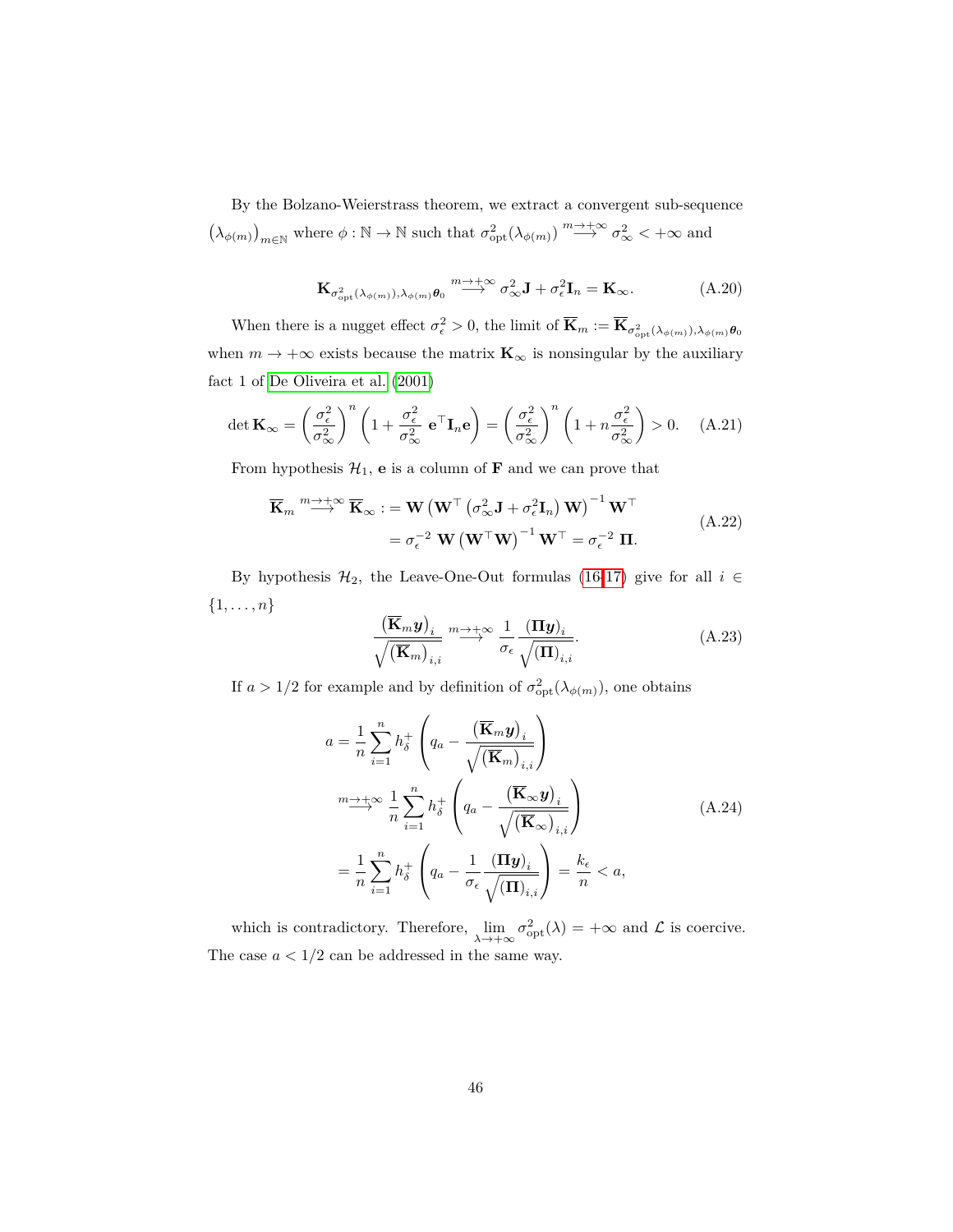By the Bolzano-Weierstrass theorem, we extract a convergent sub-sequence $\left(\lambda_{\phi(m)}\right)_{m\in\mathbb{N}}$ where $\phi : \mathbb{N} \to \mathbb{N}$ such that $\sigma^2_{\mathrm{opt}}(\lambda_{\phi(m)}) \overset{m\to+\infty}{\longrightarrow} \sigma^2_\infty < +\infty$ and

$$
\mathbf{K}_{\sigma^2_{\mathrm{opt}}(\lambda_{\phi(m)}),\lambda_{\phi(m)}\boldsymbol{\theta}_0} \overset{m\to+\infty}{\longrightarrow} \sigma^2_\infty \mathbf{J} + \sigma^2_\epsilon \mathbf{I}_n = \mathbf{K}_\infty. \tag{A.20}
$$

When there is a nugget effect $\sigma^2_\epsilon > 0$, the limit of $\overline{\mathbf{K}}_m := \overline{\mathbf{K}}_{\sigma^2_{\mathrm{opt}}(\lambda_{\phi(m)}),\lambda_{\phi(m)}\boldsymbol{\theta}_0}$ when $m \to +\infty$ exists because the matrix $\mathbf{K}_\infty$ is nonsingular by the auxiliary fact 1 of De Oliveira et al. (2001)

$$
\det \mathbf{K}_\infty = \left(\frac{\sigma^2_\epsilon}{\sigma^2_\infty}\right)^n \left(1 + \frac{\sigma^2_\epsilon}{\sigma^2_\infty}\ \mathbf{e}^\top \mathbf{I}_n \mathbf{e}\right) = \left(\frac{\sigma^2_\epsilon}{\sigma^2_\infty}\right)^n \left(1 + n\frac{\sigma^2_\epsilon}{\sigma^2_\infty}\right) > 0. \tag{A.21}
$$

From hypothesis $\mathcal{H}_1$, $\mathbf{e}$ is a column of $\mathbf{F}$ and we can prove that

$$
\begin{aligned}
\overline{\mathbf{K}}_m \overset{m\to+\infty}{\longrightarrow} \overline{\mathbf{K}}_\infty :&= \mathbf{W}\left(\mathbf{W}^\top \left(\sigma^2_\infty \mathbf{J} + \sigma^2_\epsilon \mathbf{I}_n\right)\mathbf{W}\right)^{-1}\mathbf{W}^\top \\
&= \sigma_\epsilon^{-2}\ \mathbf{W}\left(\mathbf{W}^\top\mathbf{W}\right)^{-1}\mathbf{W}^\top = \sigma_\epsilon^{-2}\ \boldsymbol{\Pi}.
\end{aligned} \tag{A.22}
$$

By hypothesis $\mathcal{H}_2$, the Leave-One-Out formulas (16-17) give for all $i \in \{1,\ldots,n\}$

$$
\frac{\left(\overline{\mathbf{K}}_m \boldsymbol{y}\right)_i}{\sqrt{\left(\overline{\mathbf{K}}_m\right)_{i,i}}} \overset{m\to+\infty}{\longrightarrow} \frac{1}{\sigma_\epsilon}\frac{\left(\boldsymbol{\Pi}\boldsymbol{y}\right)_i}{\sqrt{\left(\boldsymbol{\Pi}\right)_{i,i}}}. \tag{A.23}
$$

If $a > 1/2$ for example and by definition of $\sigma^2_{\mathrm{opt}}(\lambda_{\phi(m)})$, one obtains

$$
\begin{aligned}
a &= \frac{1}{n}\sum_{i=1}^n h^+_\delta\left(q_a - \frac{\left(\overline{\mathbf{K}}_m \boldsymbol{y}\right)_i}{\sqrt{\left(\overline{\mathbf{K}}_m\right)_{i,i}}}\right) \\
&\overset{m\to+\infty}{\longrightarrow} \frac{1}{n}\sum_{i=1}^n h^+_\delta\left(q_a - \frac{\left(\overline{\mathbf{K}}_\infty \boldsymbol{y}\right)_i}{\sqrt{\left(\overline{\mathbf{K}}_\infty\right)_{i,i}}}\right) \\
&= \frac{1}{n}\sum_{i=1}^n h^+_\delta\left(q_a - \frac{1}{\sigma_\epsilon}\frac{\left(\boldsymbol{\Pi}\boldsymbol{y}\right)_i}{\sqrt{\left(\boldsymbol{\Pi}\right)_{i,i}}}\right) = \frac{k_\epsilon}{n} < a,
\end{aligned} \tag{A.24}
$$

which is contradictory. Therefore, $\lim\limits_{\lambda\to+\infty} \sigma^2_{\mathrm{opt}}(\lambda) = +\infty$ and $\mathcal{L}$ is coercive. The case $a < 1/2$ can be addressed in the same way.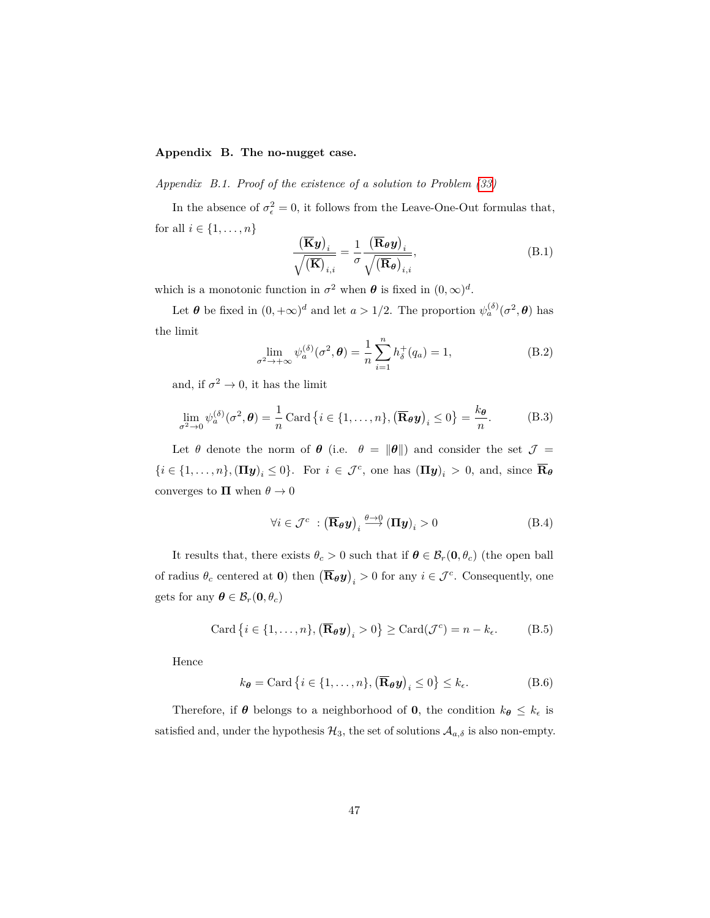## Appendix B. The no-nugget case.

### *Appendix B.1. Proof of the existence of a solution to Problem (33)*

In the absence of $\sigma_\epsilon^2 = 0$, it follows from the Leave-One-Out formulas that, for all $i \in \{1, \dots, n\}$

$$\frac{\left(\overline{\mathbf{K}}\boldsymbol{y}\right)_i}{\sqrt{\left(\overline{\mathbf{K}}\right)_{i,i}}} = \frac{1}{\sigma} \frac{\left(\overline{\mathbf{R}}_{\boldsymbol{\theta}}\boldsymbol{y}\right)_i}{\sqrt{\left(\overline{\mathbf{R}}_{\boldsymbol{\theta}}\right)_{i,i}}}, \tag{B.1}$$

which is a monotonic function in $\sigma^2$ when $\boldsymbol{\theta}$ is fixed in $(0, \infty)^d$.

Let $\boldsymbol{\theta}$ be fixed in $(0, +\infty)^d$ and let $a > 1/2$. The proportion $\psi_a^{(\delta)}(\sigma^2, \boldsymbol{\theta})$ has the limit

$$\lim_{\sigma^2 \to +\infty} \psi_a^{(\delta)}(\sigma^2, \boldsymbol{\theta}) = \frac{1}{n} \sum_{i=1}^{n} h_\delta^+(q_a) = 1, \tag{B.2}$$

and, if $\sigma^2 \to 0$, it has the limit

$$\lim_{\sigma^2 \to 0} \psi_a^{(\delta)}(\sigma^2, \boldsymbol{\theta}) = \frac{1}{n} \operatorname{Card}\left\{i \in \{1, \dots, n\}, \left(\overline{\mathbf{R}}_{\boldsymbol{\theta}}\boldsymbol{y}\right)_i \leq 0\right\} = \frac{k_{\boldsymbol{\theta}}}{n}. \tag{B.3}$$

Let $\theta$ denote the norm of $\boldsymbol{\theta}$ (i.e. $\theta = \|\boldsymbol{\theta}\|$) and consider the set $\mathcal{J} = \{i \in \{1, \dots, n\}, (\boldsymbol{\Pi}\boldsymbol{y})_i \leq 0\}$. For $i \in \mathcal{J}^c$, one has $(\boldsymbol{\Pi}\boldsymbol{y})_i > 0$, and, since $\overline{\mathbf{R}}_{\boldsymbol{\theta}}$ converges to $\boldsymbol{\Pi}$ when $\theta \to 0$

$$\forall i \in \mathcal{J}^c \ : \left(\overline{\mathbf{R}}_{\boldsymbol{\theta}}\boldsymbol{y}\right)_i \overset{\theta \to 0}{\longrightarrow} (\boldsymbol{\Pi}\boldsymbol{y})_i > 0 \tag{B.4}$$

It results that, there exists $\theta_c > 0$ such that if $\boldsymbol{\theta} \in \mathcal{B}_r(\mathbf{0}, \theta_c)$ (the open ball of radius $\theta_c$ centered at $\mathbf{0}$) then $\left(\overline{\mathbf{R}}_{\boldsymbol{\theta}}\boldsymbol{y}\right)_i > 0$ for any $i \in \mathcal{J}^c$. Consequently, one gets for any $\boldsymbol{\theta} \in \mathcal{B}_r(\mathbf{0}, \theta_c)$

$$\operatorname{Card}\left\{i \in \{1, \dots, n\}, \left(\overline{\mathbf{R}}_{\boldsymbol{\theta}}\boldsymbol{y}\right)_i > 0\right\} \geq \operatorname{Card}(\mathcal{J}^c) = n - k_\epsilon. \tag{B.5}$$

Hence

$$k_{\boldsymbol{\theta}} = \operatorname{Card}\left\{i \in \{1, \dots, n\}, \left(\overline{\mathbf{R}}_{\boldsymbol{\theta}}\boldsymbol{y}\right)_i \leq 0\right\} \leq k_\epsilon. \tag{B.6}$$

Therefore, if $\boldsymbol{\theta}$ belongs to a neighborhood of $\mathbf{0}$, the condition $k_{\boldsymbol{\theta}} \leq k_\epsilon$ is satisfied and, under the hypothesis $\mathcal{H}_3$, the set of solutions $\mathcal{A}_{a,\delta}$ is also non-empty.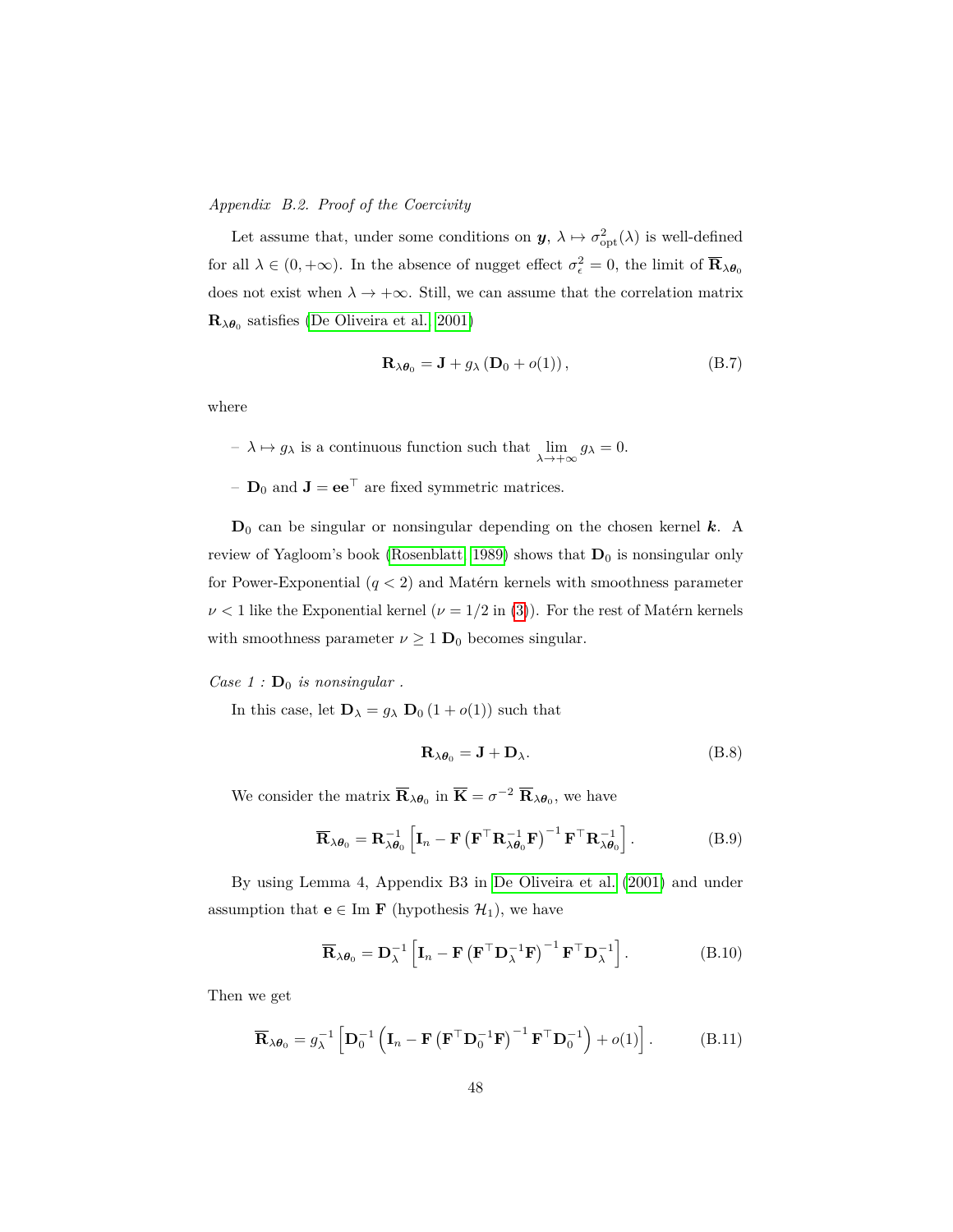*Appendix B.2. Proof of the Coercivity*

Let assume that, under some conditions on $\boldsymbol{y}$, $\lambda \mapsto \sigma^2_{\text{opt}}(\lambda)$ is well-defined for all $\lambda \in (0, +\infty)$. In the absence of nugget effect $\sigma^2_\epsilon = 0$, the limit of $\overline{\mathbf{R}}_{\lambda\boldsymbol{\theta}_0}$ does not exist when $\lambda \to +\infty$. Still, we can assume that the correlation matrix $\mathbf{R}_{\lambda\boldsymbol{\theta}_0}$ satisfies (De Oliveira et al., 2001)

$$\mathbf{R}_{\lambda\boldsymbol{\theta}_0} = \mathbf{J} + g_\lambda \left(\mathbf{D}_0 + o(1)\right), \tag{B.7}$$

where

- $\lambda \mapsto g_\lambda$ is a continuous function such that $\lim_{\lambda \to +\infty} g_\lambda = 0$.
- $\mathbf{D}_0$ and $\mathbf{J} = \mathbf{e}\mathbf{e}^\top$ are fixed symmetric matrices.

$\mathbf{D}_0$ can be singular or nonsingular depending on the chosen kernel $\boldsymbol{k}$. A review of Yagloom's book (Rosenblatt, 1989) shows that $\mathbf{D}_0$ is nonsingular only for Power-Exponential ($q < 2$) and Matérn kernels with smoothness parameter $\nu < 1$ like the Exponential kernel ($\nu = 1/2$ in (3)). For the rest of Matérn kernels with smoothness parameter $\nu \geq 1$ $\mathbf{D}_0$ becomes singular.

*Case 1 : $\mathbf{D}_0$ is nonsingular .*

In this case, let $\mathbf{D}_\lambda = g_\lambda \; \mathbf{D}_0 \left(1 + o(1)\right)$ such that

$$\mathbf{R}_{\lambda\boldsymbol{\theta}_0} = \mathbf{J} + \mathbf{D}_\lambda. \tag{B.8}$$

We consider the matrix $\overline{\mathbf{R}}_{\lambda\boldsymbol{\theta}_0}$ in $\overline{\mathbf{K}} = \sigma^{-2} \; \overline{\mathbf{R}}_{\lambda\boldsymbol{\theta}_0}$, we have

$$\overline{\mathbf{R}}_{\lambda\boldsymbol{\theta}_0} = \mathbf{R}^{-1}_{\lambda\boldsymbol{\theta}_0} \left[\mathbf{I}_n - \mathbf{F}\left(\mathbf{F}^\top \mathbf{R}^{-1}_{\lambda\boldsymbol{\theta}_0} \mathbf{F}\right)^{-1} \mathbf{F}^\top \mathbf{R}^{-1}_{\lambda\boldsymbol{\theta}_0}\right]. \tag{B.9}$$

By using Lemma 4, Appendix B3 in De Oliveira et al. (2001) and under assumption that $\mathbf{e} \in \operatorname{Im} \mathbf{F}$ (hypothesis $\mathcal{H}_1$), we have

$$\overline{\mathbf{R}}_{\lambda\boldsymbol{\theta}_0} = \mathbf{D}^{-1}_\lambda \left[\mathbf{I}_n - \mathbf{F}\left(\mathbf{F}^\top \mathbf{D}^{-1}_\lambda \mathbf{F}\right)^{-1} \mathbf{F}^\top \mathbf{D}^{-1}_\lambda\right]. \tag{B.10}$$

Then we get

$$\overline{\mathbf{R}}_{\lambda\boldsymbol{\theta}_0} = g^{-1}_\lambda \left[\mathbf{D}^{-1}_0 \left(\mathbf{I}_n - \mathbf{F}\left(\mathbf{F}^\top \mathbf{D}^{-1}_0 \mathbf{F}\right)^{-1} \mathbf{F}^\top \mathbf{D}^{-1}_0\right) + o(1)\right]. \tag{B.11}$$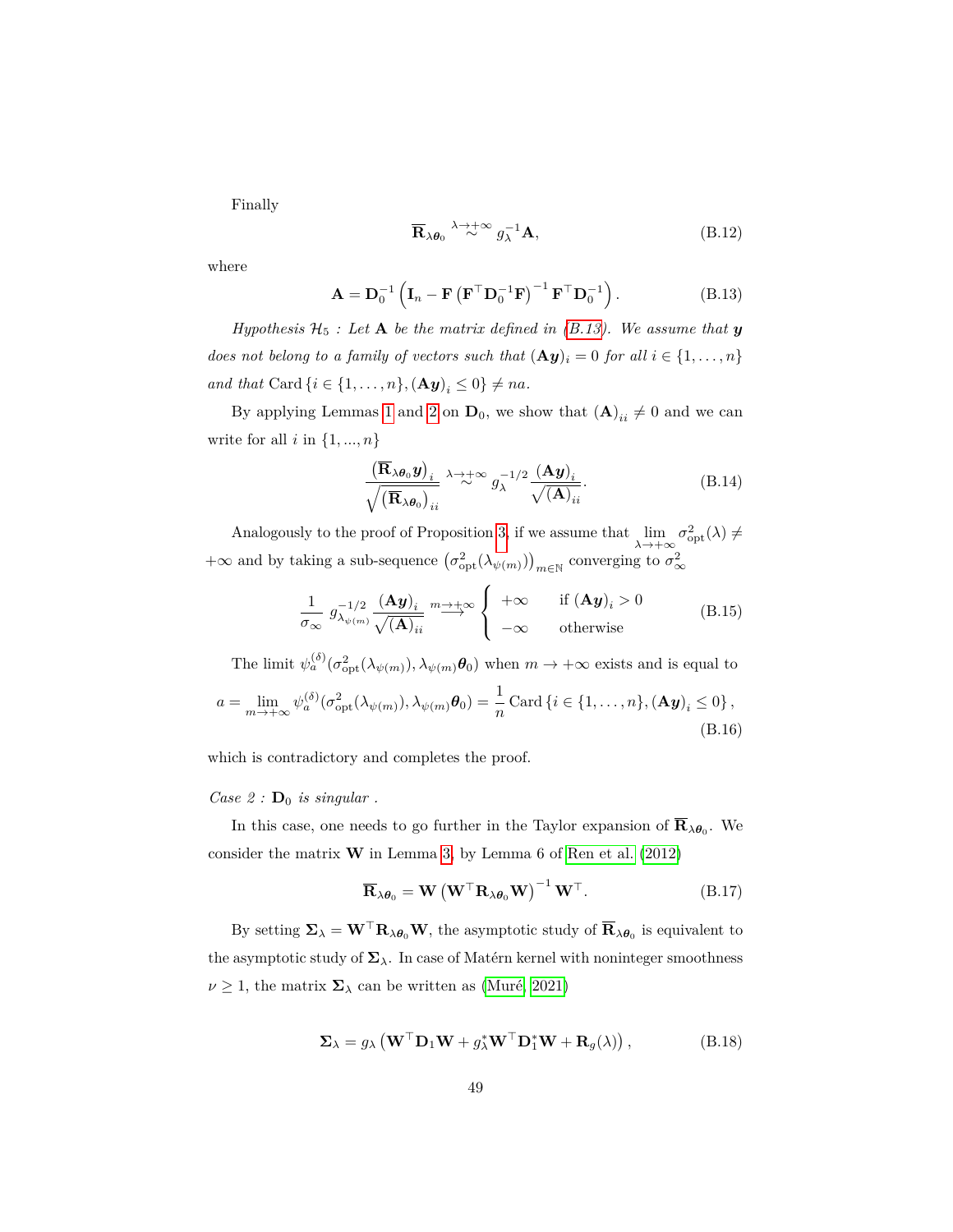Finally

$$\overline{\mathbf{R}}_{\lambda\boldsymbol{\theta}_0} \overset{\lambda\to+\infty}{\sim} g_\lambda^{-1}\mathbf{A}, \tag{B.12}$$

where

$$\mathbf{A} = \mathbf{D}_0^{-1}\left(\mathbf{I}_n - \mathbf{F}\left(\mathbf{F}^\top\mathbf{D}_0^{-1}\mathbf{F}\right)^{-1}\mathbf{F}^\top\mathbf{D}_0^{-1}\right). \tag{B.13}$$

*Hypothesis $\mathcal{H}_5$ : Let $\mathbf{A}$ be the matrix defined in (B.13). We assume that $\boldsymbol{y}$ does not belong to a family of vectors such that $(\mathbf{A}\boldsymbol{y})_i = 0$ for all $i \in \{1, \ldots, n\}$ and that* Card $\{i \in \{1, \ldots, n\}, (\mathbf{A}\boldsymbol{y})_i \leq 0\} \neq na$.

By applying Lemmas 1 and 2 on $\mathbf{D}_0$, we show that $(\mathbf{A})_{ii} \neq 0$ and we can write for all $i$ in $\{1, ..., n\}$

$$\frac{\left(\overline{\mathbf{R}}_{\lambda\boldsymbol{\theta}_0}\boldsymbol{y}\right)_i}{\sqrt{\left(\overline{\mathbf{R}}_{\lambda\boldsymbol{\theta}_0}\right)_{ii}}} \overset{\lambda\to+\infty}{\sim} g_\lambda^{-1/2}\frac{(\mathbf{A}\boldsymbol{y})_i}{\sqrt{(\mathbf{A})_{ii}}}. \tag{B.14}$$

Analogously to the proof of Proposition 3, if we assume that $\lim\limits_{\lambda\to+\infty}\sigma^2_{\text{opt}}(\lambda) \neq +\infty$ and by taking a sub-sequence $\left(\sigma^2_{\text{opt}}(\lambda_{\psi(m)})\right)_{m\in\mathbb{N}}$ converging to $\sigma^2_\infty$

$$\frac{1}{\sigma_\infty}\, g_{\lambda_{\psi(m)}}^{-1/2}\frac{(\mathbf{A}\boldsymbol{y})_i}{\sqrt{(\mathbf{A})_{ii}}} \overset{m\to+\infty}{\longrightarrow} \begin{cases} +\infty & \text{if } (\mathbf{A}\boldsymbol{y})_i > 0 \\ -\infty & \text{otherwise} \end{cases} \tag{B.15}$$

The limit $\psi_a^{(\delta)}(\sigma^2_{\text{opt}}(\lambda_{\psi(m)}), \lambda_{\psi(m)}\boldsymbol{\theta}_0)$ when $m \to +\infty$ exists and is equal to

$$a = \lim_{m\to+\infty}\psi_a^{(\delta)}(\sigma^2_{\text{opt}}(\lambda_{\psi(m)}), \lambda_{\psi(m)}\boldsymbol{\theta}_0) = \frac{1}{n}\,\text{Card}\left\{i \in \{1, \ldots, n\}, (\mathbf{A}\boldsymbol{y})_i \leq 0\right\}, \tag{B.16}$$

which is contradictory and completes the proof.

*Case 2 : $\mathbf{D}_0$ is singular .*

In this case, one needs to go further in the Taylor expansion of $\overline{\mathbf{R}}_{\lambda\boldsymbol{\theta}_0}$. We consider the matrix $\mathbf{W}$ in Lemma 3, by Lemma 6 of Ren et al. (2012)

$$\overline{\mathbf{R}}_{\lambda\boldsymbol{\theta}_0} = \mathbf{W}\left(\mathbf{W}^\top\mathbf{R}_{\lambda\boldsymbol{\theta}_0}\mathbf{W}\right)^{-1}\mathbf{W}^\top. \tag{B.17}$$

By setting $\boldsymbol{\Sigma}_\lambda = \mathbf{W}^\top\mathbf{R}_{\lambda\boldsymbol{\theta}_0}\mathbf{W}$, the asymptotic study of $\overline{\mathbf{R}}_{\lambda\boldsymbol{\theta}_0}$ is equivalent to the asymptotic study of $\boldsymbol{\Sigma}_\lambda$. In case of Matérn kernel with noninteger smoothness $\nu \geq 1$, the matrix $\boldsymbol{\Sigma}_\lambda$ can be written as (Muré, 2021)

$$\boldsymbol{\Sigma}_\lambda = g_\lambda\left(\mathbf{W}^\top\mathbf{D}_1\mathbf{W} + g_\lambda^*\mathbf{W}^\top\mathbf{D}_1^*\mathbf{W} + \mathbf{R}_g(\lambda)\right), \tag{B.18}$$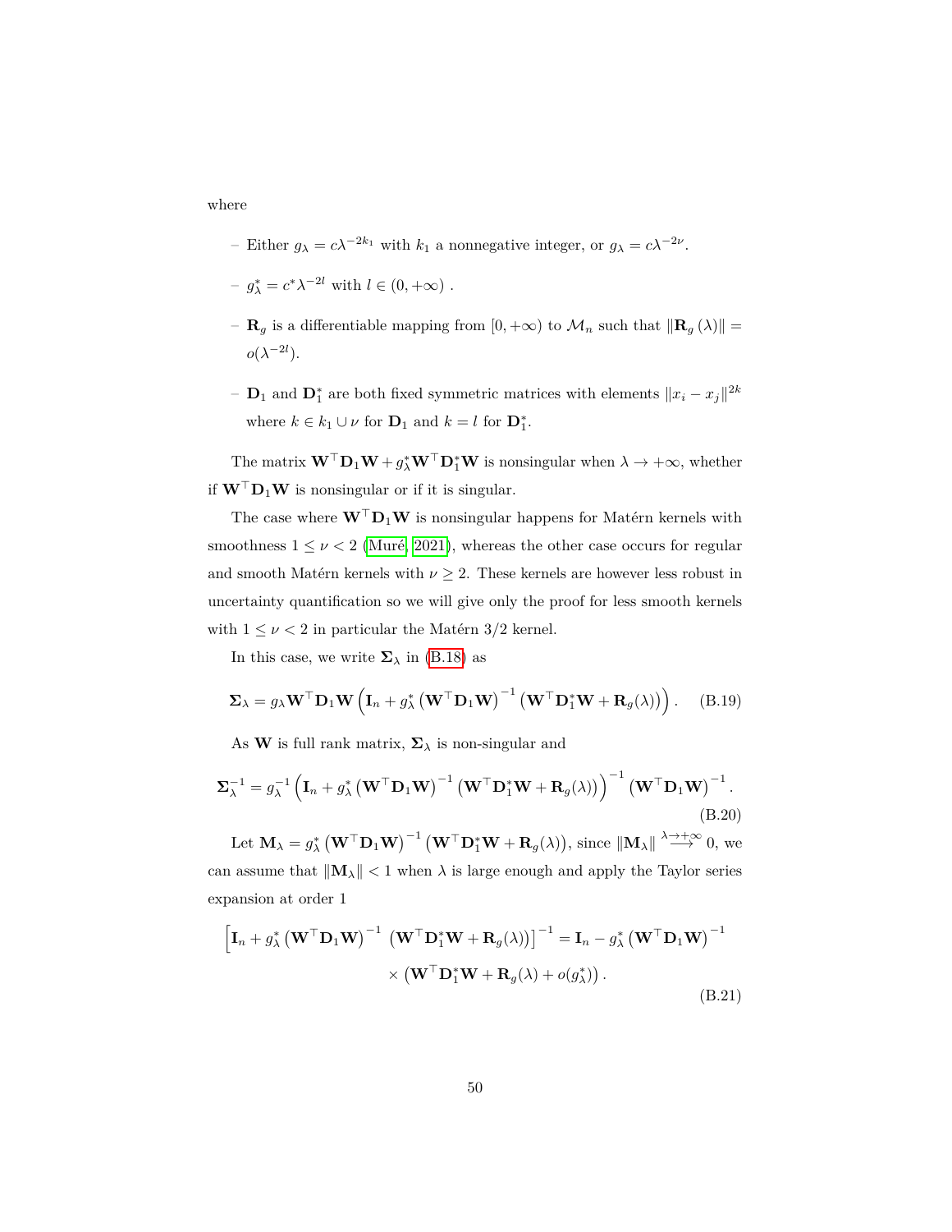where

- Either $g_\lambda = c\lambda^{-2k_1}$ with $k_1$ a nonnegative integer, or $g_\lambda = c\lambda^{-2\nu}$.
- $g^*_\lambda = c^*\lambda^{-2l}$ with $l \in (0, +\infty)$ .
- $\mathbf{R}_g$ is a differentiable mapping from $[0, +\infty)$ to $\mathcal{M}_n$ such that $\|\mathbf{R}_g(\lambda)\| = o(\lambda^{-2l})$.
- $\mathbf{D}_1$ and $\mathbf{D}^*_1$ are both fixed symmetric matrices with elements $\|x_i - x_j\|^{2k}$ where $k \in k_1 \cup \nu$ for $\mathbf{D}_1$ and $k = l$ for $\mathbf{D}^*_1$.

The matrix $\mathbf{W}^\top\mathbf{D}_1\mathbf{W} + g^*_\lambda\mathbf{W}^\top\mathbf{D}^*_1\mathbf{W}$ is nonsingular when $\lambda \to +\infty$, whether if $\mathbf{W}^\top\mathbf{D}_1\mathbf{W}$ is nonsingular or if it is singular.

The case where $\mathbf{W}^\top\mathbf{D}_1\mathbf{W}$ is nonsingular happens for Matérn kernels with smoothness $1 \leq \nu < 2$ (Muré, 2021), whereas the other case occurs for regular and smooth Matérn kernels with $\nu \geq 2$. These kernels are however less robust in uncertainty quantification so we will give only the proof for less smooth kernels with $1 \leq \nu < 2$ in particular the Matérn 3/2 kernel.

In this case, we write $\boldsymbol{\Sigma}_\lambda$ in (B.18) as

$$\boldsymbol{\Sigma}_\lambda = g_\lambda\mathbf{W}^\top\mathbf{D}_1\mathbf{W}\left(\mathbf{I}_n + g^*_\lambda\left(\mathbf{W}^\top\mathbf{D}_1\mathbf{W}\right)^{-1}\left(\mathbf{W}^\top\mathbf{D}^*_1\mathbf{W} + \mathbf{R}_g(\lambda)\right)\right). \tag{B.19}$$

As $\mathbf{W}$ is full rank matrix, $\boldsymbol{\Sigma}_\lambda$ is non-singular and

$$\boldsymbol{\Sigma}^{-1}_\lambda = g^{-1}_\lambda\left(\mathbf{I}_n + g^*_\lambda\left(\mathbf{W}^\top\mathbf{D}_1\mathbf{W}\right)^{-1}\left(\mathbf{W}^\top\mathbf{D}^*_1\mathbf{W} + \mathbf{R}_g(\lambda)\right)\right)^{-1}\left(\mathbf{W}^\top\mathbf{D}_1\mathbf{W}\right)^{-1}. \tag{B.20}$$

Let $\mathbf{M}_\lambda = g^*_\lambda\left(\mathbf{W}^\top\mathbf{D}_1\mathbf{W}\right)^{-1}\left(\mathbf{W}^\top\mathbf{D}^*_1\mathbf{W} + \mathbf{R}_g(\lambda)\right)$, since $\|\mathbf{M}_\lambda\| \overset{\lambda\to+\infty}{\longrightarrow} 0$, we can assume that $\|\mathbf{M}_\lambda\| < 1$ when $\lambda$ is large enough and apply the Taylor series expansion at order 1

$$\left[\mathbf{I}_n + g^*_\lambda\left(\mathbf{W}^\top\mathbf{D}_1\mathbf{W}\right)^{-1}\left(\mathbf{W}^\top\mathbf{D}^*_1\mathbf{W} + \mathbf{R}_g(\lambda)\right)\right]^{-1} = \mathbf{I}_n - g^*_\lambda\left(\mathbf{W}^\top\mathbf{D}_1\mathbf{W}\right)^{-1} \times \left(\mathbf{W}^\top\mathbf{D}^*_1\mathbf{W} + \mathbf{R}_g(\lambda) + o(g^*_\lambda)\right). \tag{B.21}$$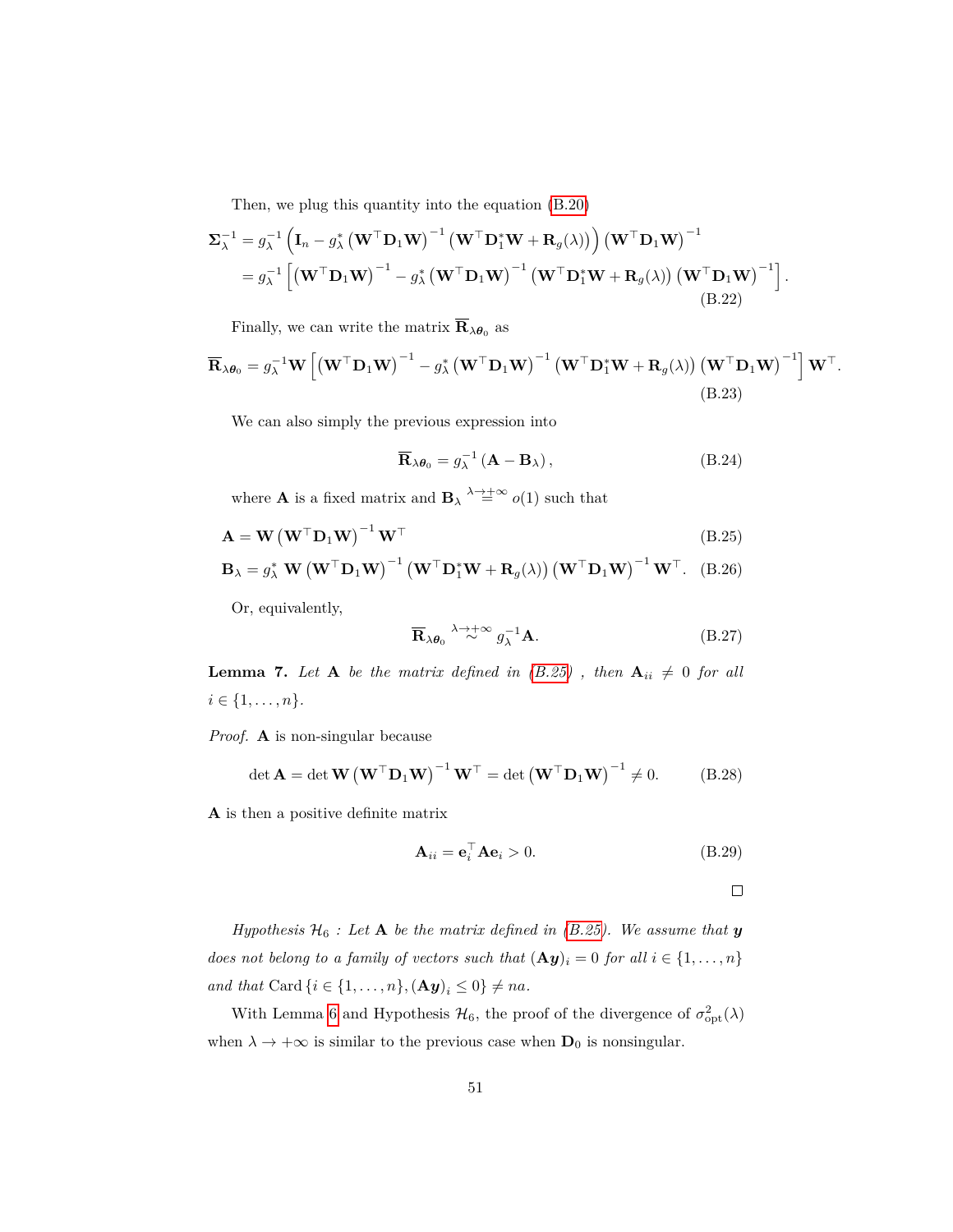Then, we plug this quantity into the equation (B.20)

$$
\begin{aligned}
\boldsymbol{\Sigma}_\lambda^{-1} &= g_\lambda^{-1}\left(\mathbf{I}_n - g_\lambda^* \left(\mathbf{W}^\top \mathbf{D}_1 \mathbf{W}\right)^{-1}\left(\mathbf{W}^\top \mathbf{D}_1^* \mathbf{W} + \mathbf{R}_g(\lambda)\right)\right)\left(\mathbf{W}^\top \mathbf{D}_1 \mathbf{W}\right)^{-1} \\
&= g_\lambda^{-1}\left[\left(\mathbf{W}^\top \mathbf{D}_1 \mathbf{W}\right)^{-1} - g_\lambda^* \left(\mathbf{W}^\top \mathbf{D}_1 \mathbf{W}\right)^{-1}\left(\mathbf{W}^\top \mathbf{D}_1^* \mathbf{W} + \mathbf{R}_g(\lambda)\right)\left(\mathbf{W}^\top \mathbf{D}_1 \mathbf{W}\right)^{-1}\right].
\end{aligned}
\tag{B.22}
$$

Finally, we can write the matrix $\overline{\mathbf{R}}_{\lambda\boldsymbol{\theta}_0}$ as

$$
\overline{\mathbf{R}}_{\lambda\boldsymbol{\theta}_0} = g_\lambda^{-1}\mathbf{W}\left[\left(\mathbf{W}^\top \mathbf{D}_1 \mathbf{W}\right)^{-1} - g_\lambda^* \left(\mathbf{W}^\top \mathbf{D}_1 \mathbf{W}\right)^{-1}\left(\mathbf{W}^\top \mathbf{D}_1^* \mathbf{W} + \mathbf{R}_g(\lambda)\right)\left(\mathbf{W}^\top \mathbf{D}_1 \mathbf{W}\right)^{-1}\right]\mathbf{W}^\top.
\tag{B.23}
$$

We can also simply the previous expression into

$$
\overline{\mathbf{R}}_{\lambda\boldsymbol{\theta}_0} = g_\lambda^{-1}\left(\mathbf{A} - \mathbf{B}_\lambda\right),
\tag{B.24}
$$

where $\mathbf{A}$ is a fixed matrix and $\mathbf{B}_\lambda \overset{\lambda\to+\infty}{=} o(1)$ such that

$$
\mathbf{A} = \mathbf{W}\left(\mathbf{W}^\top \mathbf{D}_1 \mathbf{W}\right)^{-1}\mathbf{W}^\top
\tag{B.25}
$$

$$
\mathbf{B}_\lambda = g_\lambda^* \ \mathbf{W}\left(\mathbf{W}^\top \mathbf{D}_1 \mathbf{W}\right)^{-1}\left(\mathbf{W}^\top \mathbf{D}_1^* \mathbf{W} + \mathbf{R}_g(\lambda)\right)\left(\mathbf{W}^\top \mathbf{D}_1 \mathbf{W}\right)^{-1}\mathbf{W}^\top.
\tag{B.26}
$$

Or, equivalently,

$$
\overline{\mathbf{R}}_{\lambda\boldsymbol{\theta}_0} \overset{\lambda\to+\infty}{\sim} g_\lambda^{-1}\mathbf{A}.
\tag{B.27}
$$

**Lemma 7.** *Let $\mathbf{A}$ be the matrix defined in (B.25) , then $\mathbf{A}_{ii} \neq 0$ for all $i \in \{1, \ldots, n\}$.*

*Proof.* $\mathbf{A}$ is non-singular because

$$
\det \mathbf{A} = \det \mathbf{W}\left(\mathbf{W}^\top \mathbf{D}_1 \mathbf{W}\right)^{-1}\mathbf{W}^\top = \det\left(\mathbf{W}^\top \mathbf{D}_1 \mathbf{W}\right)^{-1} \neq 0.
\tag{B.28}
$$

$\mathbf{A}$ is then a positive definite matrix

$$
\mathbf{A}_{ii} = \mathbf{e}_i^\top \mathbf{A}\mathbf{e}_i > 0.
\tag{B.29}
$$

□

*Hypothesis $\mathcal{H}_6$ : Let $\mathbf{A}$ be the matrix defined in (B.25). We assume that $\boldsymbol{y}$ does not belong to a family of vectors such that $(\mathbf{A}\boldsymbol{y})_i = 0$ for all $i \in \{1, \ldots, n\}$ and that* $\text{Card}\,\{i \in \{1,\ldots,n\}, (\mathbf{A}\boldsymbol{y})_i \leq 0\} \neq na$.

With Lemma 6 and Hypothesis $\mathcal{H}_6$, the proof of the divergence of $\sigma^2_{\text{opt}}(\lambda)$ when $\lambda \to +\infty$ is similar to the previous case when $\mathbf{D}_0$ is nonsingular.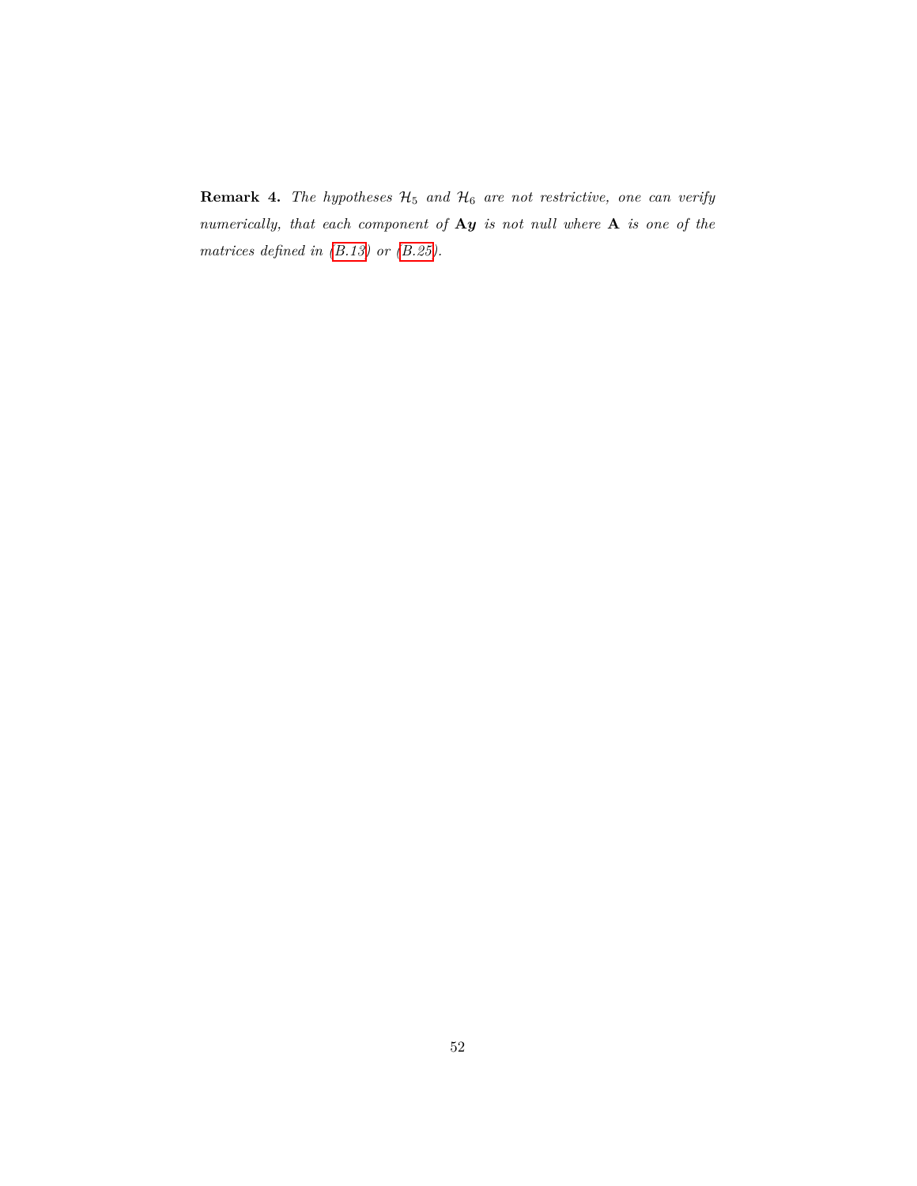**Remark 4.** *The hypotheses $\mathcal{H}_5$ and $\mathcal{H}_6$ are not restrictive, one can verify numerically, that each component of $\mathbf{A}\boldsymbol{y}$ is not null where $\mathbf{A}$ is one of the matrices defined in (B.13) or (B.25).*